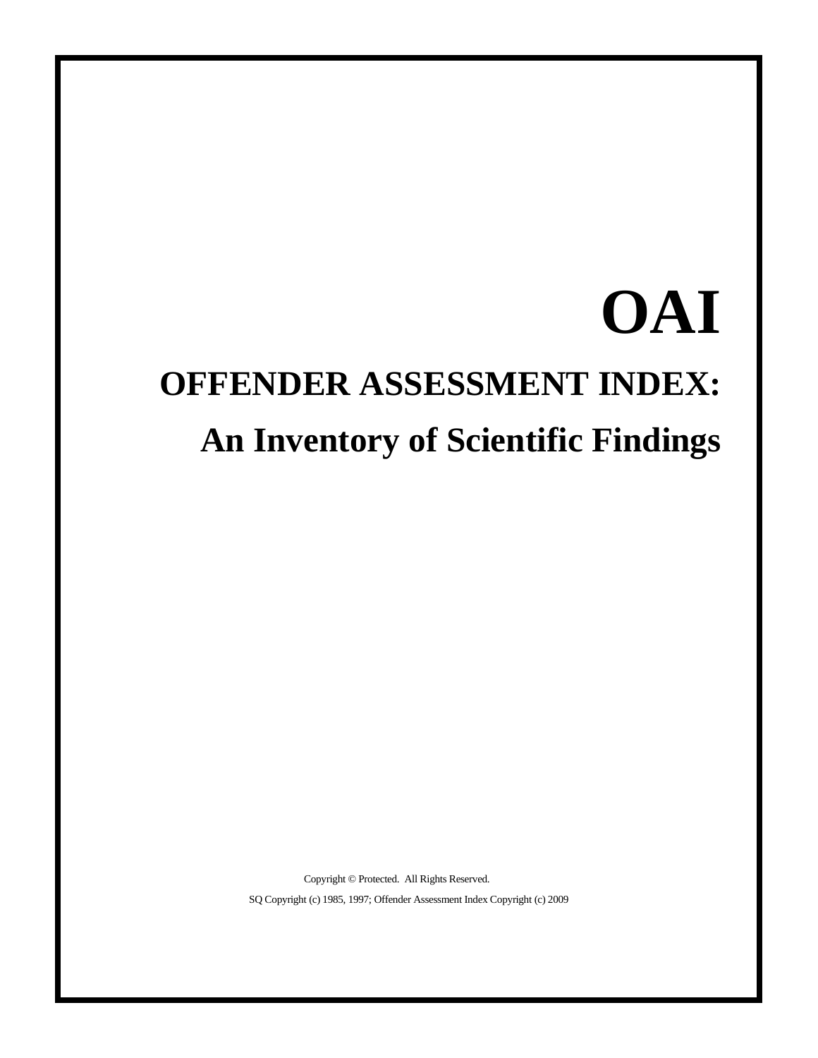# OAI

## OFFENDER ASSESSMENT INDEX:

## An Inventory of Scientific Findings

Copyright © Protected. All Rights Reserved.

SQ Copyright (c) 1985, 1997; Offender Assessment Index Copyright (c) 2009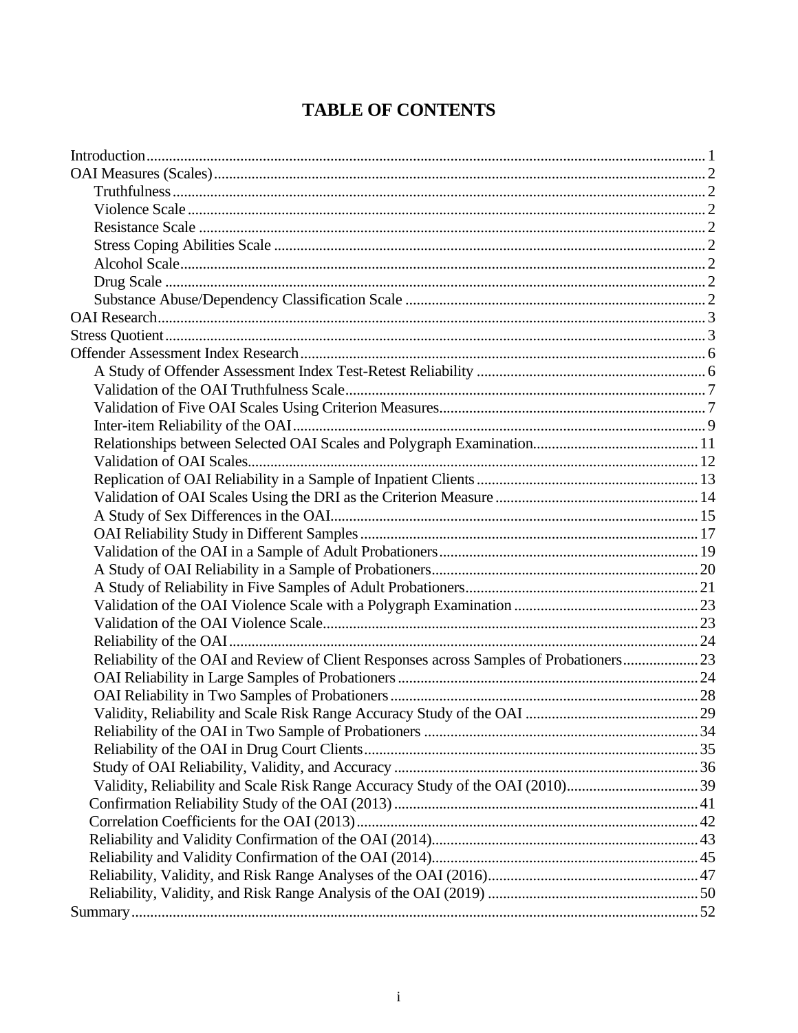# TABLE OF CONTENTS

- Introduction 1
- OAI Measures (Scales) 2
  - Truthfulness 2
  - Violence Scale 2
  - Resistance Scale 2
  - Stress Coping Abilities Scale 2
  - Alcohol Scale 2
  - Drug Scale 2
  - Substance Abuse/Dependency Classification Scale 2
- OAI Research 3
- Stress Quotient 3
- Offender Assessment Index Research 6
  - A Study of Offender Assessment Index Test-Retest Reliability 6
  - Validation of the OAI Truthfulness Scale 7
  - Validation of Five OAI Scales Using Criterion Measures 7
  - Inter-item Reliability of the OAI 9
  - Relationships between Selected OAI Scales and Polygraph Examination 11
  - Validation of OAI Scales 12
  - Replication of OAI Reliability in a Sample of Inpatient Clients 13
  - Validation of OAI Scales Using the DRI as the Criterion Measure 14
  - A Study of Sex Differences in the OAI 15
  - OAI Reliability Study in Different Samples 17
  - Validation of the OAI in a Sample of Adult Probationers 19
  - A Study of OAI Reliability in a Sample of Probationers 20
  - A Study of Reliability in Five Samples of Adult Probationers 21
  - Validation of the OAI Violence Scale with a Polygraph Examination 23
  - Validation of the OAI Violence Scale 23
  - Reliability of the OAI 24
  - Reliability of the OAI and Review of Client Responses across Samples of Probationers 23
  - OAI Reliability in Large Samples of Probationers 24
  - OAI Reliability in Two Samples of Probationers 28
  - Validity, Reliability and Scale Risk Range Accuracy Study of the OAI 29
  - Reliability of the OAI in Two Sample of Probationers 34
  - Reliability of the OAI in Drug Court Clients 35
  - Study of OAI Reliability, Validity, and Accuracy 36
  - Validity, Reliability and Scale Risk Range Accuracy Study of the OAI (2010) 39
  - Confirmation Reliability Study of the OAI (2013) 41
  - Correlation Coefficients for the OAI (2013) 42
  - Reliability and Validity Confirmation of the OAI (2014) 43
  - Reliability and Validity Confirmation of the OAI (2014) 45
  - Reliability, Validity, and Risk Range Analyses of the OAI (2016) 47
  - Reliability, Validity, and Risk Range Analysis of the OAI (2019) 50
- Summary 52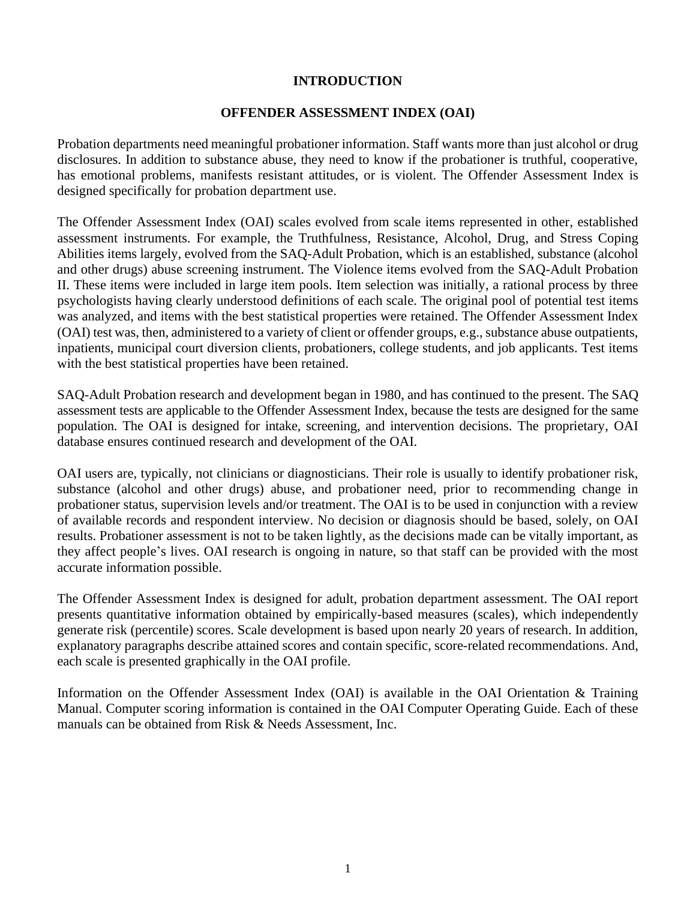# INTRODUCTION

## OFFENDER ASSESSMENT INDEX (OAI)

Probation departments need meaningful probationer information. Staff wants more than just alcohol or drug disclosures. In addition to substance abuse, they need to know if the probationer is truthful, cooperative, has emotional problems, manifests resistant attitudes, or is violent. The Offender Assessment Index is designed specifically for probation department use.

The Offender Assessment Index (OAI) scales evolved from scale items represented in other, established assessment instruments. For example, the Truthfulness, Resistance, Alcohol, Drug, and Stress Coping Abilities items largely, evolved from the SAQ-Adult Probation, which is an established, substance (alcohol and other drugs) abuse screening instrument. The Violence items evolved from the SAQ-Adult Probation II. These items were included in large item pools. Item selection was initially, a rational process by three psychologists having clearly understood definitions of each scale. The original pool of potential test items was analyzed, and items with the best statistical properties were retained. The Offender Assessment Index (OAI) test was, then, administered to a variety of client or offender groups, e.g., substance abuse outpatients, inpatients, municipal court diversion clients, probationers, college students, and job applicants. Test items with the best statistical properties have been retained.

SAQ-Adult Probation research and development began in 1980, and has continued to the present. The SAQ assessment tests are applicable to the Offender Assessment Index, because the tests are designed for the same population. The OAI is designed for intake, screening, and intervention decisions. The proprietary, OAI database ensures continued research and development of the OAI.

OAI users are, typically, not clinicians or diagnosticians. Their role is usually to identify probationer risk, substance (alcohol and other drugs) abuse, and probationer need, prior to recommending change in probationer status, supervision levels and/or treatment. The OAI is to be used in conjunction with a review of available records and respondent interview. No decision or diagnosis should be based, solely, on OAI results. Probationer assessment is not to be taken lightly, as the decisions made can be vitally important, as they affect people's lives. OAI research is ongoing in nature, so that staff can be provided with the most accurate information possible.

The Offender Assessment Index is designed for adult, probation department assessment. The OAI report presents quantitative information obtained by empirically-based measures (scales), which independently generate risk (percentile) scores. Scale development is based upon nearly 20 years of research. In addition, explanatory paragraphs describe attained scores and contain specific, score-related recommendations. And, each scale is presented graphically in the OAI profile.

Information on the Offender Assessment Index (OAI) is available in the OAI Orientation & Training Manual. Computer scoring information is contained in the OAI Computer Operating Guide. Each of these manuals can be obtained from Risk & Needs Assessment, Inc.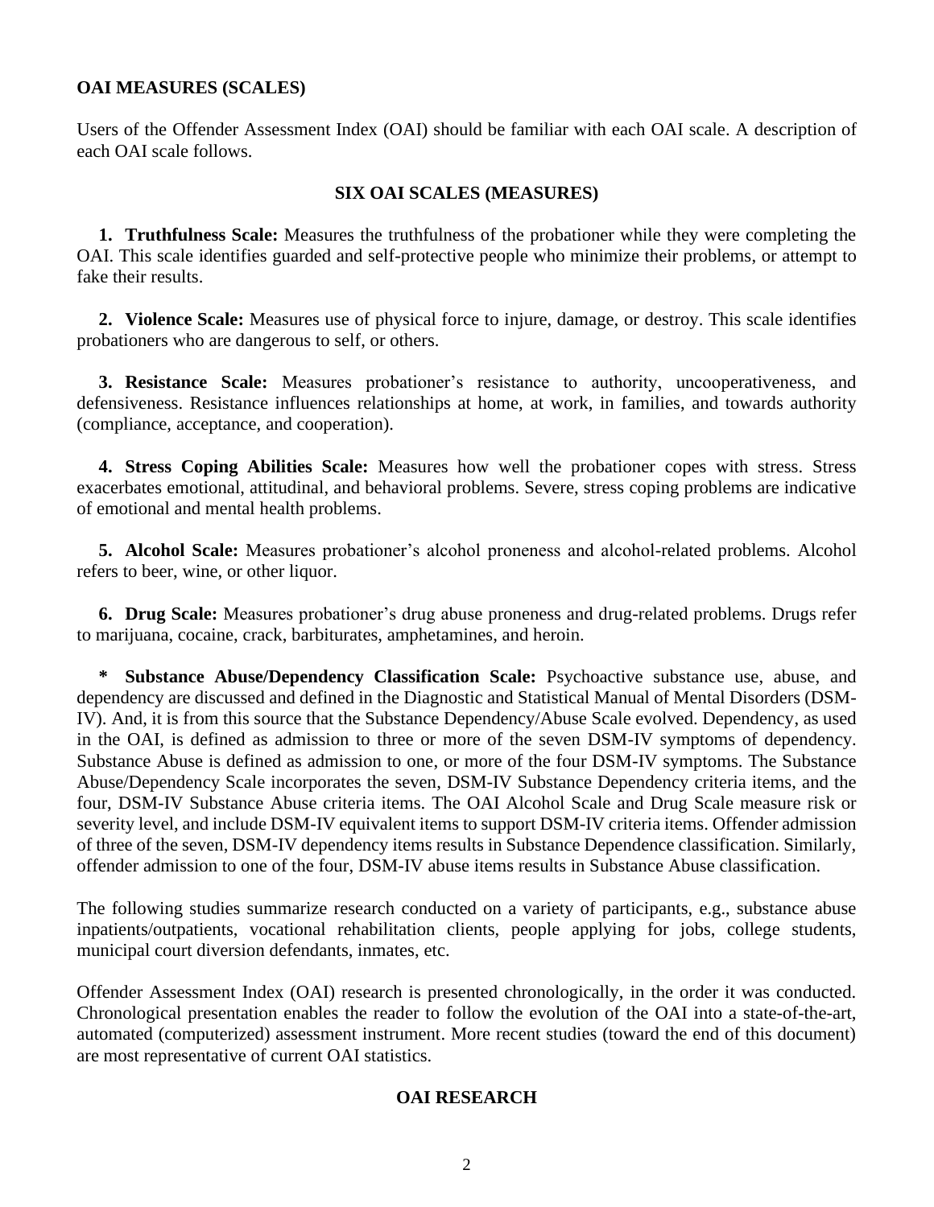## OAI MEASURES (SCALES)

Users of the Offender Assessment Index (OAI) should be familiar with each OAI scale. A description of each OAI scale follows.

### SIX OAI SCALES (MEASURES)

1. **Truthfulness Scale:** Measures the truthfulness of the probationer while they were completing the OAI. This scale identifies guarded and self-protective people who minimize their problems, or attempt to fake their results.

2. **Violence Scale:** Measures use of physical force to injure, damage, or destroy. This scale identifies probationers who are dangerous to self, or others.

3. **Resistance Scale:** Measures probationer's resistance to authority, uncooperativeness, and defensiveness. Resistance influences relationships at home, at work, in families, and towards authority (compliance, acceptance, and cooperation).

4. **Stress Coping Abilities Scale:** Measures how well the probationer copes with stress. Stress exacerbates emotional, attitudinal, and behavioral problems. Severe, stress coping problems are indicative of emotional and mental health problems.

5. **Alcohol Scale:** Measures probationer's alcohol proneness and alcohol-related problems. Alcohol refers to beer, wine, or other liquor.

6. **Drug Scale:** Measures probationer's drug abuse proneness and drug-related problems. Drugs refer to marijuana, cocaine, crack, barbiturates, amphetamines, and heroin.

\* **Substance Abuse/Dependency Classification Scale:** Psychoactive substance use, abuse, and dependency are discussed and defined in the Diagnostic and Statistical Manual of Mental Disorders (DSM-IV). And, it is from this source that the Substance Dependency/Abuse Scale evolved. Dependency, as used in the OAI, is defined as admission to three or more of the seven DSM-IV symptoms of dependency. Substance Abuse is defined as admission to one, or more of the four DSM-IV symptoms. The Substance Abuse/Dependency Scale incorporates the seven, DSM-IV Substance Dependency criteria items, and the four, DSM-IV Substance Abuse criteria items. The OAI Alcohol Scale and Drug Scale measure risk or severity level, and include DSM-IV equivalent items to support DSM-IV criteria items. Offender admission of three of the seven, DSM-IV dependency items results in Substance Dependence classification. Similarly, offender admission to one of the four, DSM-IV abuse items results in Substance Abuse classification.

The following studies summarize research conducted on a variety of participants, e.g., substance abuse inpatients/outpatients, vocational rehabilitation clients, people applying for jobs, college students, municipal court diversion defendants, inmates, etc.

Offender Assessment Index (OAI) research is presented chronologically, in the order it was conducted. Chronological presentation enables the reader to follow the evolution of the OAI into a state-of-the-art, automated (computerized) assessment instrument. More recent studies (toward the end of this document) are most representative of current OAI statistics.

### OAI RESEARCH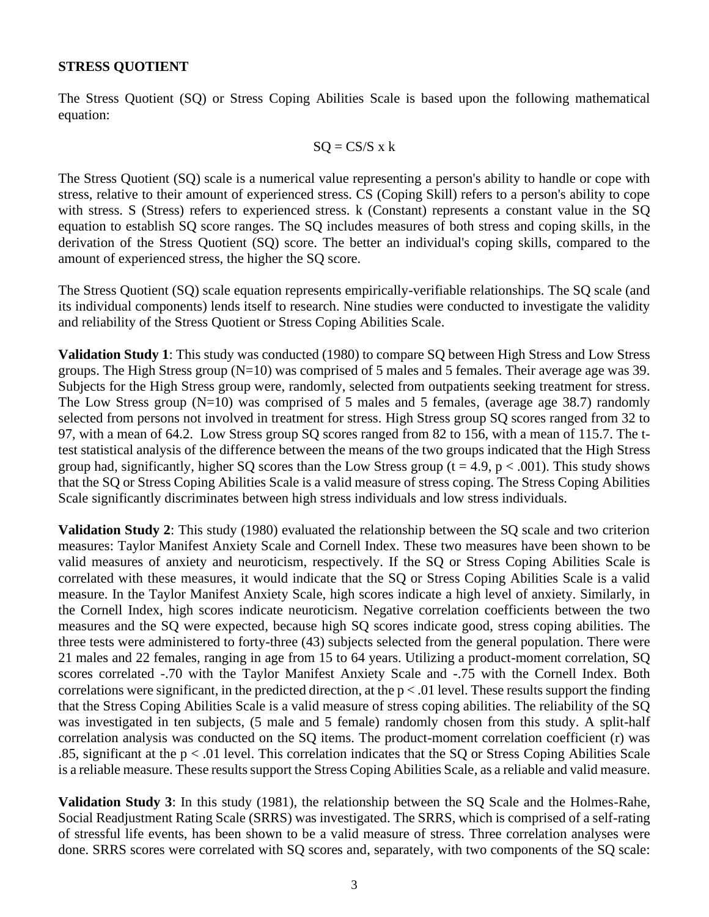**STRESS QUOTIENT**

The Stress Quotient (SQ) or Stress Coping Abilities Scale is based upon the following mathematical equation:

$$SQ = CS/S \times k$$

The Stress Quotient (SQ) scale is a numerical value representing a person's ability to handle or cope with stress, relative to their amount of experienced stress. CS (Coping Skill) refers to a person's ability to cope with stress. S (Stress) refers to experienced stress. k (Constant) represents a constant value in the SQ equation to establish SQ score ranges. The SQ includes measures of both stress and coping skills, in the derivation of the Stress Quotient (SQ) score. The better an individual's coping skills, compared to the amount of experienced stress, the higher the SQ score.

The Stress Quotient (SQ) scale equation represents empirically-verifiable relationships. The SQ scale (and its individual components) lends itself to research. Nine studies were conducted to investigate the validity and reliability of the Stress Quotient or Stress Coping Abilities Scale.

**Validation Study 1**: This study was conducted (1980) to compare SQ between High Stress and Low Stress groups. The High Stress group (N=10) was comprised of 5 males and 5 females. Their average age was 39. Subjects for the High Stress group were, randomly, selected from outpatients seeking treatment for stress. The Low Stress group (N=10) was comprised of 5 males and 5 females, (average age 38.7) randomly selected from persons not involved in treatment for stress. High Stress group SQ scores ranged from 32 to 97, with a mean of 64.2. Low Stress group SQ scores ranged from 82 to 156, with a mean of 115.7. The t-test statistical analysis of the difference between the means of the two groups indicated that the High Stress group had, significantly, higher SQ scores than the Low Stress group ($t = 4.9$, $p < .001$). This study shows that the SQ or Stress Coping Abilities Scale is a valid measure of stress coping. The Stress Coping Abilities Scale significantly discriminates between high stress individuals and low stress individuals.

**Validation Study 2**: This study (1980) evaluated the relationship between the SQ scale and two criterion measures: Taylor Manifest Anxiety Scale and Cornell Index. These two measures have been shown to be valid measures of anxiety and neuroticism, respectively. If the SQ or Stress Coping Abilities Scale is correlated with these measures, it would indicate that the SQ or Stress Coping Abilities Scale is a valid measure. In the Taylor Manifest Anxiety Scale, high scores indicate a high level of anxiety. Similarly, in the Cornell Index, high scores indicate neuroticism. Negative correlation coefficients between the two measures and the SQ were expected, because high SQ scores indicate good, stress coping abilities. The three tests were administered to forty-three (43) subjects selected from the general population. There were 21 males and 22 females, ranging in age from 15 to 64 years. Utilizing a product-moment correlation, SQ scores correlated -.70 with the Taylor Manifest Anxiety Scale and -.75 with the Cornell Index. Both correlations were significant, in the predicted direction, at the $p < .01$ level. These results support the finding that the Stress Coping Abilities Scale is a valid measure of stress coping abilities. The reliability of the SQ was investigated in ten subjects, (5 male and 5 female) randomly chosen from this study. A split-half correlation analysis was conducted on the SQ items. The product-moment correlation coefficient (r) was .85, significant at the $p < .01$ level. This correlation indicates that the SQ or Stress Coping Abilities Scale is a reliable measure. These results support the Stress Coping Abilities Scale, as a reliable and valid measure.

**Validation Study 3**: In this study (1981), the relationship between the SQ Scale and the Holmes-Rahe, Social Readjustment Rating Scale (SRRS) was investigated. The SRRS, which is comprised of a self-rating of stressful life events, has been shown to be a valid measure of stress. Three correlation analyses were done. SRRS scores were correlated with SQ scores and, separately, with two components of the SQ scale: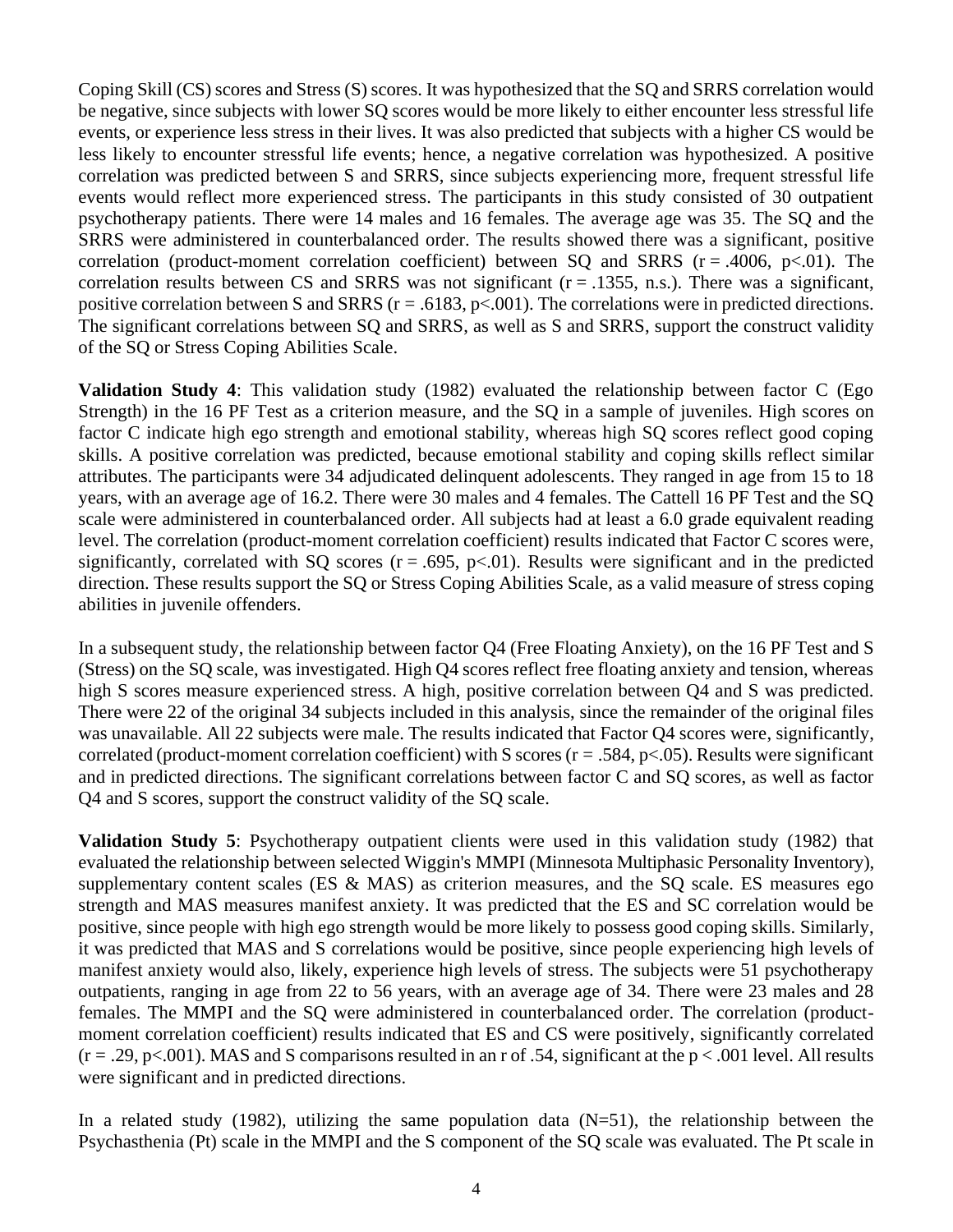Coping Skill (CS) scores and Stress (S) scores. It was hypothesized that the SQ and SRRS correlation would be negative, since subjects with lower SQ scores would be more likely to either encounter less stressful life events, or experience less stress in their lives. It was also predicted that subjects with a higher CS would be less likely to encounter stressful life events; hence, a negative correlation was hypothesized. A positive correlation was predicted between S and SRRS, since subjects experiencing more, frequent stressful life events would reflect more experienced stress. The participants in this study consisted of 30 outpatient psychotherapy patients. There were 14 males and 16 females. The average age was 35. The SQ and the SRRS were administered in counterbalanced order. The results showed there was a significant, positive correlation (product-moment correlation coefficient) between SQ and SRRS ($r = .4006$, $p<.01$). The correlation results between CS and SRRS was not significant ($r = .1355$, n.s.). There was a significant, positive correlation between S and SRRS ($r = .6183$, $p<.001$). The correlations were in predicted directions. The significant correlations between SQ and SRRS, as well as S and SRRS, support the construct validity of the SQ or Stress Coping Abilities Scale.

**Validation Study 4**: This validation study (1982) evaluated the relationship between factor C (Ego Strength) in the 16 PF Test as a criterion measure, and the SQ in a sample of juveniles. High scores on factor C indicate high ego strength and emotional stability, whereas high SQ scores reflect good coping skills. A positive correlation was predicted, because emotional stability and coping skills reflect similar attributes. The participants were 34 adjudicated delinquent adolescents. They ranged in age from 15 to 18 years, with an average age of 16.2. There were 30 males and 4 females. The Cattell 16 PF Test and the SQ scale were administered in counterbalanced order. All subjects had at least a 6.0 grade equivalent reading level. The correlation (product-moment correlation coefficient) results indicated that Factor C scores were, significantly, correlated with SQ scores ($r = .695$, $p<.01$). Results were significant and in the predicted direction. These results support the SQ or Stress Coping Abilities Scale, as a valid measure of stress coping abilities in juvenile offenders.

In a subsequent study, the relationship between factor Q4 (Free Floating Anxiety), on the 16 PF Test and S (Stress) on the SQ scale, was investigated. High Q4 scores reflect free floating anxiety and tension, whereas high S scores measure experienced stress. A high, positive correlation between Q4 and S was predicted. There were 22 of the original 34 subjects included in this analysis, since the remainder of the original files was unavailable. All 22 subjects were male. The results indicated that Factor Q4 scores were, significantly, correlated (product-moment correlation coefficient) with S scores ($r = .584$, $p<.05$). Results were significant and in predicted directions. The significant correlations between factor C and SQ scores, as well as factor Q4 and S scores, support the construct validity of the SQ scale.

**Validation Study 5**: Psychotherapy outpatient clients were used in this validation study (1982) that evaluated the relationship between selected Wiggin's MMPI (Minnesota Multiphasic Personality Inventory), supplementary content scales (ES & MAS) as criterion measures, and the SQ scale. ES measures ego strength and MAS measures manifest anxiety. It was predicted that the ES and SC correlation would be positive, since people with high ego strength would be more likely to possess good coping skills. Similarly, it was predicted that MAS and S correlations would be positive, since people experiencing high levels of manifest anxiety would also, likely, experience high levels of stress. The subjects were 51 psychotherapy outpatients, ranging in age from 22 to 56 years, with an average age of 34. There were 23 males and 28 females. The MMPI and the SQ were administered in counterbalanced order. The correlation (product-moment correlation coefficient) results indicated that ES and CS were positively, significantly correlated ($r = .29$, $p<.001$). MAS and S comparisons resulted in an r of .54, significant at the $p < .001$ level. All results were significant and in predicted directions.

In a related study (1982), utilizing the same population data (N=51), the relationship between the Psychasthenia (Pt) scale in the MMPI and the S component of the SQ scale was evaluated. The Pt scale in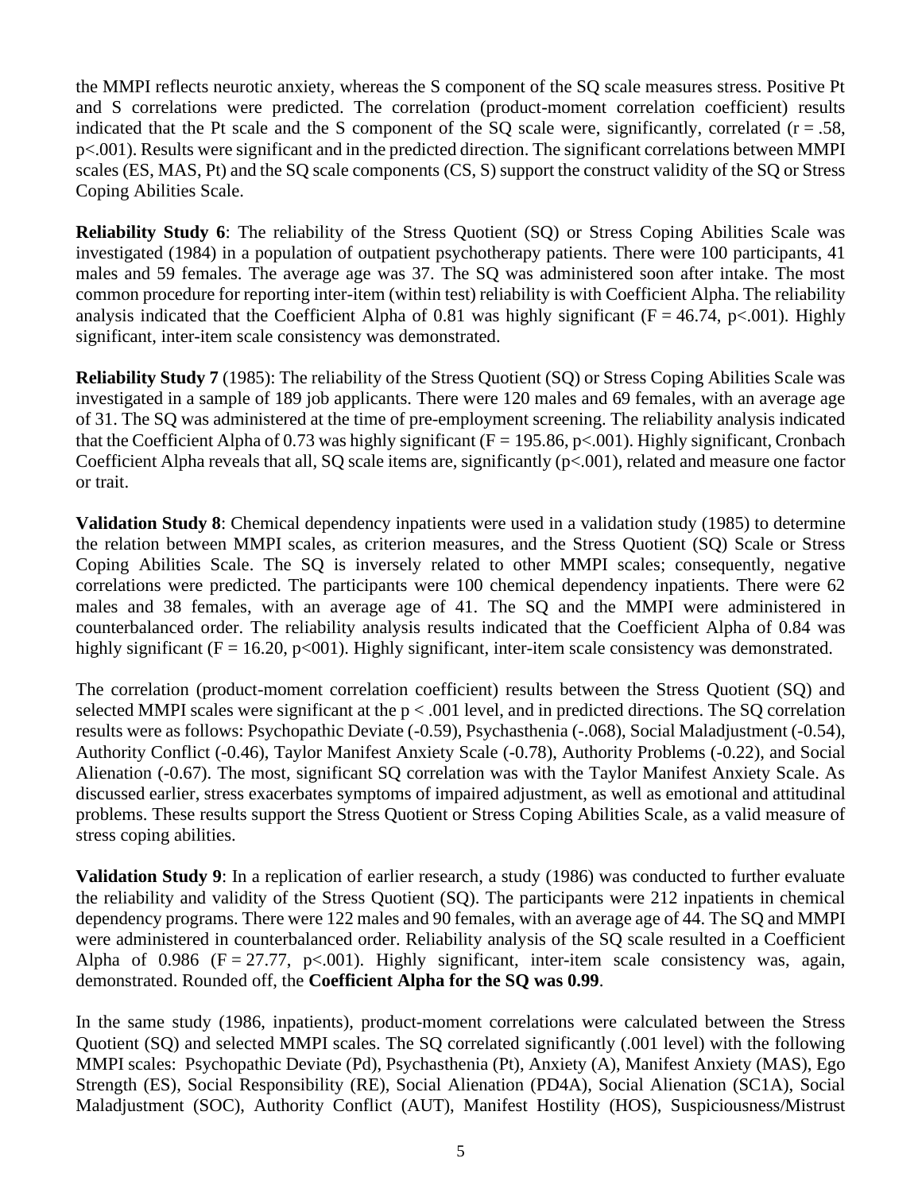the MMPI reflects neurotic anxiety, whereas the S component of the SQ scale measures stress. Positive Pt and S correlations were predicted. The correlation (product-moment correlation coefficient) results indicated that the Pt scale and the S component of the SQ scale were, significantly, correlated ($r = .58$, $p<.001$). Results were significant and in the predicted direction. The significant correlations between MMPI scales (ES, MAS, Pt) and the SQ scale components (CS, S) support the construct validity of the SQ or Stress Coping Abilities Scale.

**Reliability Study 6**: The reliability of the Stress Quotient (SQ) or Stress Coping Abilities Scale was investigated (1984) in a population of outpatient psychotherapy patients. There were 100 participants, 41 males and 59 females. The average age was 37. The SQ was administered soon after intake. The most common procedure for reporting inter-item (within test) reliability is with Coefficient Alpha. The reliability analysis indicated that the Coefficient Alpha of 0.81 was highly significant ($F = 46.74$, $p<.001$). Highly significant, inter-item scale consistency was demonstrated.

**Reliability Study 7** (1985): The reliability of the Stress Quotient (SQ) or Stress Coping Abilities Scale was investigated in a sample of 189 job applicants. There were 120 males and 69 females, with an average age of 31. The SQ was administered at the time of pre-employment screening. The reliability analysis indicated that the Coefficient Alpha of 0.73 was highly significant ($F = 195.86$, $p<.001$). Highly significant, Cronbach Coefficient Alpha reveals that all, SQ scale items are, significantly ($p<.001$), related and measure one factor or trait.

**Validation Study 8**: Chemical dependency inpatients were used in a validation study (1985) to determine the relation between MMPI scales, as criterion measures, and the Stress Quotient (SQ) Scale or Stress Coping Abilities Scale. The SQ is inversely related to other MMPI scales; consequently, negative correlations were predicted. The participants were 100 chemical dependency inpatients. There were 62 males and 38 females, with an average age of 41. The SQ and the MMPI were administered in counterbalanced order. The reliability analysis results indicated that the Coefficient Alpha of 0.84 was highly significant ($F = 16.20$, p<001). Highly significant, inter-item scale consistency was demonstrated.

The correlation (product-moment correlation coefficient) results between the Stress Quotient (SQ) and selected MMPI scales were significant at the $p < .001$ level, and in predicted directions. The SQ correlation results were as follows: Psychopathic Deviate (-0.59), Psychasthenia (-.068), Social Maladjustment (-0.54), Authority Conflict (-0.46), Taylor Manifest Anxiety Scale (-0.78), Authority Problems (-0.22), and Social Alienation (-0.67). The most, significant SQ correlation was with the Taylor Manifest Anxiety Scale. As discussed earlier, stress exacerbates symptoms of impaired adjustment, as well as emotional and attitudinal problems. These results support the Stress Quotient or Stress Coping Abilities Scale, as a valid measure of stress coping abilities.

**Validation Study 9**: In a replication of earlier research, a study (1986) was conducted to further evaluate the reliability and validity of the Stress Quotient (SQ). The participants were 212 inpatients in chemical dependency programs. There were 122 males and 90 females, with an average age of 44. The SQ and MMPI were administered in counterbalanced order. Reliability analysis of the SQ scale resulted in a Coefficient Alpha of 0.986 ($F = 27.77$, $p<.001$). Highly significant, inter-item scale consistency was, again, demonstrated. Rounded off, the **Coefficient Alpha for the SQ was 0.99**.

In the same study (1986, inpatients), product-moment correlations were calculated between the Stress Quotient (SQ) and selected MMPI scales. The SQ correlated significantly (.001 level) with the following MMPI scales: Psychopathic Deviate (Pd), Psychasthenia (Pt), Anxiety (A), Manifest Anxiety (MAS), Ego Strength (ES), Social Responsibility (RE), Social Alienation (PD4A), Social Alienation (SC1A), Social Maladjustment (SOC), Authority Conflict (AUT), Manifest Hostility (HOS), Suspiciousness/Mistrust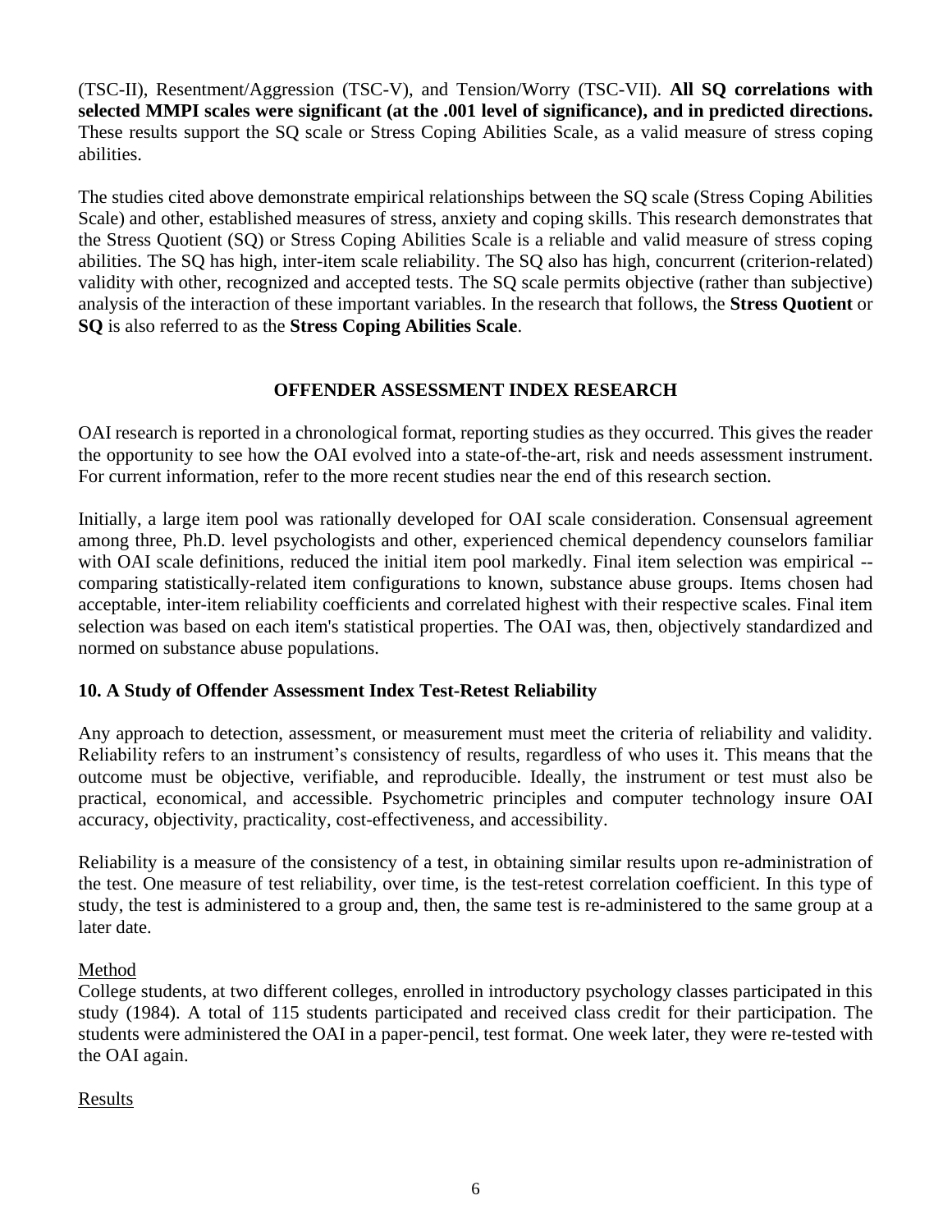(TSC-II), Resentment/Aggression (TSC-V), and Tension/Worry (TSC-VII). **All SQ correlations with selected MMPI scales were significant (at the .001 level of significance), and in predicted directions.** These results support the SQ scale or Stress Coping Abilities Scale, as a valid measure of stress coping abilities.

The studies cited above demonstrate empirical relationships between the SQ scale (Stress Coping Abilities Scale) and other, established measures of stress, anxiety and coping skills. This research demonstrates that the Stress Quotient (SQ) or Stress Coping Abilities Scale is a reliable and valid measure of stress coping abilities. The SQ has high, inter-item scale reliability. The SQ also has high, concurrent (criterion-related) validity with other, recognized and accepted tests. The SQ scale permits objective (rather than subjective) analysis of the interaction of these important variables. In the research that follows, the **Stress Quotient** or **SQ** is also referred to as the **Stress Coping Abilities Scale**.

## OFFENDER ASSESSMENT INDEX RESEARCH

OAI research is reported in a chronological format, reporting studies as they occurred. This gives the reader the opportunity to see how the OAI evolved into a state-of-the-art, risk and needs assessment instrument. For current information, refer to the more recent studies near the end of this research section.

Initially, a large item pool was rationally developed for OAI scale consideration. Consensual agreement among three, Ph.D. level psychologists and other, experienced chemical dependency counselors familiar with OAI scale definitions, reduced the initial item pool markedly. Final item selection was empirical -- comparing statistically-related item configurations to known, substance abuse groups. Items chosen had acceptable, inter-item reliability coefficients and correlated highest with their respective scales. Final item selection was based on each item's statistical properties. The OAI was, then, objectively standardized and normed on substance abuse populations.

### 10. A Study of Offender Assessment Index Test-Retest Reliability

Any approach to detection, assessment, or measurement must meet the criteria of reliability and validity. Reliability refers to an instrument's consistency of results, regardless of who uses it. This means that the outcome must be objective, verifiable, and reproducible. Ideally, the instrument or test must also be practical, economical, and accessible. Psychometric principles and computer technology insure OAI accuracy, objectivity, practicality, cost-effectiveness, and accessibility.

Reliability is a measure of the consistency of a test, in obtaining similar results upon re-administration of the test. One measure of test reliability, over time, is the test-retest correlation coefficient. In this type of study, the test is administered to a group and, then, the same test is re-administered to the same group at a later date.

Method

College students, at two different colleges, enrolled in introductory psychology classes participated in this study (1984). A total of 115 students participated and received class credit for their participation. The students were administered the OAI in a paper-pencil, test format. One week later, they were re-tested with the OAI again.

Results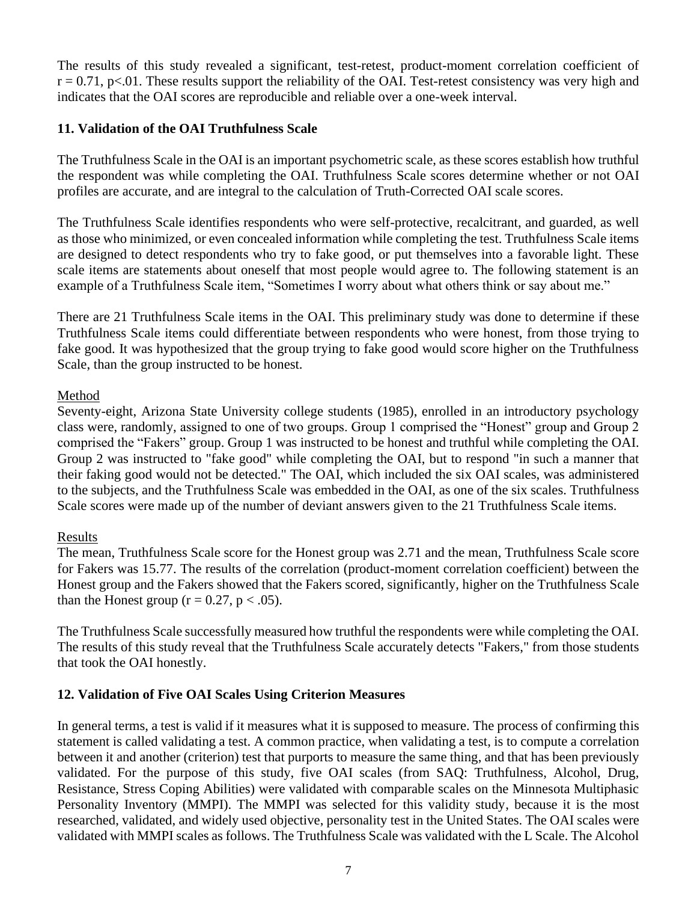The results of this study revealed a significant, test-retest, product-moment correlation coefficient of $r = 0.71$, $p<.01$. These results support the reliability of the OAI. Test-retest consistency was very high and indicates that the OAI scores are reproducible and reliable over a one-week interval.

### 11. Validation of the OAI Truthfulness Scale

The Truthfulness Scale in the OAI is an important psychometric scale, as these scores establish how truthful the respondent was while completing the OAI. Truthfulness Scale scores determine whether or not OAI profiles are accurate, and are integral to the calculation of Truth-Corrected OAI scale scores.

The Truthfulness Scale identifies respondents who were self-protective, recalcitrant, and guarded, as well as those who minimized, or even concealed information while completing the test. Truthfulness Scale items are designed to detect respondents who try to fake good, or put themselves into a favorable light. These scale items are statements about oneself that most people would agree to. The following statement is an example of a Truthfulness Scale item, "Sometimes I worry about what others think or say about me."

There are 21 Truthfulness Scale items in the OAI. This preliminary study was done to determine if these Truthfulness Scale items could differentiate between respondents who were honest, from those trying to fake good. It was hypothesized that the group trying to fake good would score higher on the Truthfulness Scale, than the group instructed to be honest.

Method

Seventy-eight, Arizona State University college students (1985), enrolled in an introductory psychology class were, randomly, assigned to one of two groups. Group 1 comprised the "Honest" group and Group 2 comprised the "Fakers" group. Group 1 was instructed to be honest and truthful while completing the OAI. Group 2 was instructed to "fake good" while completing the OAI, but to respond "in such a manner that their faking good would not be detected." The OAI, which included the six OAI scales, was administered to the subjects, and the Truthfulness Scale was embedded in the OAI, as one of the six scales. Truthfulness Scale scores were made up of the number of deviant answers given to the 21 Truthfulness Scale items.

Results

The mean, Truthfulness Scale score for the Honest group was 2.71 and the mean, Truthfulness Scale score for Fakers was 15.77. The results of the correlation (product-moment correlation coefficient) between the Honest group and the Fakers showed that the Fakers scored, significantly, higher on the Truthfulness Scale than the Honest group ($r = 0.27$, $p < .05$).

The Truthfulness Scale successfully measured how truthful the respondents were while completing the OAI. The results of this study reveal that the Truthfulness Scale accurately detects "Fakers," from those students that took the OAI honestly.

### 12. Validation of Five OAI Scales Using Criterion Measures

In general terms, a test is valid if it measures what it is supposed to measure. The process of confirming this statement is called validating a test. A common practice, when validating a test, is to compute a correlation between it and another (criterion) test that purports to measure the same thing, and that has been previously validated. For the purpose of this study, five OAI scales (from SAQ: Truthfulness, Alcohol, Drug, Resistance, Stress Coping Abilities) were validated with comparable scales on the Minnesota Multiphasic Personality Inventory (MMPI). The MMPI was selected for this validity study, because it is the most researched, validated, and widely used objective, personality test in the United States. The OAI scales were validated with MMPI scales as follows. The Truthfulness Scale was validated with the L Scale. The Alcohol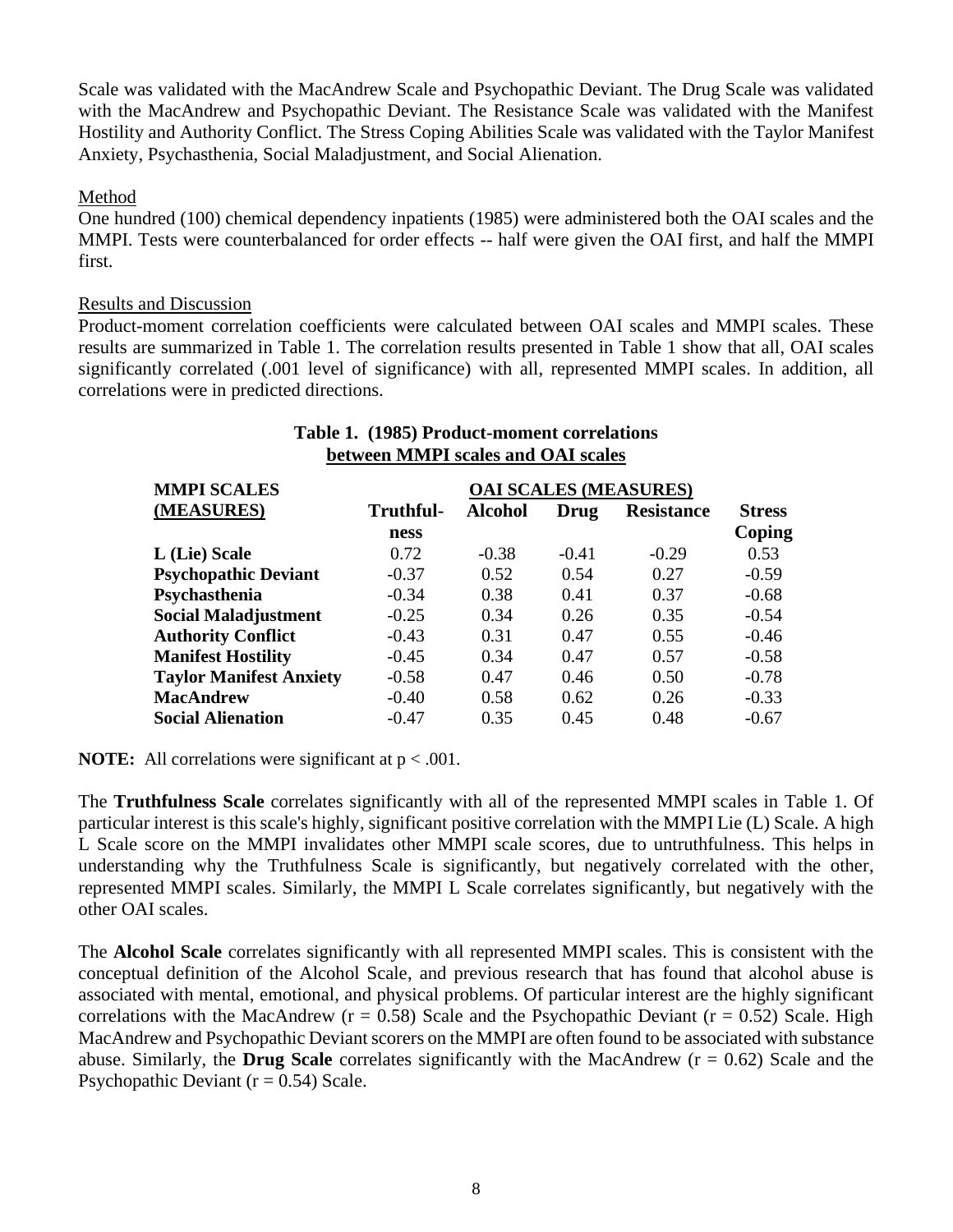Scale was validated with the MacAndrew Scale and Psychopathic Deviant. The Drug Scale was validated with the MacAndrew and Psychopathic Deviant. The Resistance Scale was validated with the Manifest Hostility and Authority Conflict. The Stress Coping Abilities Scale was validated with the Taylor Manifest Anxiety, Psychasthenia, Social Maladjustment, and Social Alienation.

Method

One hundred (100) chemical dependency inpatients (1985) were administered both the OAI scales and the MMPI. Tests were counterbalanced for order effects -- half were given the OAI first, and half the MMPI first.

Results and Discussion

Product-moment correlation coefficients were calculated between OAI scales and MMPI scales. These results are summarized in Table 1. The correlation results presented in Table 1 show that all, OAI scales significantly correlated (.001 level of significance) with all, represented MMPI scales. In addition, all correlations were in predicted directions.

**Table 1. (1985) Product-moment correlations between MMPI scales and OAI scales**

| MMPI SCALES (MEASURES) | OAI SCALES (MEASURES) | | | | |
|---|---|---|---|---|---|
| | Truthfulness | Alcohol | Drug | Resistance | Stress Coping |
| **L (Lie) Scale** | 0.72 | -0.38 | -0.41 | -0.29 | 0.53 |
| **Psychopathic Deviant** | -0.37 | 0.52 | 0.54 | 0.27 | -0.59 |
| **Psychasthenia** | -0.34 | 0.38 | 0.41 | 0.37 | -0.68 |
| **Social Maladjustment** | -0.25 | 0.34 | 0.26 | 0.35 | -0.54 |
| **Authority Conflict** | -0.43 | 0.31 | 0.47 | 0.55 | -0.46 |
| **Manifest Hostility** | -0.45 | 0.34 | 0.47 | 0.57 | -0.58 |
| **Taylor Manifest Anxiety** | -0.58 | 0.47 | 0.46 | 0.50 | -0.78 |
| **MacAndrew** | -0.40 | 0.58 | 0.62 | 0.26 | -0.33 |
| **Social Alienation** | -0.47 | 0.35 | 0.45 | 0.48 | -0.67 |

**NOTE:** All correlations were significant at $p < .001$.

The **Truthfulness Scale** correlates significantly with all of the represented MMPI scales in Table 1. Of particular interest is this scale's highly, significant positive correlation with the MMPI Lie (L) Scale. A high L Scale score on the MMPI invalidates other MMPI scale scores, due to untruthfulness. This helps in understanding why the Truthfulness Scale is significantly, but negatively correlated with the other, represented MMPI scales. Similarly, the MMPI L Scale correlates significantly, but negatively with the other OAI scales.

The **Alcohol Scale** correlates significantly with all represented MMPI scales. This is consistent with the conceptual definition of the Alcohol Scale, and previous research that has found that alcohol abuse is associated with mental, emotional, and physical problems. Of particular interest are the highly significant correlations with the MacAndrew ($r = 0.58$) Scale and the Psychopathic Deviant ($r = 0.52$) Scale. High MacAndrew and Psychopathic Deviant scorers on the MMPI are often found to be associated with substance abuse. Similarly, the **Drug Scale** correlates significantly with the MacAndrew ($r = 0.62$) Scale and the Psychopathic Deviant ($r = 0.54$) Scale.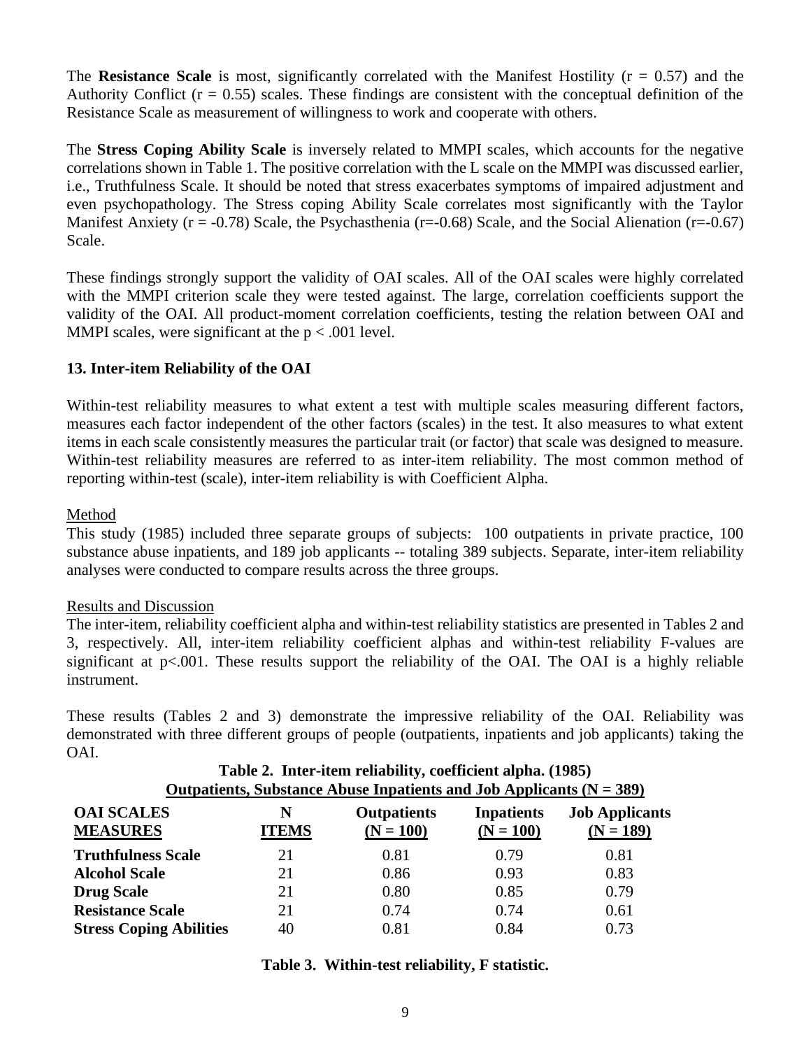The **Resistance Scale** is most, significantly correlated with the Manifest Hostility ($r = 0.57$) and the Authority Conflict ($r = 0.55$) scales. These findings are consistent with the conceptual definition of the Resistance Scale as measurement of willingness to work and cooperate with others.

The **Stress Coping Ability Scale** is inversely related to MMPI scales, which accounts for the negative correlations shown in Table 1. The positive correlation with the L scale on the MMPI was discussed earlier, i.e., Truthfulness Scale. It should be noted that stress exacerbates symptoms of impaired adjustment and even psychopathology. The Stress coping Ability Scale correlates most significantly with the Taylor Manifest Anxiety ($r = -0.78$) Scale, the Psychasthenia ($r=-0.68$) Scale, and the Social Alienation ($r=-0.67$) Scale.

These findings strongly support the validity of OAI scales. All of the OAI scales were highly correlated with the MMPI criterion scale they were tested against. The large, correlation coefficients support the validity of the OAI. All product-moment correlation coefficients, testing the relation between OAI and MMPI scales, were significant at the $p < .001$ level.

## 13. Inter-item Reliability of the OAI

Within-test reliability measures to what extent a test with multiple scales measuring different factors, measures each factor independent of the other factors (scales) in the test. It also measures to what extent items in each scale consistently measures the particular trait (or factor) that scale was designed to measure. Within-test reliability measures are referred to as inter-item reliability. The most common method of reporting within-test (scale), inter-item reliability is with Coefficient Alpha.

Method

This study (1985) included three separate groups of subjects: 100 outpatients in private practice, 100 substance abuse inpatients, and 189 job applicants -- totaling 389 subjects. Separate, inter-item reliability analyses were conducted to compare results across the three groups.

Results and Discussion

The inter-item, reliability coefficient alpha and within-test reliability statistics are presented in Tables 2 and 3, respectively. All, inter-item reliability coefficient alphas and within-test reliability F-values are significant at $p<.001$. These results support the reliability of the OAI. The OAI is a highly reliable instrument.

These results (Tables 2 and 3) demonstrate the impressive reliability of the OAI. Reliability was demonstrated with three different groups of people (outpatients, inpatients and job applicants) taking the OAI.

**Table 2. Inter-item reliability, coefficient alpha. (1985)**
**Outpatients, Substance Abuse Inpatients and Job Applicants (N = 389)**

| OAI SCALES MEASURES | N ITEMS | Outpatients (N = 100) | Inpatients (N = 100) | Job Applicants (N = 189) |
|---|---|---|---|---|
| **Truthfulness Scale** | 21 | 0.81 | 0.79 | 0.81 |
| **Alcohol Scale** | 21 | 0.86 | 0.93 | 0.83 |
| **Drug Scale** | 21 | 0.80 | 0.85 | 0.79 |
| **Resistance Scale** | 21 | 0.74 | 0.74 | 0.61 |
| **Stress Coping Abilities** | 40 | 0.81 | 0.84 | 0.73 |

**Table 3. Within-test reliability, F statistic.**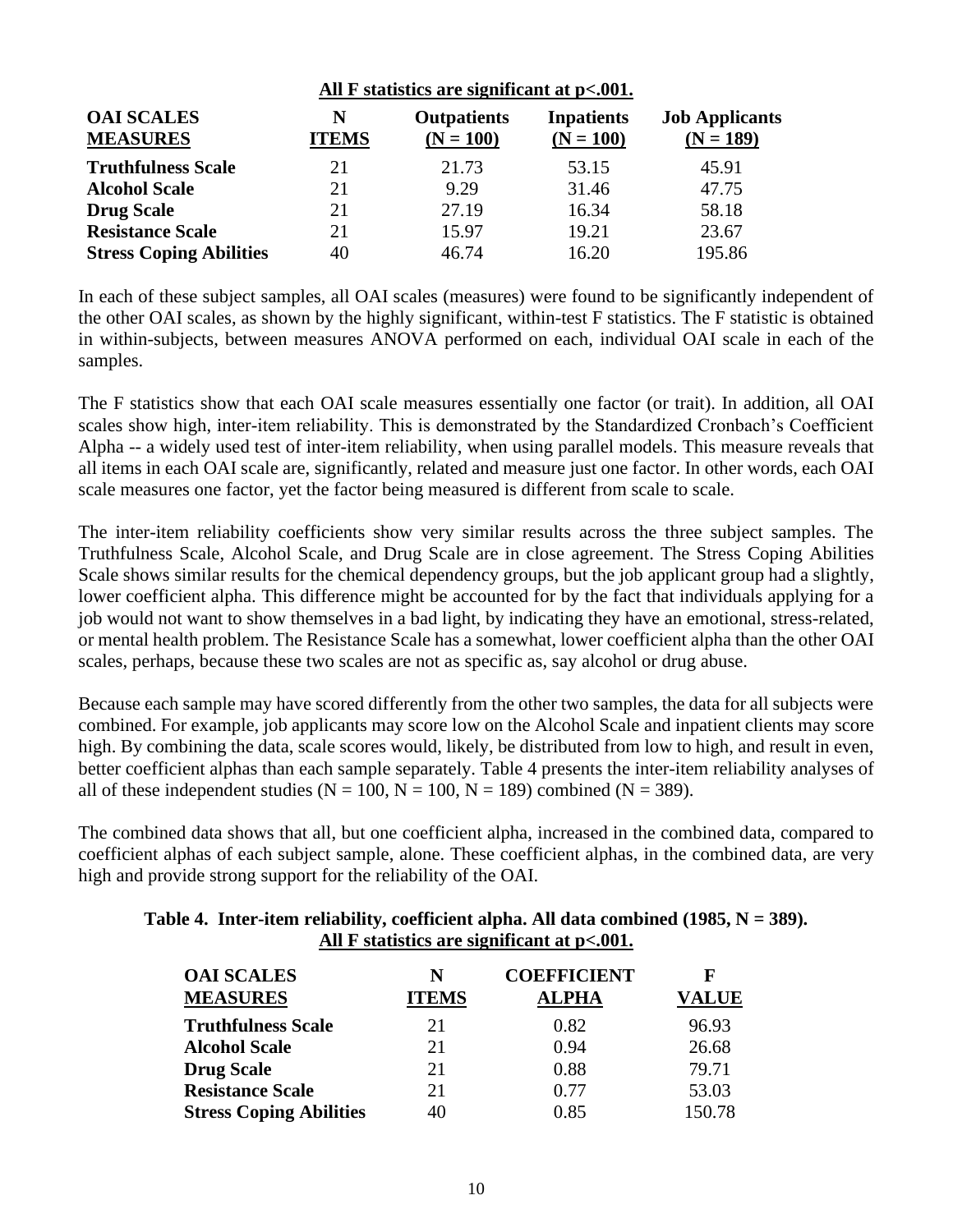**All F statistics are significant at p<.001.**

| OAI SCALES MEASURES | N ITEMS | Outpatients (N = 100) | Inpatients (N = 100) | Job Applicants (N = 189) |
|---|---|---|---|---|
| **Truthfulness Scale** | 21 | 21.73 | 53.15 | 45.91 |
| **Alcohol Scale** | 21 | 9.29 | 31.46 | 47.75 |
| **Drug Scale** | 21 | 27.19 | 16.34 | 58.18 |
| **Resistance Scale** | 21 | 15.97 | 19.21 | 23.67 |
| **Stress Coping Abilities** | 40 | 46.74 | 16.20 | 195.86 |

In each of these subject samples, all OAI scales (measures) were found to be significantly independent of the other OAI scales, as shown by the highly significant, within-test F statistics. The F statistic is obtained in within-subjects, between measures ANOVA performed on each, individual OAI scale in each of the samples.

The F statistics show that each OAI scale measures essentially one factor (or trait). In addition, all OAI scales show high, inter-item reliability. This is demonstrated by the Standardized Cronbach's Coefficient Alpha -- a widely used test of inter-item reliability, when using parallel models. This measure reveals that all items in each OAI scale are, significantly, related and measure just one factor. In other words, each OAI scale measures one factor, yet the factor being measured is different from scale to scale.

The inter-item reliability coefficients show very similar results across the three subject samples. The Truthfulness Scale, Alcohol Scale, and Drug Scale are in close agreement. The Stress Coping Abilities Scale shows similar results for the chemical dependency groups, but the job applicant group had a slightly, lower coefficient alpha. This difference might be accounted for by the fact that individuals applying for a job would not want to show themselves in a bad light, by indicating they have an emotional, stress-related, or mental health problem. The Resistance Scale has a somewhat, lower coefficient alpha than the other OAI scales, perhaps, because these two scales are not as specific as, say alcohol or drug abuse.

Because each sample may have scored differently from the other two samples, the data for all subjects were combined. For example, job applicants may score low on the Alcohol Scale and inpatient clients may score high. By combining the data, scale scores would, likely, be distributed from low to high, and result in even, better coefficient alphas than each sample separately. Table 4 presents the inter-item reliability analyses of all of these independent studies (N = 100, N = 100, N = 189) combined (N = 389).

The combined data shows that all, but one coefficient alpha, increased in the combined data, compared to coefficient alphas of each subject sample, alone. These coefficient alphas, in the combined data, are very high and provide strong support for the reliability of the OAI.

**Table 4. Inter-item reliability, coefficient alpha. All data combined (1985, N = 389).**
**All F statistics are significant at p<.001.**

| OAI SCALES MEASURES | N ITEMS | COEFFICIENT ALPHA | F VALUE |
|---|---|---|---|
| **Truthfulness Scale** | 21 | 0.82 | 96.93 |
| **Alcohol Scale** | 21 | 0.94 | 26.68 |
| **Drug Scale** | 21 | 0.88 | 79.71 |
| **Resistance Scale** | 21 | 0.77 | 53.03 |
| **Stress Coping Abilities** | 40 | 0.85 | 150.78 |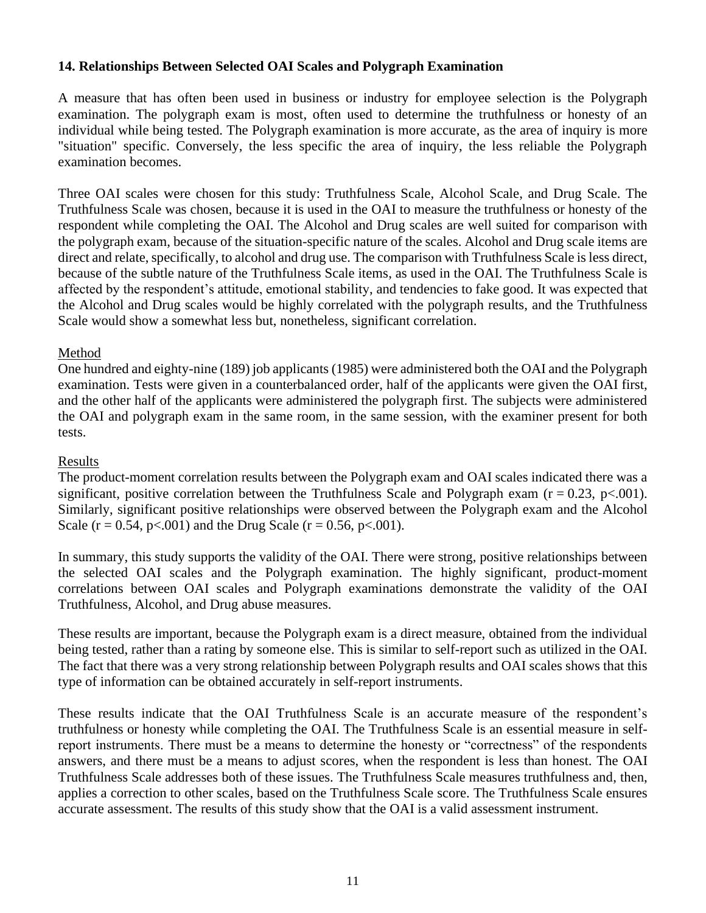### 14. Relationships Between Selected OAI Scales and Polygraph Examination

A measure that has often been used in business or industry for employee selection is the Polygraph examination. The polygraph exam is most, often used to determine the truthfulness or honesty of an individual while being tested. The Polygraph examination is more accurate, as the area of inquiry is more "situation" specific. Conversely, the less specific the area of inquiry, the less reliable the Polygraph examination becomes.

Three OAI scales were chosen for this study: Truthfulness Scale, Alcohol Scale, and Drug Scale. The Truthfulness Scale was chosen, because it is used in the OAI to measure the truthfulness or honesty of the respondent while completing the OAI. The Alcohol and Drug scales are well suited for comparison with the polygraph exam, because of the situation-specific nature of the scales. Alcohol and Drug scale items are direct and relate, specifically, to alcohol and drug use. The comparison with Truthfulness Scale is less direct, because of the subtle nature of the Truthfulness Scale items, as used in the OAI. The Truthfulness Scale is affected by the respondent's attitude, emotional stability, and tendencies to fake good. It was expected that the Alcohol and Drug scales would be highly correlated with the polygraph results, and the Truthfulness Scale would show a somewhat less but, nonetheless, significant correlation.

Method

One hundred and eighty-nine (189) job applicants (1985) were administered both the OAI and the Polygraph examination. Tests were given in a counterbalanced order, half of the applicants were given the OAI first, and the other half of the applicants were administered the polygraph first. The subjects were administered the OAI and polygraph exam in the same room, in the same session, with the examiner present for both tests.

Results

The product-moment correlation results between the Polygraph exam and OAI scales indicated there was a significant, positive correlation between the Truthfulness Scale and Polygraph exam ($r = 0.23$, $p<.001$). Similarly, significant positive relationships were observed between the Polygraph exam and the Alcohol Scale ($r = 0.54$, $p<.001$) and the Drug Scale ($r = 0.56$, $p<.001$).

In summary, this study supports the validity of the OAI. There were strong, positive relationships between the selected OAI scales and the Polygraph examination. The highly significant, product-moment correlations between OAI scales and Polygraph examinations demonstrate the validity of the OAI Truthfulness, Alcohol, and Drug abuse measures.

These results are important, because the Polygraph exam is a direct measure, obtained from the individual being tested, rather than a rating by someone else. This is similar to self-report such as utilized in the OAI. The fact that there was a very strong relationship between Polygraph results and OAI scales shows that this type of information can be obtained accurately in self-report instruments.

These results indicate that the OAI Truthfulness Scale is an accurate measure of the respondent's truthfulness or honesty while completing the OAI. The Truthfulness Scale is an essential measure in self-report instruments. There must be a means to determine the honesty or "correctness" of the respondents answers, and there must be a means to adjust scores, when the respondent is less than honest. The OAI Truthfulness Scale addresses both of these issues. The Truthfulness Scale measures truthfulness and, then, applies a correction to other scales, based on the Truthfulness Scale score. The Truthfulness Scale ensures accurate assessment. The results of this study show that the OAI is a valid assessment instrument.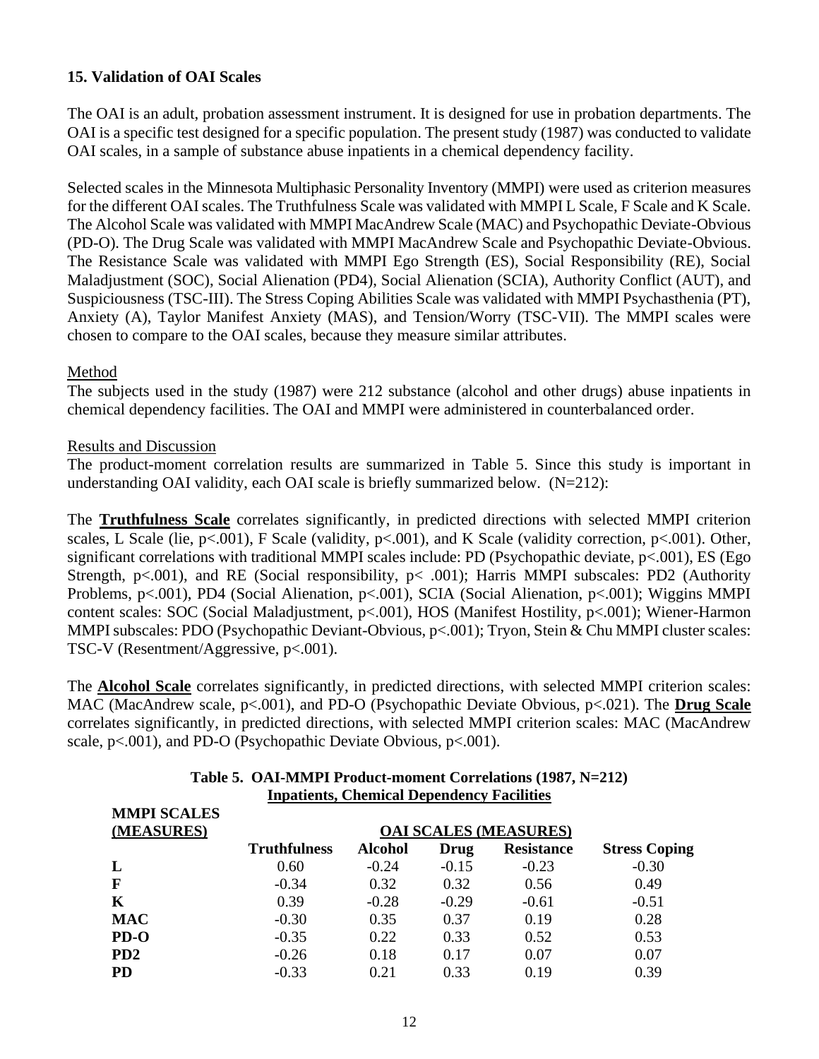## 15. Validation of OAI Scales

The OAI is an adult, probation assessment instrument. It is designed for use in probation departments. The OAI is a specific test designed for a specific population. The present study (1987) was conducted to validate OAI scales, in a sample of substance abuse inpatients in a chemical dependency facility.

Selected scales in the Minnesota Multiphasic Personality Inventory (MMPI) were used as criterion measures for the different OAI scales. The Truthfulness Scale was validated with MMPI L Scale, F Scale and K Scale. The Alcohol Scale was validated with MMPI MacAndrew Scale (MAC) and Psychopathic Deviate-Obvious (PD-O). The Drug Scale was validated with MMPI MacAndrew Scale and Psychopathic Deviate-Obvious. The Resistance Scale was validated with MMPI Ego Strength (ES), Social Responsibility (RE), Social Maladjustment (SOC), Social Alienation (PD4), Social Alienation (SCIA), Authority Conflict (AUT), and Suspiciousness (TSC-III). The Stress Coping Abilities Scale was validated with MMPI Psychasthenia (PT), Anxiety (A), Taylor Manifest Anxiety (MAS), and Tension/Worry (TSC-VII). The MMPI scales were chosen to compare to the OAI scales, because they measure similar attributes.

Method

The subjects used in the study (1987) were 212 substance (alcohol and other drugs) abuse inpatients in chemical dependency facilities. The OAI and MMPI were administered in counterbalanced order.

Results and Discussion

The product-moment correlation results are summarized in Table 5. Since this study is important in understanding OAI validity, each OAI scale is briefly summarized below. (N=212):

The **Truthfulness Scale** correlates significantly, in predicted directions with selected MMPI criterion scales, L Scale (lie, p<.001), F Scale (validity, p<.001), and K Scale (validity correction, p<.001). Other, significant correlations with traditional MMPI scales include: PD (Psychopathic deviate, p<.001), ES (Ego Strength, p<.001), and RE (Social responsibility, p< .001); Harris MMPI subscales: PD2 (Authority Problems, p<.001), PD4 (Social Alienation, p<.001), SCIA (Social Alienation, p<.001); Wiggins MMPI content scales: SOC (Social Maladjustment, p<.001), HOS (Manifest Hostility, p<.001); Wiener-Harmon MMPI subscales: PDO (Psychopathic Deviant-Obvious, p<.001); Tryon, Stein & Chu MMPI cluster scales: TSC-V (Resentment/Aggressive, p<.001).

The **Alcohol Scale** correlates significantly, in predicted directions, with selected MMPI criterion scales: MAC (MacAndrew scale, p<.001), and PD-O (Psychopathic Deviate Obvious, p<.021). The **Drug Scale** correlates significantly, in predicted directions, with selected MMPI criterion scales: MAC (MacAndrew scale, p<.001), and PD-O (Psychopathic Deviate Obvious, p<.001).

**Table 5. OAI-MMPI Product-moment Correlations (1987, N=212)**
**Inpatients, Chemical Dependency Facilities**

| MMPI SCALES (MEASURES) | OAI SCALES (MEASURES) | | | | |
|---|---|---|---|---|---|
| | **Truthfulness** | **Alcohol** | **Drug** | **Resistance** | **Stress Coping** |
| **L** | 0.60 | -0.24 | -0.15 | -0.23 | -0.30 |
| **F** | -0.34 | 0.32 | 0.32 | 0.56 | 0.49 |
| **K** | 0.39 | -0.28 | -0.29 | -0.61 | -0.51 |
| **MAC** | -0.30 | 0.35 | 0.37 | 0.19 | 0.28 |
| **PD-O** | -0.35 | 0.22 | 0.33 | 0.52 | 0.53 |
| **PD2** | -0.26 | 0.18 | 0.17 | 0.07 | 0.07 |
| **PD** | -0.33 | 0.21 | 0.33 | 0.19 | 0.39 |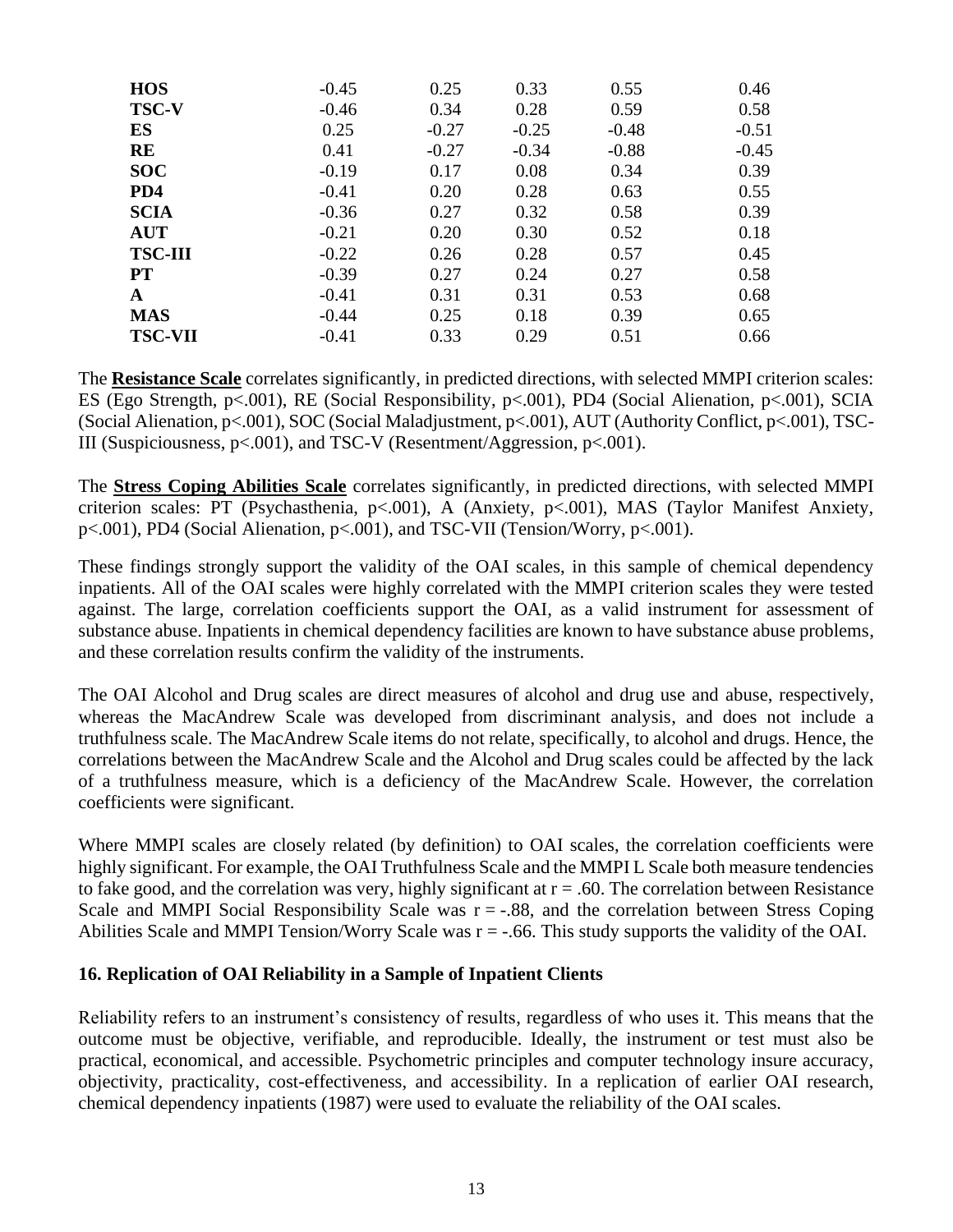| | | | | | |
|---|---|---|---|---|---|
| **HOS** | -0.45 | 0.25 | 0.33 | 0.55 | 0.46 |
| **TSC-V** | -0.46 | 0.34 | 0.28 | 0.59 | 0.58 |
| **ES** | 0.25 | -0.27 | -0.25 | -0.48 | -0.51 |
| **RE** | 0.41 | -0.27 | -0.34 | -0.88 | -0.45 |
| **SOC** | -0.19 | 0.17 | 0.08 | 0.34 | 0.39 |
| **PD4** | -0.41 | 0.20 | 0.28 | 0.63 | 0.55 |
| **SCIA** | -0.36 | 0.27 | 0.32 | 0.58 | 0.39 |
| **AUT** | -0.21 | 0.20 | 0.30 | 0.52 | 0.18 |
| **TSC-III** | -0.22 | 0.26 | 0.28 | 0.57 | 0.45 |
| **PT** | -0.39 | 0.27 | 0.24 | 0.27 | 0.58 |
| **A** | -0.41 | 0.31 | 0.31 | 0.53 | 0.68 |
| **MAS** | -0.44 | 0.25 | 0.18 | 0.39 | 0.65 |
| **TSC-VII** | -0.41 | 0.33 | 0.29 | 0.51 | 0.66 |

The **Resistance Scale** correlates significantly, in predicted directions, with selected MMPI criterion scales: ES (Ego Strength, p<.001), RE (Social Responsibility, p<.001), PD4 (Social Alienation, p<.001), SCIA (Social Alienation, p<.001), SOC (Social Maladjustment, p<.001), AUT (Authority Conflict, p<.001), TSC-III (Suspiciousness, p<.001), and TSC-V (Resentment/Aggression, p<.001).

The **Stress Coping Abilities Scale** correlates significantly, in predicted directions, with selected MMPI criterion scales: PT (Psychasthenia, p<.001), A (Anxiety, p<.001), MAS (Taylor Manifest Anxiety, p<.001), PD4 (Social Alienation, p<.001), and TSC-VII (Tension/Worry, p<.001).

These findings strongly support the validity of the OAI scales, in this sample of chemical dependency inpatients. All of the OAI scales were highly correlated with the MMPI criterion scales they were tested against. The large, correlation coefficients support the OAI, as a valid instrument for assessment of substance abuse. Inpatients in chemical dependency facilities are known to have substance abuse problems, and these correlation results confirm the validity of the instruments.

The OAI Alcohol and Drug scales are direct measures of alcohol and drug use and abuse, respectively, whereas the MacAndrew Scale was developed from discriminant analysis, and does not include a truthfulness scale. The MacAndrew Scale items do not relate, specifically, to alcohol and drugs. Hence, the correlations between the MacAndrew Scale and the Alcohol and Drug scales could be affected by the lack of a truthfulness measure, which is a deficiency of the MacAndrew Scale. However, the correlation coefficients were significant.

Where MMPI scales are closely related (by definition) to OAI scales, the correlation coefficients were highly significant. For example, the OAI Truthfulness Scale and the MMPI L Scale both measure tendencies to fake good, and the correlation was very, highly significant at $r = .60$. The correlation between Resistance Scale and MMPI Social Responsibility Scale was $r = -.88$, and the correlation between Stress Coping Abilities Scale and MMPI Tension/Worry Scale was $r = -.66$. This study supports the validity of the OAI.

### 16. Replication of OAI Reliability in a Sample of Inpatient Clients

Reliability refers to an instrument's consistency of results, regardless of who uses it. This means that the outcome must be objective, verifiable, and reproducible. Ideally, the instrument or test must also be practical, economical, and accessible. Psychometric principles and computer technology insure accuracy, objectivity, practicality, cost-effectiveness, and accessibility. In a replication of earlier OAI research, chemical dependency inpatients (1987) were used to evaluate the reliability of the OAI scales.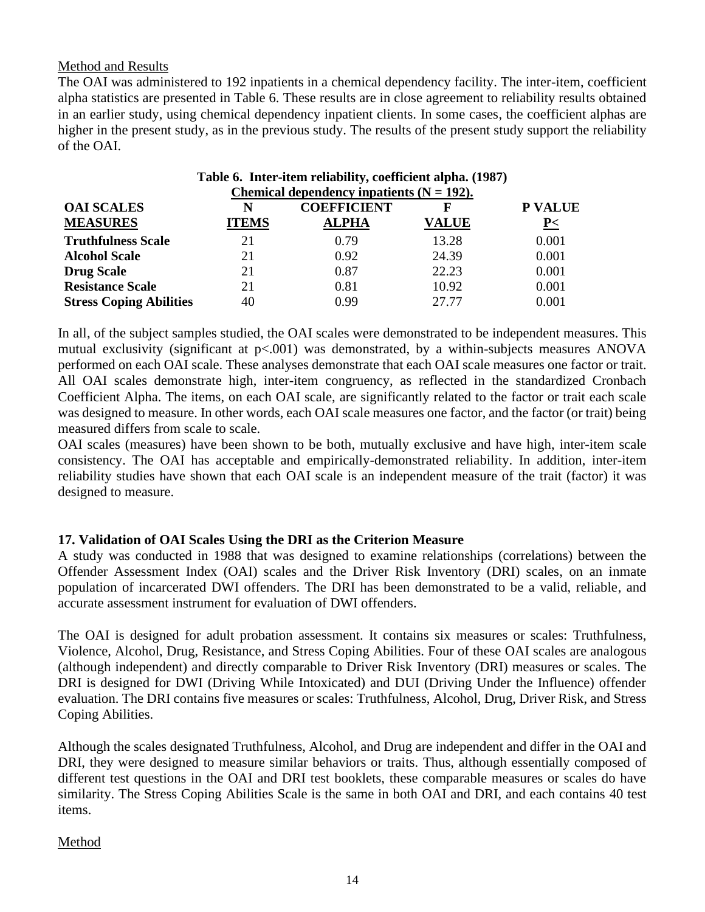Method and Results

The OAI was administered to 192 inpatients in a chemical dependency facility. The inter-item, coefficient alpha statistics are presented in Table 6. These results are in close agreement to reliability results obtained in an earlier study, using chemical dependency inpatient clients. In some cases, the coefficient alphas are higher in the present study, as in the previous study. The results of the present study support the reliability of the OAI.

**Table 6. Inter-item reliability, coefficient alpha. (1987)**
**Chemical dependency inpatients (N = 192).**

| OAI SCALES MEASURES | N ITEMS | COEFFICIENT ALPHA | F VALUE | P VALUE P< |
|---|---|---|---|---|
| **Truthfulness Scale** | 21 | 0.79 | 13.28 | 0.001 |
| **Alcohol Scale** | 21 | 0.92 | 24.39 | 0.001 |
| **Drug Scale** | 21 | 0.87 | 22.23 | 0.001 |
| **Resistance Scale** | 21 | 0.81 | 10.92 | 0.001 |
| **Stress Coping Abilities** | 40 | 0.99 | 27.77 | 0.001 |

In all, of the subject samples studied, the OAI scales were demonstrated to be independent measures. This mutual exclusivity (significant at p<.001) was demonstrated, by a within-subjects measures ANOVA performed on each OAI scale. These analyses demonstrate that each OAI scale measures one factor or trait. All OAI scales demonstrate high, inter-item congruency, as reflected in the standardized Cronbach Coefficient Alpha. The items, on each OAI scale, are significantly related to the factor or trait each scale was designed to measure. In other words, each OAI scale measures one factor, and the factor (or trait) being measured differs from scale to scale.

OAI scales (measures) have been shown to be both, mutually exclusive and have high, inter-item scale consistency. The OAI has acceptable and empirically-demonstrated reliability. In addition, inter-item reliability studies have shown that each OAI scale is an independent measure of the trait (factor) it was designed to measure.

## 17. Validation of OAI Scales Using the DRI as the Criterion Measure

A study was conducted in 1988 that was designed to examine relationships (correlations) between the Offender Assessment Index (OAI) scales and the Driver Risk Inventory (DRI) scales, on an inmate population of incarcerated DWI offenders. The DRI has been demonstrated to be a valid, reliable, and accurate assessment instrument for evaluation of DWI offenders.

The OAI is designed for adult probation assessment. It contains six measures or scales: Truthfulness, Violence, Alcohol, Drug, Resistance, and Stress Coping Abilities. Four of these OAI scales are analogous (although independent) and directly comparable to Driver Risk Inventory (DRI) measures or scales. The DRI is designed for DWI (Driving While Intoxicated) and DUI (Driving Under the Influence) offender evaluation. The DRI contains five measures or scales: Truthfulness, Alcohol, Drug, Driver Risk, and Stress Coping Abilities.

Although the scales designated Truthfulness, Alcohol, and Drug are independent and differ in the OAI and DRI, they were designed to measure similar behaviors or traits. Thus, although essentially composed of different test questions in the OAI and DRI test booklets, these comparable measures or scales do have similarity. The Stress Coping Abilities Scale is the same in both OAI and DRI, and each contains 40 test items.

Method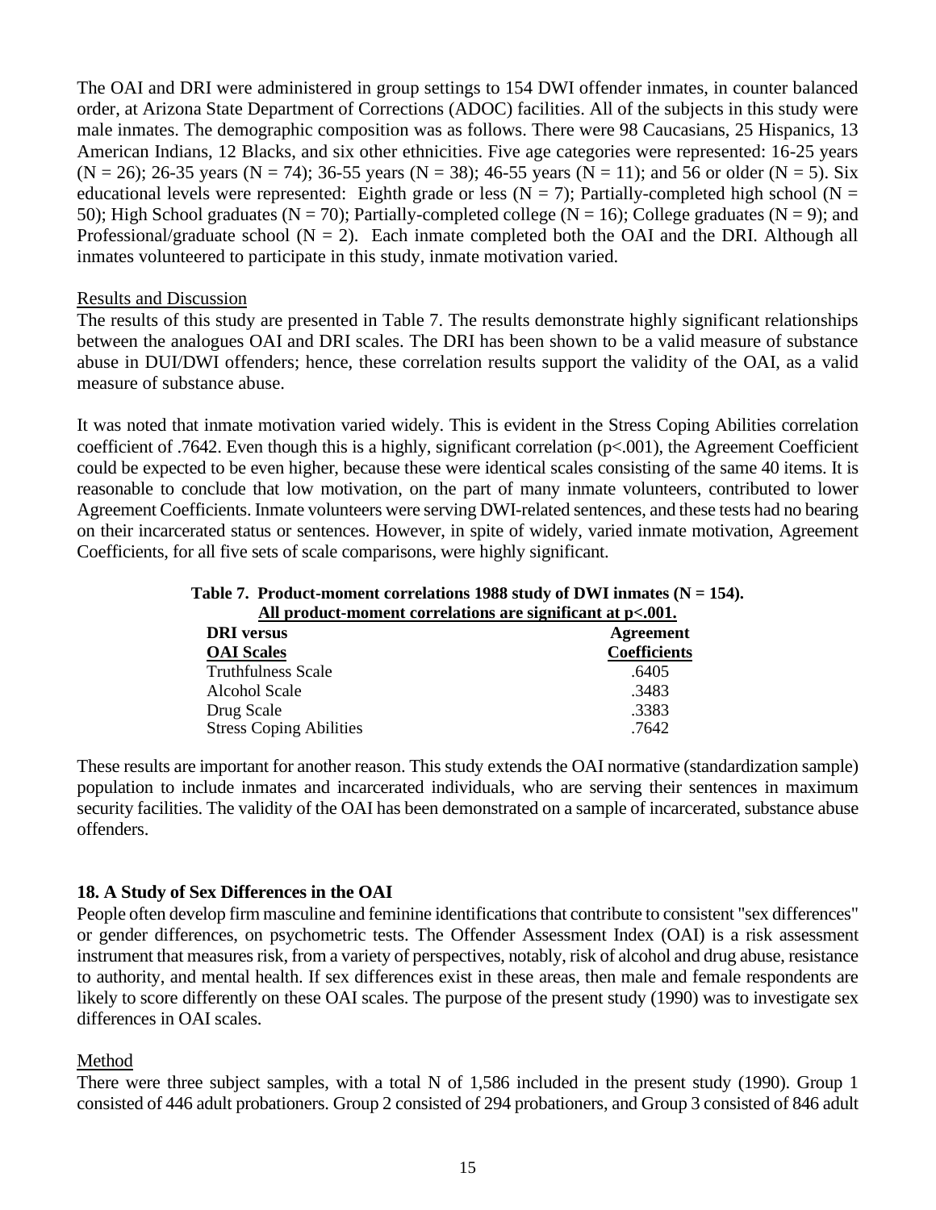The OAI and DRI were administered in group settings to 154 DWI offender inmates, in counter balanced order, at Arizona State Department of Corrections (ADOC) facilities. All of the subjects in this study were male inmates. The demographic composition was as follows. There were 98 Caucasians, 25 Hispanics, 13 American Indians, 12 Blacks, and six other ethnicities. Five age categories were represented: 16-25 years (N = 26); 26-35 years (N = 74); 36-55 years (N = 38); 46-55 years (N = 11); and 56 or older (N = 5). Six educational levels were represented: Eighth grade or less (N = 7); Partially-completed high school (N = 50); High School graduates (N = 70); Partially-completed college (N = 16); College graduates (N = 9); and Professional/graduate school (N = 2). Each inmate completed both the OAI and the DRI. Although all inmates volunteered to participate in this study, inmate motivation varied.

Results and Discussion

The results of this study are presented in Table 7. The results demonstrate highly significant relationships between the analogues OAI and DRI scales. The DRI has been shown to be a valid measure of substance abuse in DUI/DWI offenders; hence, these correlation results support the validity of the OAI, as a valid measure of substance abuse.

It was noted that inmate motivation varied widely. This is evident in the Stress Coping Abilities correlation coefficient of .7642. Even though this is a highly, significant correlation (p<.001), the Agreement Coefficient could be expected to be even higher, because these were identical scales consisting of the same 40 items. It is reasonable to conclude that low motivation, on the part of many inmate volunteers, contributed to lower Agreement Coefficients. Inmate volunteers were serving DWI-related sentences, and these tests had no bearing on their incarcerated status or sentences. However, in spite of widely, varied inmate motivation, Agreement Coefficients, for all five sets of scale comparisons, were highly significant.

**Table 7. Product-moment correlations 1988 study of DWI inmates (N = 154).**
**All product-moment correlations are significant at p<.001.**

| DRI versus OAI Scales | Agreement Coefficients |
|---|---|
| Truthfulness Scale | .6405 |
| Alcohol Scale | .3483 |
| Drug Scale | .3383 |
| Stress Coping Abilities | .7642 |

These results are important for another reason. This study extends the OAI normative (standardization sample) population to include inmates and incarcerated individuals, who are serving their sentences in maximum security facilities. The validity of the OAI has been demonstrated on a sample of incarcerated, substance abuse offenders.

### 18. A Study of Sex Differences in the OAI

People often develop firm masculine and feminine identifications that contribute to consistent "sex differences" or gender differences, on psychometric tests. The Offender Assessment Index (OAI) is a risk assessment instrument that measures risk, from a variety of perspectives, notably, risk of alcohol and drug abuse, resistance to authority, and mental health. If sex differences exist in these areas, then male and female respondents are likely to score differently on these OAI scales. The purpose of the present study (1990) was to investigate sex differences in OAI scales.

Method

There were three subject samples, with a total N of 1,586 included in the present study (1990). Group 1 consisted of 446 adult probationers. Group 2 consisted of 294 probationers, and Group 3 consisted of 846 adult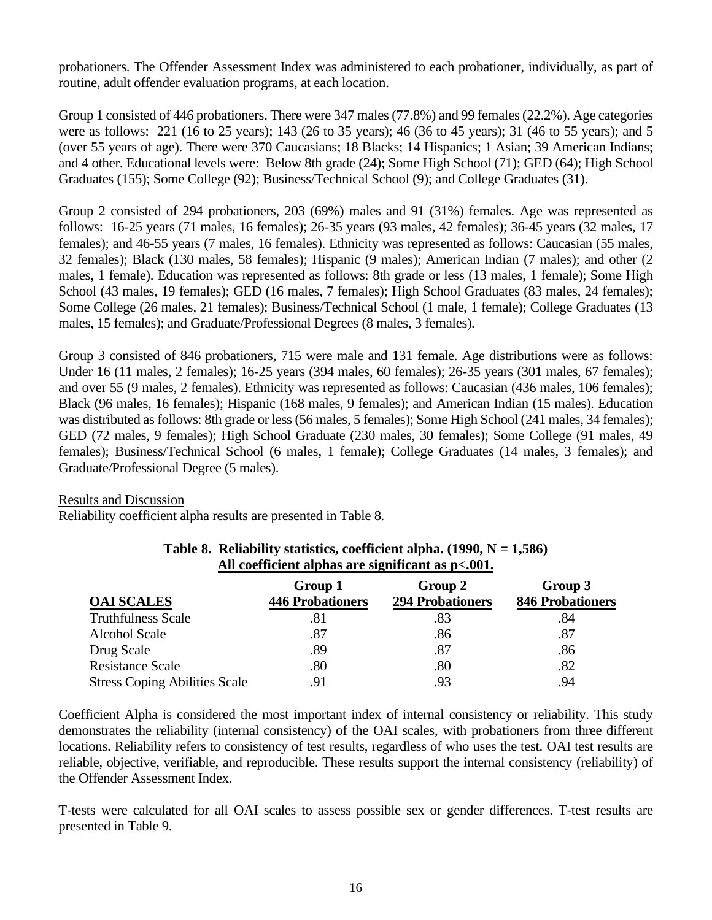probationers. The Offender Assessment Index was administered to each probationer, individually, as part of routine, adult offender evaluation programs, at each location.

Group 1 consisted of 446 probationers. There were 347 males (77.8%) and 99 females (22.2%). Age categories were as follows: 221 (16 to 25 years); 143 (26 to 35 years); 46 (36 to 45 years); 31 (46 to 55 years); and 5 (over 55 years of age). There were 370 Caucasians; 18 Blacks; 14 Hispanics; 1 Asian; 39 American Indians; and 4 other. Educational levels were: Below 8th grade (24); Some High School (71); GED (64); High School Graduates (155); Some College (92); Business/Technical School (9); and College Graduates (31).

Group 2 consisted of 294 probationers, 203 (69%) males and 91 (31%) females. Age was represented as follows: 16-25 years (71 males, 16 females); 26-35 years (93 males, 42 females); 36-45 years (32 males, 17 females); and 46-55 years (7 males, 16 females). Ethnicity was represented as follows: Caucasian (55 males, 32 females); Black (130 males, 58 females); Hispanic (9 males); American Indian (7 males); and other (2 males, 1 female). Education was represented as follows: 8th grade or less (13 males, 1 female); Some High School (43 males, 19 females); GED (16 males, 7 females); High School Graduates (83 males, 24 females); Some College (26 males, 21 females); Business/Technical School (1 male, 1 female); College Graduates (13 males, 15 females); and Graduate/Professional Degrees (8 males, 3 females).

Group 3 consisted of 846 probationers, 715 were male and 131 female. Age distributions were as follows: Under 16 (11 males, 2 females); 16-25 years (394 males, 60 females); 26-35 years (301 males, 67 females); and over 55 (9 males, 2 females). Ethnicity was represented as follows: Caucasian (436 males, 106 females); Black (96 males, 16 females); Hispanic (168 males, 9 females); and American Indian (15 males). Education was distributed as follows: 8th grade or less (56 males, 5 females); Some High School (241 males, 34 females); GED (72 males, 9 females); High School Graduate (230 males, 30 females); Some College (91 males, 49 females); Business/Technical School (6 males, 1 female); College Graduates (14 males, 3 females); and Graduate/Professional Degree (5 males).

Results and Discussion

Reliability coefficient alpha results are presented in Table 8.

**Table 8. Reliability statistics, coefficient alpha. (1990, N = 1,586)**
**All coefficient alphas are significant as p<.001.**

| OAI SCALES | Group 1 446 Probationers | Group 2 294 Probationers | Group 3 846 Probationers |
|---|---|---|---|
| Truthfulness Scale | .81 | .83 | .84 |
| Alcohol Scale | .87 | .86 | .87 |
| Drug Scale | .89 | .87 | .86 |
| Resistance Scale | .80 | .80 | .82 |
| Stress Coping Abilities Scale | .91 | .93 | .94 |

Coefficient Alpha is considered the most important index of internal consistency or reliability. This study demonstrates the reliability (internal consistency) of the OAI scales, with probationers from three different locations. Reliability refers to consistency of test results, regardless of who uses the test. OAI test results are reliable, objective, verifiable, and reproducible. These results support the internal consistency (reliability) of the Offender Assessment Index.

T-tests were calculated for all OAI scales to assess possible sex or gender differences. T-test results are presented in Table 9.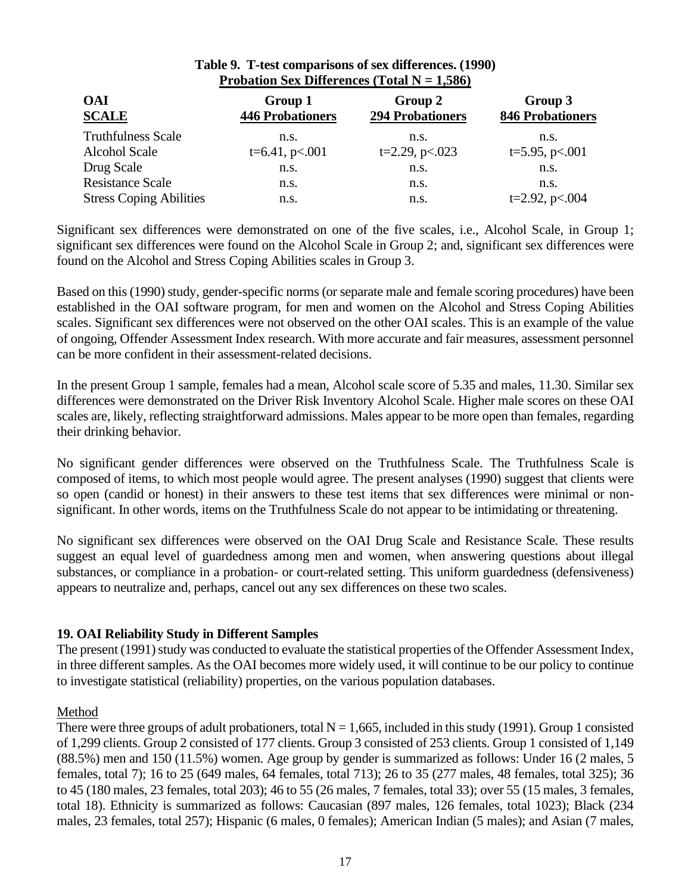**Table 9. T-test comparisons of sex differences. (1990)**
**Probation Sex Differences (Total N = 1,586)**

| OAI SCALE | Group 1 446 Probationers | Group 2 294 Probationers | Group 3 846 Probationers |
|---|---|---|---|
| Truthfulness Scale | n.s. | n.s. | n.s. |
| Alcohol Scale | t=6.41, p<.001 | t=2.29, p<.023 | t=5.95, p<.001 |
| Drug Scale | n.s. | n.s. | n.s. |
| Resistance Scale | n.s. | n.s. | n.s. |
| Stress Coping Abilities | n.s. | n.s. | t=2.92, p<.004 |

Significant sex differences were demonstrated on one of the five scales, i.e., Alcohol Scale, in Group 1; significant sex differences were found on the Alcohol Scale in Group 2; and, significant sex differences were found on the Alcohol and Stress Coping Abilities scales in Group 3.

Based on this (1990) study, gender-specific norms (or separate male and female scoring procedures) have been established in the OAI software program, for men and women on the Alcohol and Stress Coping Abilities scales. Significant sex differences were not observed on the other OAI scales. This is an example of the value of ongoing, Offender Assessment Index research. With more accurate and fair measures, assessment personnel can be more confident in their assessment-related decisions.

In the present Group 1 sample, females had a mean, Alcohol scale score of 5.35 and males, 11.30. Similar sex differences were demonstrated on the Driver Risk Inventory Alcohol Scale. Higher male scores on these OAI scales are, likely, reflecting straightforward admissions. Males appear to be more open than females, regarding their drinking behavior.

No significant gender differences were observed on the Truthfulness Scale. The Truthfulness Scale is composed of items, to which most people would agree. The present analyses (1990) suggest that clients were so open (candid or honest) in their answers to these test items that sex differences were minimal or non-significant. In other words, items on the Truthfulness Scale do not appear to be intimidating or threatening.

No significant sex differences were observed on the OAI Drug Scale and Resistance Scale. These results suggest an equal level of guardedness among men and women, when answering questions about illegal substances, or compliance in a probation- or court-related setting. This uniform guardedness (defensiveness) appears to neutralize and, perhaps, cancel out any sex differences on these two scales.

### 19. OAI Reliability Study in Different Samples

The present (1991) study was conducted to evaluate the statistical properties of the Offender Assessment Index, in three different samples. As the OAI becomes more widely used, it will continue to be our policy to continue to investigate statistical (reliability) properties, on the various population databases.

Method

There were three groups of adult probationers, total N = 1,665, included in this study (1991). Group 1 consisted of 1,299 clients. Group 2 consisted of 177 clients. Group 3 consisted of 253 clients. Group 1 consisted of 1,149 (88.5%) men and 150 (11.5%) women. Age group by gender is summarized as follows: Under 16 (2 males, 5 females, total 7); 16 to 25 (649 males, 64 females, total 713); 26 to 35 (277 males, 48 females, total 325); 36 to 45 (180 males, 23 females, total 203); 46 to 55 (26 males, 7 females, total 33); over 55 (15 males, 3 females, total 18). Ethnicity is summarized as follows: Caucasian (897 males, 126 females, total 1023); Black (234 males, 23 females, total 257); Hispanic (6 males, 0 females); American Indian (5 males); and Asian (7 males,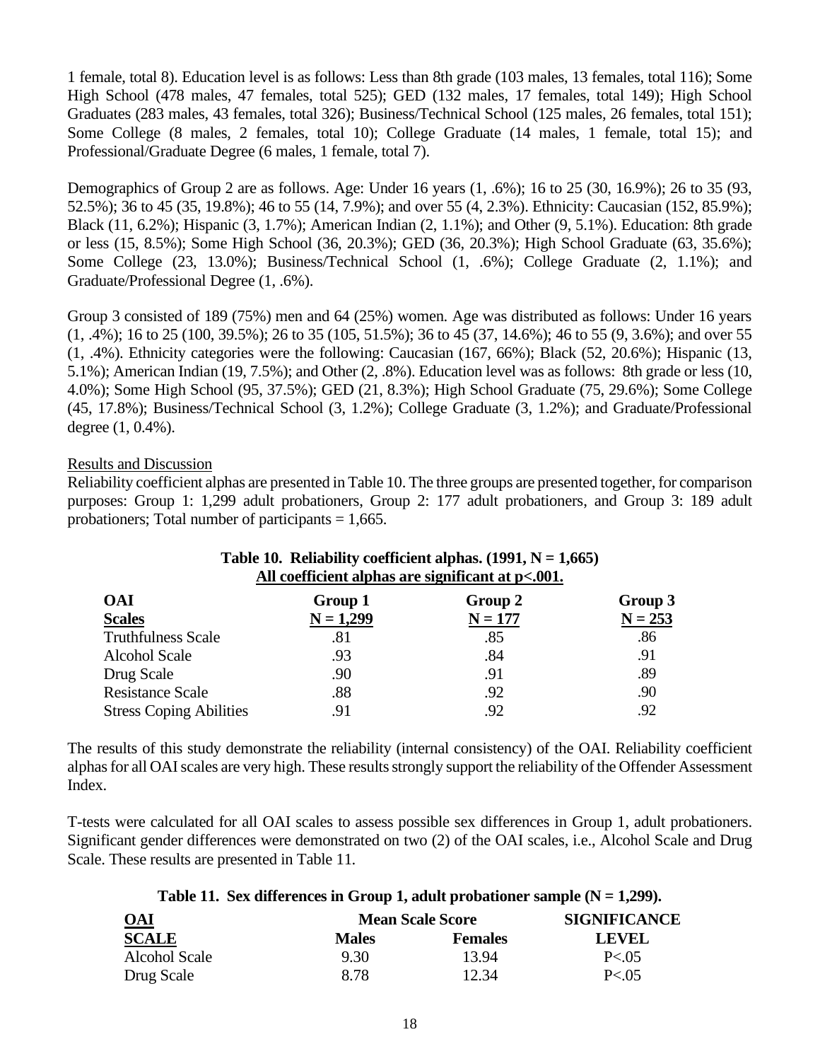1 female, total 8). Education level is as follows: Less than 8th grade (103 males, 13 females, total 116); Some High School (478 males, 47 females, total 525); GED (132 males, 17 females, total 149); High School Graduates (283 males, 43 females, total 326); Business/Technical School (125 males, 26 females, total 151); Some College (8 males, 2 females, total 10); College Graduate (14 males, 1 female, total 15); and Professional/Graduate Degree (6 males, 1 female, total 7).

Demographics of Group 2 are as follows. Age: Under 16 years (1, .6%); 16 to 25 (30, 16.9%); 26 to 35 (93, 52.5%); 36 to 45 (35, 19.8%); 46 to 55 (14, 7.9%); and over 55 (4, 2.3%). Ethnicity: Caucasian (152, 85.9%); Black (11, 6.2%); Hispanic (3, 1.7%); American Indian (2, 1.1%); and Other (9, 5.1%). Education: 8th grade or less (15, 8.5%); Some High School (36, 20.3%); GED (36, 20.3%); High School Graduate (63, 35.6%); Some College (23, 13.0%); Business/Technical School (1, .6%); College Graduate (2, 1.1%); and Graduate/Professional Degree (1, .6%).

Group 3 consisted of 189 (75%) men and 64 (25%) women. Age was distributed as follows: Under 16 years (1, .4%); 16 to 25 (100, 39.5%); 26 to 35 (105, 51.5%); 36 to 45 (37, 14.6%); 46 to 55 (9, 3.6%); and over 55 (1, .4%). Ethnicity categories were the following: Caucasian (167, 66%); Black (52, 20.6%); Hispanic (13, 5.1%); American Indian (19, 7.5%); and Other (2, .8%). Education level was as follows: 8th grade or less (10, 4.0%); Some High School (95, 37.5%); GED (21, 8.3%); High School Graduate (75, 29.6%); Some College (45, 17.8%); Business/Technical School (3, 1.2%); College Graduate (3, 1.2%); and Graduate/Professional degree (1, 0.4%).

## Results and Discussion

Reliability coefficient alphas are presented in Table 10. The three groups are presented together, for comparison purposes: Group 1: 1,299 adult probationers, Group 2: 177 adult probationers, and Group 3: 189 adult probationers; Total number of participants = 1,665.

**Table 10. Reliability coefficient alphas. (1991, N = 1,665)**
**All coefficient alphas are significant at p<.001.**

| OAI Scales | Group 1 N = 1,299 | Group 2 N = 177 | Group 3 N = 253 |
|---|---|---|---|
| Truthfulness Scale | .81 | .85 | .86 |
| Alcohol Scale | .93 | .84 | .91 |
| Drug Scale | .90 | .91 | .89 |
| Resistance Scale | .88 | .92 | .90 |
| Stress Coping Abilities | .91 | .92 | .92 |

The results of this study demonstrate the reliability (internal consistency) of the OAI. Reliability coefficient alphas for all OAI scales are very high. These results strongly support the reliability of the Offender Assessment Index.

T-tests were calculated for all OAI scales to assess possible sex differences in Group 1, adult probationers. Significant gender differences were demonstrated on two (2) of the OAI scales, i.e., Alcohol Scale and Drug Scale. These results are presented in Table 11.

**Table 11. Sex differences in Group 1, adult probationer sample (N = 1,299).**

| OAI SCALE | Mean Scale Score Males | Females | SIGNIFICANCE LEVEL |
|---|---|---|---|
| Alcohol Scale | 9.30 | 13.94 | P<.05 |
| Drug Scale | 8.78 | 12.34 | P<.05 |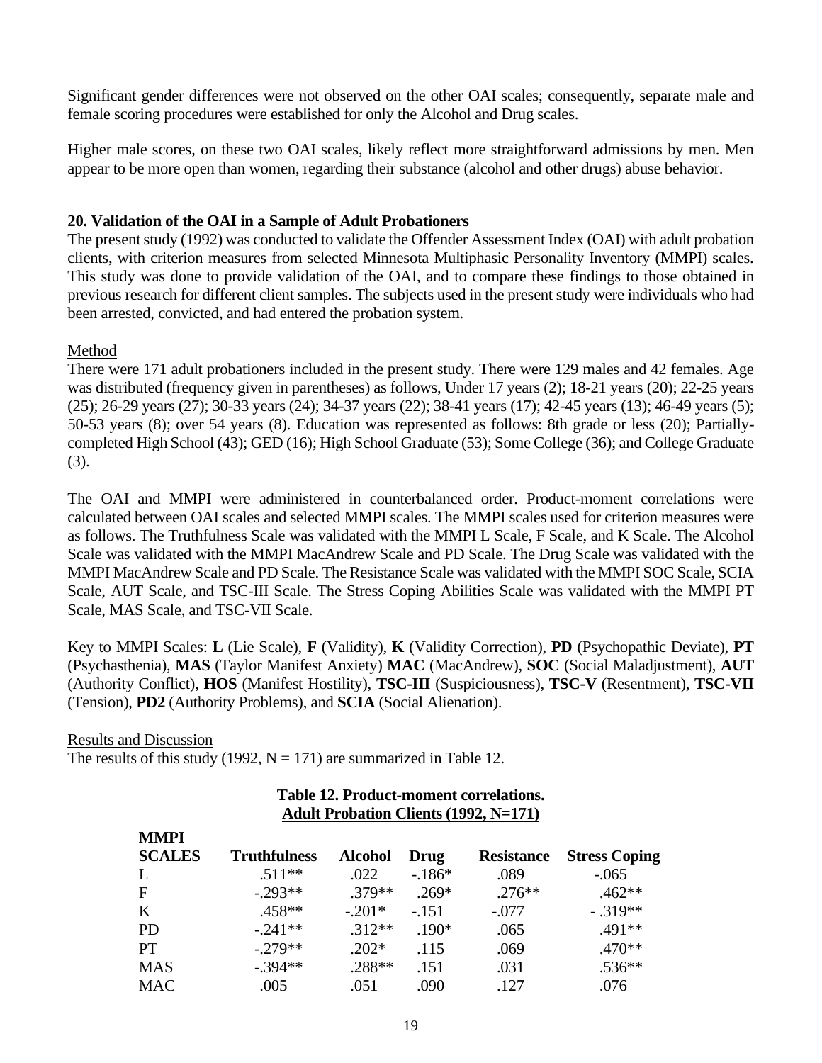Significant gender differences were not observed on the other OAI scales; consequently, separate male and female scoring procedures were established for only the Alcohol and Drug scales.

Higher male scores, on these two OAI scales, likely reflect more straightforward admissions by men. Men appear to be more open than women, regarding their substance (alcohol and other drugs) abuse behavior.

## 20. Validation of the OAI in a Sample of Adult Probationers

The present study (1992) was conducted to validate the Offender Assessment Index (OAI) with adult probation clients, with criterion measures from selected Minnesota Multiphasic Personality Inventory (MMPI) scales. This study was done to provide validation of the OAI, and to compare these findings to those obtained in previous research for different client samples. The subjects used in the present study were individuals who had been arrested, convicted, and had entered the probation system.

### Method

There were 171 adult probationers included in the present study. There were 129 males and 42 females. Age was distributed (frequency given in parentheses) as follows, Under 17 years (2); 18-21 years (20); 22-25 years (25); 26-29 years (27); 30-33 years (24); 34-37 years (22); 38-41 years (17); 42-45 years (13); 46-49 years (5); 50-53 years (8); over 54 years (8). Education was represented as follows: 8th grade or less (20); Partially-completed High School (43); GED (16); High School Graduate (53); Some College (36); and College Graduate (3).

The OAI and MMPI were administered in counterbalanced order. Product-moment correlations were calculated between OAI scales and selected MMPI scales. The MMPI scales used for criterion measures were as follows. The Truthfulness Scale was validated with the MMPI L Scale, F Scale, and K Scale. The Alcohol Scale was validated with the MMPI MacAndrew Scale and PD Scale. The Drug Scale was validated with the MMPI MacAndrew Scale and PD Scale. The Resistance Scale was validated with the MMPI SOC Scale, SCIA Scale, AUT Scale, and TSC-III Scale. The Stress Coping Abilities Scale was validated with the MMPI PT Scale, MAS Scale, and TSC-VII Scale.

Key to MMPI Scales: **L** (Lie Scale), **F** (Validity), **K** (Validity Correction), **PD** (Psychopathic Deviate), **PT** (Psychasthenia), **MAS** (Taylor Manifest Anxiety) **MAC** (MacAndrew), **SOC** (Social Maladjustment), **AUT** (Authority Conflict), **HOS** (Manifest Hostility), **TSC-III** (Suspiciousness), **TSC-V** (Resentment), **TSC-VII** (Tension), **PD2** (Authority Problems), and **SCIA** (Social Alienation).

### Results and Discussion

The results of this study (1992, N = 171) are summarized in Table 12.

**Table 12. Product-moment correlations. Adult Probation Clients (1992, N=171)**

| MMPI SCALES | Truthfulness | Alcohol | Drug | Resistance | Stress Coping |
|---|---|---|---|---|---|
| L | .511** | .022 | -.186* | .089 | -.065 |
| F | -.293** | .379** | .269* | .276** | .462** |
| K | .458** | -.201* | -.151 | -.077 | -.319** |
| PD | -.241** | .312** | .190* | .065 | .491** |
| PT | -.279** | .202* | .115 | .069 | .470** |
| MAS | -.394** | .288** | .151 | .031 | .536** |
| MAC | .005 | .051 | .090 | .127 | .076 |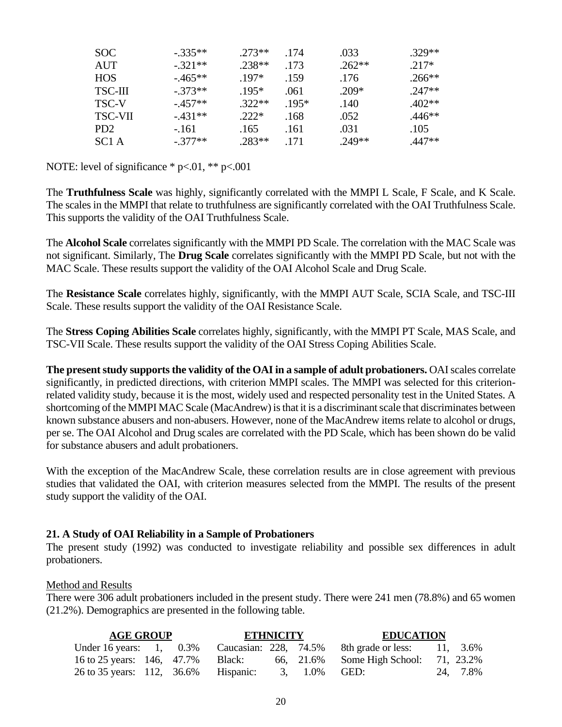| | | | | | |
|---|---|---|---|---|---|
| SOC | -.335** | .273** | .174 | .033 | .329** |
| AUT | -.321** | .238** | .173 | .262** | .217* |
| HOS | -.465** | .197* | .159 | .176 | .266** |
| TSC-III | -.373** | .195* | .061 | .209* | .247** |
| TSC-V | -.457** | .322** | .195* | .140 | .402** |
| TSC-VII | -.431** | .222* | .168 | .052 | .446** |
| PD2 | -.161 | .165 | .161 | .031 | .105 |
| SC1 A | -.377** | .283** | .171 | .249** | .447** |

NOTE: level of significance * p<.01, ** p<.001

The **Truthfulness Scale** was highly, significantly correlated with the MMPI L Scale, F Scale, and K Scale. The scales in the MMPI that relate to truthfulness are significantly correlated with the OAI Truthfulness Scale. This supports the validity of the OAI Truthfulness Scale.

The **Alcohol Scale** correlates significantly with the MMPI PD Scale. The correlation with the MAC Scale was not significant. Similarly, The **Drug Scale** correlates significantly with the MMPI PD Scale, but not with the MAC Scale. These results support the validity of the OAI Alcohol Scale and Drug Scale.

The **Resistance Scale** correlates highly, significantly, with the MMPI AUT Scale, SCIA Scale, and TSC-III Scale. These results support the validity of the OAI Resistance Scale.

The **Stress Coping Abilities Scale** correlates highly, significantly, with the MMPI PT Scale, MAS Scale, and TSC-VII Scale. These results support the validity of the OAI Stress Coping Abilities Scale.

**The present study supports the validity of the OAI in a sample of adult probationers.** OAI scales correlate significantly, in predicted directions, with criterion MMPI scales. The MMPI was selected for this criterion-related validity study, because it is the most, widely used and respected personality test in the United States. A shortcoming of the MMPI MAC Scale (MacAndrew) is that it is a discriminant scale that discriminates between known substance abusers and non-abusers. However, none of the MacAndrew items relate to alcohol or drugs, per se. The OAI Alcohol and Drug scales are correlated with the PD Scale, which has been shown do be valid for substance abusers and adult probationers.

With the exception of the MacAndrew Scale, these correlation results are in close agreement with previous studies that validated the OAI, with criterion measures selected from the MMPI. The results of the present study support the validity of the OAI.

### 21. A Study of OAI Reliability in a Sample of Probationers

The present study (1992) was conducted to investigate reliability and possible sex differences in adult probationers.

<u>Method and Results</u>

There were 306 adult probationers included in the present study. There were 241 men (78.8%) and 65 women (21.2%). Demographics are presented in the following table.

| AGE GROUP | | | ETHNICITY | | | EDUCATION | | |
|---|---|---|---|---|---|---|---|---|
| Under 16 years: | 1, | 0.3% | Caucasian: | 228, | 74.5% | 8th grade or less: | 11, | 3.6% |
| 16 to 25 years: | 146, | 47.7% | Black: | 66, | 21.6% | Some High School: | 71, | 23.2% |
| 26 to 35 years: | 112, | 36.6% | Hispanic: | 3, | 1.0% | GED: | 24, | 7.8% |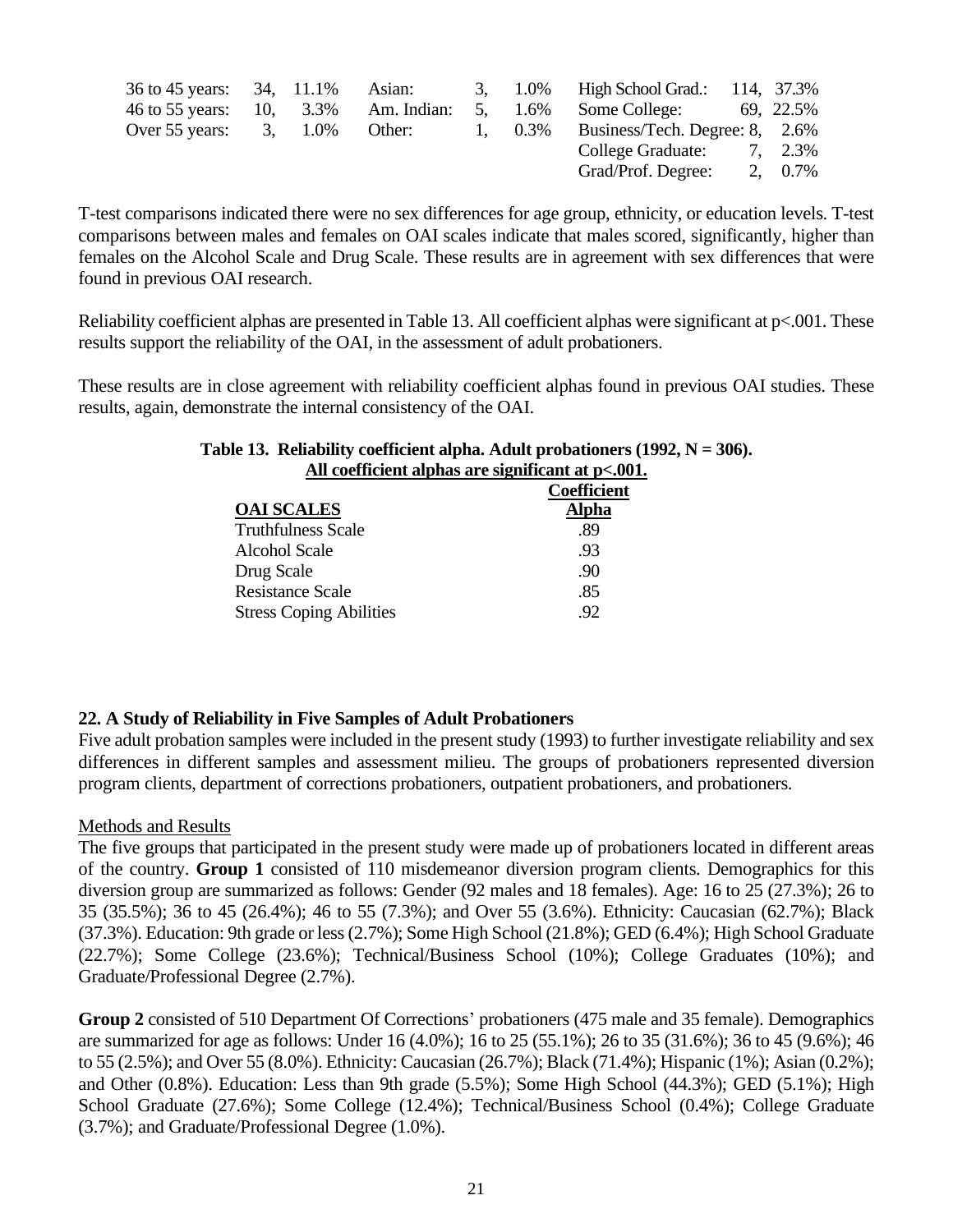| | | | | | | | | |
|---|---|---|---|---|---|---|---|---|
| 36 to 45 years: | 34, | 11.1% | Asian: | 3, | 1.0% | High School Grad.: | 114, | 37.3% |
| 46 to 55 years: | 10, | 3.3% | Am. Indian: | 5, | 1.6% | Some College: | 69, | 22.5% |
| Over 55 years: | 3, | 1.0% | Other: | 1, | 0.3% | Business/Tech. Degree: | 8, | 2.6% |
| | | | | | | College Graduate: | 7, | 2.3% |
| | | | | | | Grad/Prof. Degree: | 2, | 0.7% |

T-test comparisons indicated there were no sex differences for age group, ethnicity, or education levels. T-test comparisons between males and females on OAI scales indicate that males scored, significantly, higher than females on the Alcohol Scale and Drug Scale. These results are in agreement with sex differences that were found in previous OAI research.

Reliability coefficient alphas are presented in Table 13. All coefficient alphas were significant at p<.001. These results support the reliability of the OAI, in the assessment of adult probationers.

These results are in close agreement with reliability coefficient alphas found in previous OAI studies. These results, again, demonstrate the internal consistency of the OAI.

**Table 13. Reliability coefficient alpha. Adult probationers (1992, N = 306).**
**All coefficient alphas are significant at p<.001.**

| OAI SCALES | Coefficient Alpha |
|---|---|
| Truthfulness Scale | .89 |
| Alcohol Scale | .93 |
| Drug Scale | .90 |
| Resistance Scale | .85 |
| Stress Coping Abilities | .92 |

## 22. A Study of Reliability in Five Samples of Adult Probationers

Five adult probation samples were included in the present study (1993) to further investigate reliability and sex differences in different samples and assessment milieu. The groups of probationers represented diversion program clients, department of corrections probationers, outpatient probationers, and probationers.

### Methods and Results

The five groups that participated in the present study were made up of probationers located in different areas of the country. **Group 1** consisted of 110 misdemeanor diversion program clients. Demographics for this diversion group are summarized as follows: Gender (92 males and 18 females). Age: 16 to 25 (27.3%); 26 to 35 (35.5%); 36 to 45 (26.4%); 46 to 55 (7.3%); and Over 55 (3.6%). Ethnicity: Caucasian (62.7%); Black (37.3%). Education: 9th grade or less (2.7%); Some High School (21.8%); GED (6.4%); High School Graduate (22.7%); Some College (23.6%); Technical/Business School (10%); College Graduates (10%); and Graduate/Professional Degree (2.7%).

**Group 2** consisted of 510 Department Of Corrections' probationers (475 male and 35 female). Demographics are summarized for age as follows: Under 16 (4.0%); 16 to 25 (55.1%); 26 to 35 (31.6%); 36 to 45 (9.6%); 46 to 55 (2.5%); and Over 55 (8.0%). Ethnicity: Caucasian (26.7%); Black (71.4%); Hispanic (1%); Asian (0.2%); and Other (0.8%). Education: Less than 9th grade (5.5%); Some High School (44.3%); GED (5.1%); High School Graduate (27.6%); Some College (12.4%); Technical/Business School (0.4%); College Graduate (3.7%); and Graduate/Professional Degree (1.0%).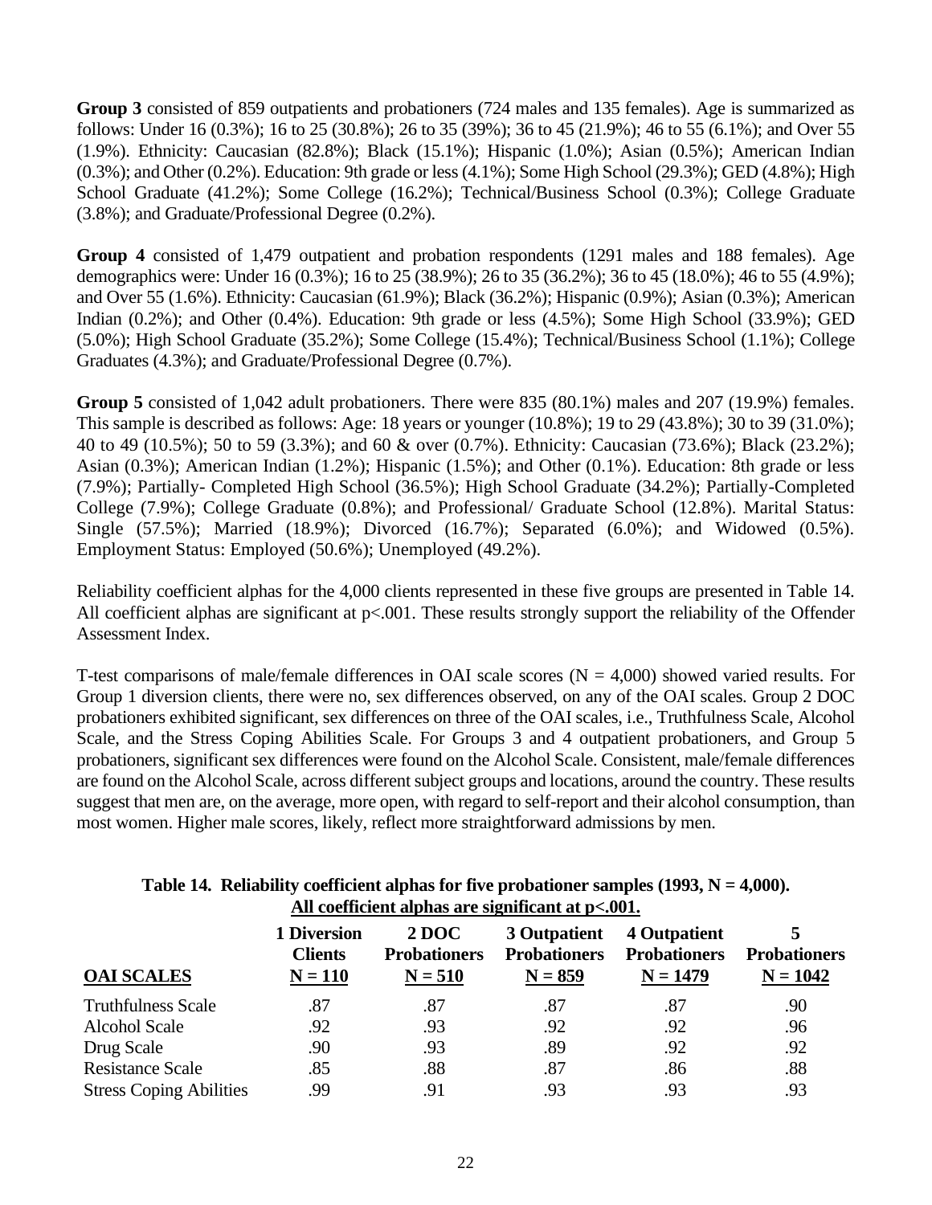**Group 3** consisted of 859 outpatients and probationers (724 males and 135 females). Age is summarized as follows: Under 16 (0.3%); 16 to 25 (30.8%); 26 to 35 (39%); 36 to 45 (21.9%); 46 to 55 (6.1%); and Over 55 (1.9%). Ethnicity: Caucasian (82.8%); Black (15.1%); Hispanic (1.0%); Asian (0.5%); American Indian (0.3%); and Other (0.2%). Education: 9th grade or less (4.1%); Some High School (29.3%); GED (4.8%); High School Graduate (41.2%); Some College (16.2%); Technical/Business School (0.3%); College Graduate (3.8%); and Graduate/Professional Degree (0.2%).

**Group 4** consisted of 1,479 outpatient and probation respondents (1291 males and 188 females). Age demographics were: Under 16 (0.3%); 16 to 25 (38.9%); 26 to 35 (36.2%); 36 to 45 (18.0%); 46 to 55 (4.9%); and Over 55 (1.6%). Ethnicity: Caucasian (61.9%); Black (36.2%); Hispanic (0.9%); Asian (0.3%); American Indian (0.2%); and Other (0.4%). Education: 9th grade or less (4.5%); Some High School (33.9%); GED (5.0%); High School Graduate (35.2%); Some College (15.4%); Technical/Business School (1.1%); College Graduates (4.3%); and Graduate/Professional Degree (0.7%).

**Group 5** consisted of 1,042 adult probationers. There were 835 (80.1%) males and 207 (19.9%) females. This sample is described as follows: Age: 18 years or younger (10.8%); 19 to 29 (43.8%); 30 to 39 (31.0%); 40 to 49 (10.5%); 50 to 59 (3.3%); and 60 & over (0.7%). Ethnicity: Caucasian (73.6%); Black (23.2%); Asian (0.3%); American Indian (1.2%); Hispanic (1.5%); and Other (0.1%). Education: 8th grade or less (7.9%); Partially- Completed High School (36.5%); High School Graduate (34.2%); Partially-Completed College (7.9%); College Graduate (0.8%); and Professional/ Graduate School (12.8%). Marital Status: Single (57.5%); Married (18.9%); Divorced (16.7%); Separated (6.0%); and Widowed (0.5%). Employment Status: Employed (50.6%); Unemployed (49.2%).

Reliability coefficient alphas for the 4,000 clients represented in these five groups are presented in Table 14. All coefficient alphas are significant at p<.001. These results strongly support the reliability of the Offender Assessment Index.

T-test comparisons of male/female differences in OAI scale scores (N = 4,000) showed varied results. For Group 1 diversion clients, there were no, sex differences observed, on any of the OAI scales. Group 2 DOC probationers exhibited significant, sex differences on three of the OAI scales, i.e., Truthfulness Scale, Alcohol Scale, and the Stress Coping Abilities Scale. For Groups 3 and 4 outpatient probationers, and Group 5 probationers, significant sex differences were found on the Alcohol Scale. Consistent, male/female differences are found on the Alcohol Scale, across different subject groups and locations, around the country. These results suggest that men are, on the average, more open, with regard to self-report and their alcohol consumption, than most women. Higher male scores, likely, reflect more straightforward admissions by men.

**Table 14. Reliability coefficient alphas for five probationer samples (1993, N = 4,000). All coefficient alphas are significant at p<.001.**

| OAI SCALES | 1 Diversion Clients N = 110 | 2 DOC Probationers N = 510 | 3 Outpatient Probationers N = 859 | 4 Outpatient Probationers N = 1479 | 5 Probationers N = 1042 |
|---|---|---|---|---|---|
| Truthfulness Scale | .87 | .87 | .87 | .87 | .90 |
| Alcohol Scale | .92 | .93 | .92 | .92 | .96 |
| Drug Scale | .90 | .93 | .89 | .92 | .92 |
| Resistance Scale | .85 | .88 | .87 | .86 | .88 |
| Stress Coping Abilities | .99 | .91 | .93 | .93 | .93 |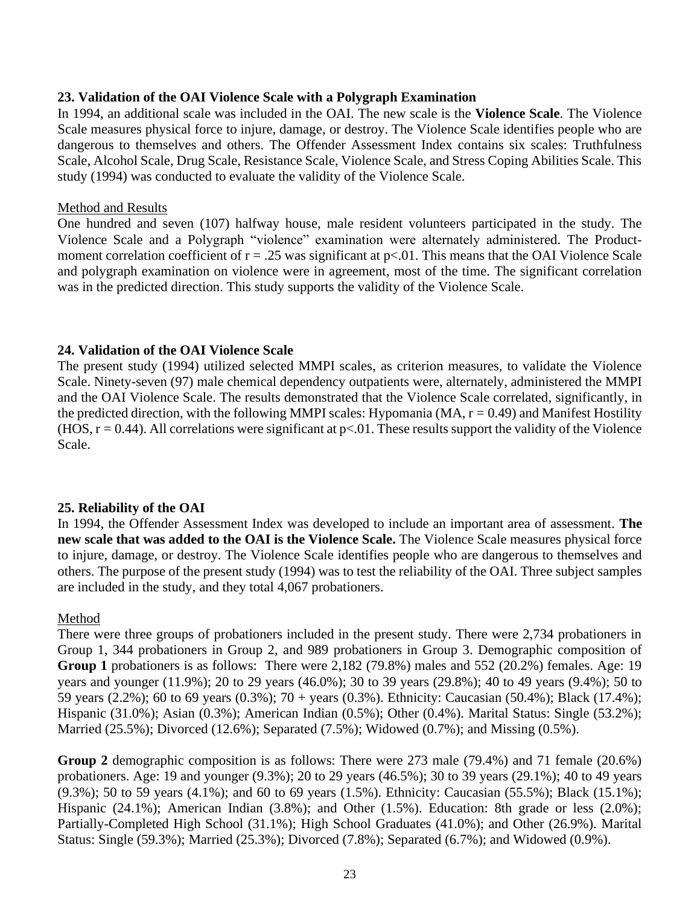### 23. Validation of the OAI Violence Scale with a Polygraph Examination

In 1994, an additional scale was included in the OAI. The new scale is the **Violence Scale**. The Violence Scale measures physical force to injure, damage, or destroy. The Violence Scale identifies people who are dangerous to themselves and others. The Offender Assessment Index contains six scales: Truthfulness Scale, Alcohol Scale, Drug Scale, Resistance Scale, Violence Scale, and Stress Coping Abilities Scale. This study (1994) was conducted to evaluate the validity of the Violence Scale.

Method and Results

One hundred and seven (107) halfway house, male resident volunteers participated in the study. The Violence Scale and a Polygraph "violence" examination were alternately administered. The Product-moment correlation coefficient of $r = .25$ was significant at $p<.01$. This means that the OAI Violence Scale and polygraph examination on violence were in agreement, most of the time. The significant correlation was in the predicted direction. This study supports the validity of the Violence Scale.

### 24. Validation of the OAI Violence Scale

The present study (1994) utilized selected MMPI scales, as criterion measures, to validate the Violence Scale. Ninety-seven (97) male chemical dependency outpatients were, alternately, administered the MMPI and the OAI Violence Scale. The results demonstrated that the Violence Scale correlated, significantly, in the predicted direction, with the following MMPI scales: Hypomania (MA, $r = 0.49$) and Manifest Hostility (HOS, $r = 0.44$). All correlations were significant at $p<.01$. These results support the validity of the Violence Scale.

### 25. Reliability of the OAI

In 1994, the Offender Assessment Index was developed to include an important area of assessment. **The new scale that was added to the OAI is the Violence Scale.** The Violence Scale measures physical force to injure, damage, or destroy. The Violence Scale identifies people who are dangerous to themselves and others. The purpose of the present study (1994) was to test the reliability of the OAI. Three subject samples are included in the study, and they total 4,067 probationers.

Method

There were three groups of probationers included in the present study. There were 2,734 probationers in Group 1, 344 probationers in Group 2, and 989 probationers in Group 3. Demographic composition of **Group 1** probationers is as follows: There were 2,182 (79.8%) males and 552 (20.2%) females. Age: 19 years and younger (11.9%); 20 to 29 years (46.0%); 30 to 39 years (29.8%); 40 to 49 years (9.4%); 50 to 59 years (2.2%); 60 to 69 years (0.3%); 70 + years (0.3%). Ethnicity: Caucasian (50.4%); Black (17.4%); Hispanic (31.0%); Asian (0.3%); American Indian (0.5%); Other (0.4%). Marital Status: Single (53.2%); Married (25.5%); Divorced (12.6%); Separated (7.5%); Widowed (0.7%); and Missing (0.5%).

**Group 2** demographic composition is as follows: There were 273 male (79.4%) and 71 female (20.6%) probationers. Age: 19 and younger (9.3%); 20 to 29 years (46.5%); 30 to 39 years (29.1%); 40 to 49 years (9.3%); 50 to 59 years (4.1%); and 60 to 69 years (1.5%). Ethnicity: Caucasian (55.5%); Black (15.1%); Hispanic (24.1%); American Indian (3.8%); and Other (1.5%). Education: 8th grade or less (2.0%); Partially-Completed High School (31.1%); High School Graduates (41.0%); and Other (26.9%). Marital Status: Single (59.3%); Married (25.3%); Divorced (7.8%); Separated (6.7%); and Widowed (0.9%).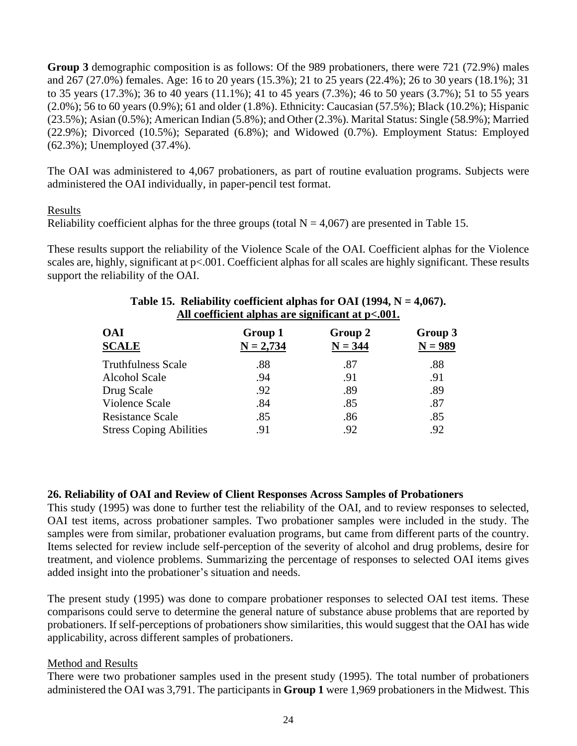**Group 3** demographic composition is as follows: Of the 989 probationers, there were 721 (72.9%) males and 267 (27.0%) females. Age: 16 to 20 years (15.3%); 21 to 25 years (22.4%); 26 to 30 years (18.1%); 31 to 35 years (17.3%); 36 to 40 years (11.1%); 41 to 45 years (7.3%); 46 to 50 years (3.7%); 51 to 55 years (2.0%); 56 to 60 years (0.9%); 61 and older (1.8%). Ethnicity: Caucasian (57.5%); Black (10.2%); Hispanic (23.5%); Asian (0.5%); American Indian (5.8%); and Other (2.3%). Marital Status: Single (58.9%); Married (22.9%); Divorced (10.5%); Separated (6.8%); and Widowed (0.7%). Employment Status: Employed (62.3%); Unemployed (37.4%).

The OAI was administered to 4,067 probationers, as part of routine evaluation programs. Subjects were administered the OAI individually, in paper-pencil test format.

Results

Reliability coefficient alphas for the three groups (total N = 4,067) are presented in Table 15.

These results support the reliability of the Violence Scale of the OAI. Coefficient alphas for the Violence scales are, highly, significant at p<.001. Coefficient alphas for all scales are highly significant. These results support the reliability of the OAI.

**Table 15. Reliability coefficient alphas for OAI (1994, N = 4,067). All coefficient alphas are significant at p<.001.**

| OAI SCALE | Group 1 N = 2,734 | Group 2 N = 344 | Group 3 N = 989 |
|---|---|---|---|
| Truthfulness Scale | .88 | .87 | .88 |
| Alcohol Scale | .94 | .91 | .91 |
| Drug Scale | .92 | .89 | .89 |
| Violence Scale | .84 | .85 | .87 |
| Resistance Scale | .85 | .86 | .85 |
| Stress Coping Abilities | .91 | .92 | .92 |

**26. Reliability of OAI and Review of Client Responses Across Samples of Probationers**

This study (1995) was done to further test the reliability of the OAI, and to review responses to selected, OAI test items, across probationer samples. Two probationer samples were included in the study. The samples were from similar, probationer evaluation programs, but came from different parts of the country. Items selected for review include self-perception of the severity of alcohol and drug problems, desire for treatment, and violence problems. Summarizing the percentage of responses to selected OAI items gives added insight into the probationer's situation and needs.

The present study (1995) was done to compare probationer responses to selected OAI test items. These comparisons could serve to determine the general nature of substance abuse problems that are reported by probationers. If self-perceptions of probationers show similarities, this would suggest that the OAI has wide applicability, across different samples of probationers.

Method and Results

There were two probationer samples used in the present study (1995). The total number of probationers administered the OAI was 3,791. The participants in **Group 1** were 1,969 probationers in the Midwest. This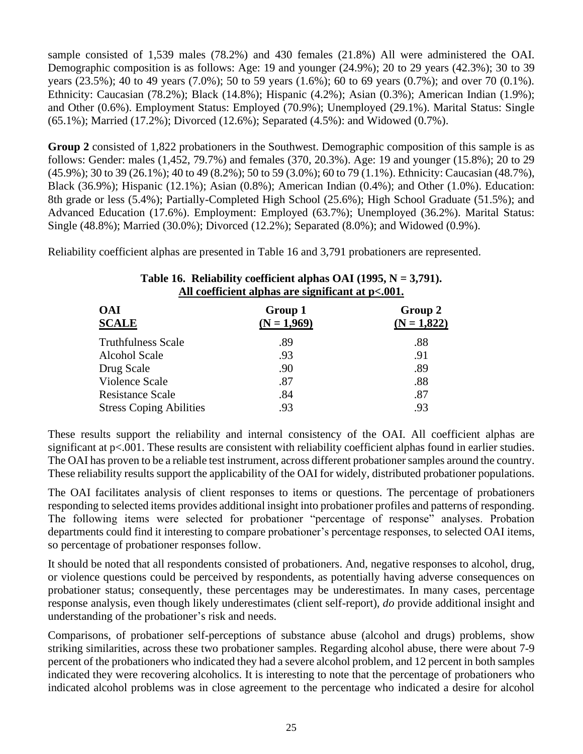sample consisted of 1,539 males (78.2%) and 430 females (21.8%) All were administered the OAI. Demographic composition is as follows: Age: 19 and younger (24.9%); 20 to 29 years (42.3%); 30 to 39 years (23.5%); 40 to 49 years (7.0%); 50 to 59 years (1.6%); 60 to 69 years (0.7%); and over 70 (0.1%). Ethnicity: Caucasian (78.2%); Black (14.8%); Hispanic (4.2%); Asian (0.3%); American Indian (1.9%); and Other (0.6%). Employment Status: Employed (70.9%); Unemployed (29.1%). Marital Status: Single (65.1%); Married (17.2%); Divorced (12.6%); Separated (4.5%): and Widowed (0.7%).

**Group 2** consisted of 1,822 probationers in the Southwest. Demographic composition of this sample is as follows: Gender: males (1,452, 79.7%) and females (370, 20.3%). Age: 19 and younger (15.8%); 20 to 29 (45.9%); 30 to 39 (26.1%); 40 to 49 (8.2%); 50 to 59 (3.0%); 60 to 79 (1.1%). Ethnicity: Caucasian (48.7%), Black (36.9%); Hispanic (12.1%); Asian (0.8%); American Indian (0.4%); and Other (1.0%). Education: 8th grade or less (5.4%); Partially-Completed High School (25.6%); High School Graduate (51.5%); and Advanced Education (17.6%). Employment: Employed (63.7%); Unemployed (36.2%). Marital Status: Single (48.8%); Married (30.0%); Divorced (12.2%); Separated (8.0%); and Widowed (0.9%).

Reliability coefficient alphas are presented in Table 16 and 3,791 probationers are represented.

**Table 16. Reliability coefficient alphas OAI (1995, N = 3,791).**
**All coefficient alphas are significant at p<.001.**

| OAI SCALE | Group 1 (N = 1,969) | Group 2 (N = 1,822) |
|---|---|---|
| Truthfulness Scale | .89 | .88 |
| Alcohol Scale | .93 | .91 |
| Drug Scale | .90 | .89 |
| Violence Scale | .87 | .88 |
| Resistance Scale | .84 | .87 |
| Stress Coping Abilities | .93 | .93 |

These results support the reliability and internal consistency of the OAI. All coefficient alphas are significant at p<.001. These results are consistent with reliability coefficient alphas found in earlier studies. The OAI has proven to be a reliable test instrument, across different probationer samples around the country. These reliability results support the applicability of the OAI for widely, distributed probationer populations.

The OAI facilitates analysis of client responses to items or questions. The percentage of probationers responding to selected items provides additional insight into probationer profiles and patterns of responding. The following items were selected for probationer "percentage of response" analyses. Probation departments could find it interesting to compare probationer's percentage responses, to selected OAI items, so percentage of probationer responses follow.

It should be noted that all respondents consisted of probationers. And, negative responses to alcohol, drug, or violence questions could be perceived by respondents, as potentially having adverse consequences on probationer status; consequently, these percentages may be underestimates. In many cases, percentage response analysis, even though likely underestimates (client self-report), *do* provide additional insight and understanding of the probationer's risk and needs.

Comparisons, of probationer self-perceptions of substance abuse (alcohol and drugs) problems, show striking similarities, across these two probationer samples. Regarding alcohol abuse, there were about 7-9 percent of the probationers who indicated they had a severe alcohol problem, and 12 percent in both samples indicated they were recovering alcoholics. It is interesting to note that the percentage of probationers who indicated alcohol problems was in close agreement to the percentage who indicated a desire for alcohol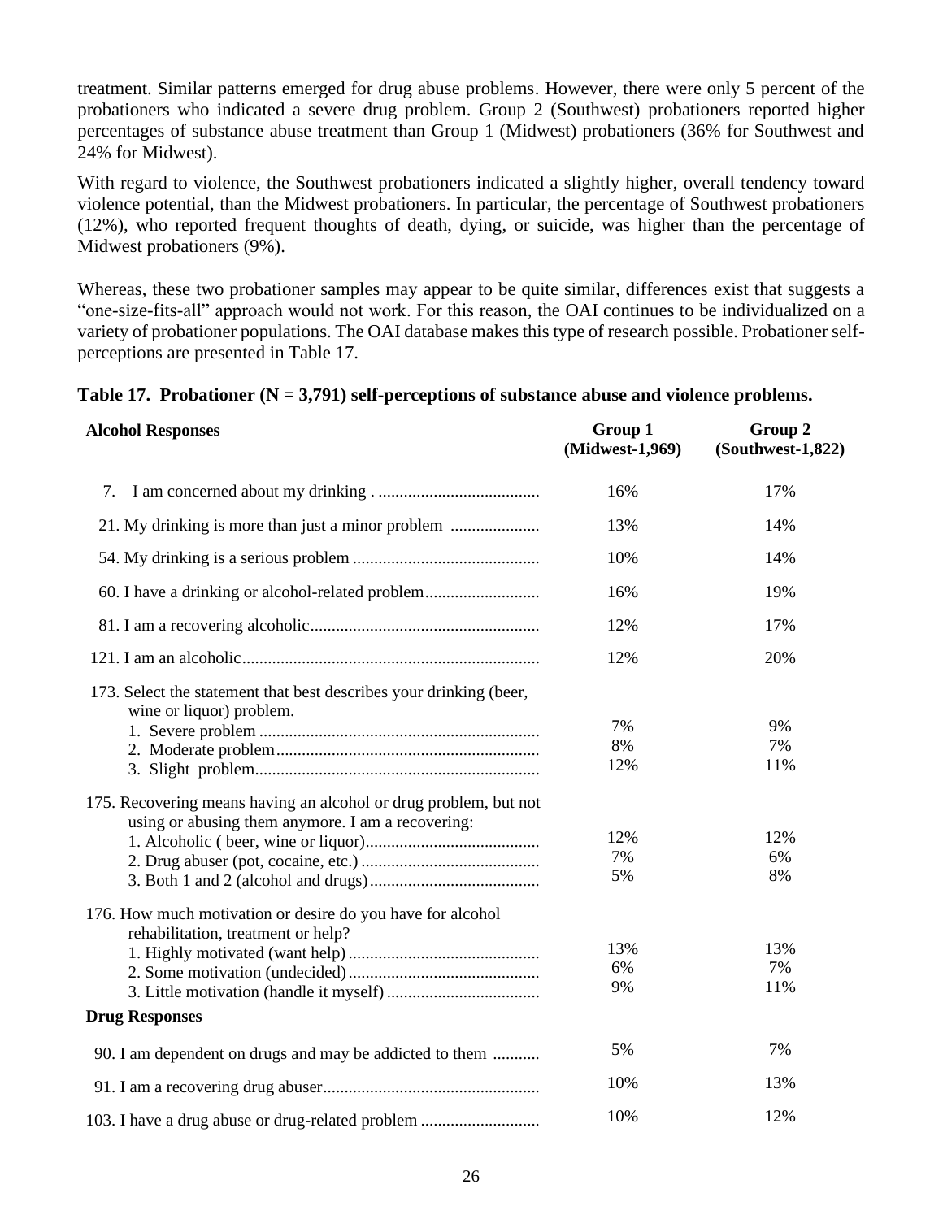treatment. Similar patterns emerged for drug abuse problems. However, there were only 5 percent of the probationers who indicated a severe drug problem. Group 2 (Southwest) probationers reported higher percentages of substance abuse treatment than Group 1 (Midwest) probationers (36% for Southwest and 24% for Midwest).

With regard to violence, the Southwest probationers indicated a slightly higher, overall tendency toward violence potential, than the Midwest probationers. In particular, the percentage of Southwest probationers (12%), who reported frequent thoughts of death, dying, or suicide, was higher than the percentage of Midwest probationers (9%).

Whereas, these two probationer samples may appear to be quite similar, differences exist that suggests a "one-size-fits-all" approach would not work. For this reason, the OAI continues to be individualized on a variety of probationer populations. The OAI database makes this type of research possible. Probationer self-perceptions are presented in Table 17.

**Table 17. Probationer (N = 3,791) self-perceptions of substance abuse and violence problems.**

| **Alcohol Responses** | **Group 1 (Midwest-1,969)** | **Group 2 (Southwest-1,822)** |
|---|---|---|
| 7. I am concerned about my drinking | 16% | 17% |
| 21. My drinking is more than just a minor problem | 13% | 14% |
| 54. My drinking is a serious problem | 10% | 14% |
| 60. I have a drinking or alcohol-related problem | 16% | 19% |
| 81. I am a recovering alcoholic | 12% | 17% |
| 121. I am an alcoholic | 12% | 20% |
| 173. Select the statement that best describes your drinking (beer, wine or liquor) problem. | | |
| 1. Severe problem | 7% | 9% |
| 2. Moderate problem | 8% | 7% |
| 3. Slight problem | 12% | 11% |
| 175. Recovering means having an alcohol or drug problem, but not using or abusing them anymore. I am a recovering: | | |
| 1. Alcoholic ( beer, wine or liquor) | 12% | 12% |
| 2. Drug abuser (pot, cocaine, etc.) | 7% | 6% |
| 3. Both 1 and 2 (alcohol and drugs) | 5% | 8% |
| 176. How much motivation or desire do you have for alcohol rehabilitation, treatment or help? | | |
| 1. Highly motivated (want help) | 13% | 13% |
| 2. Some motivation (undecided) | 6% | 7% |
| 3. Little motivation (handle it myself) | 9% | 11% |
| **Drug Responses** | | |
| 90. I am dependent on drugs and may be addicted to them | 5% | 7% |
| 91. I am a recovering drug abuser | 10% | 13% |
| 103. I have a drug abuse or drug-related problem | 10% | 12% |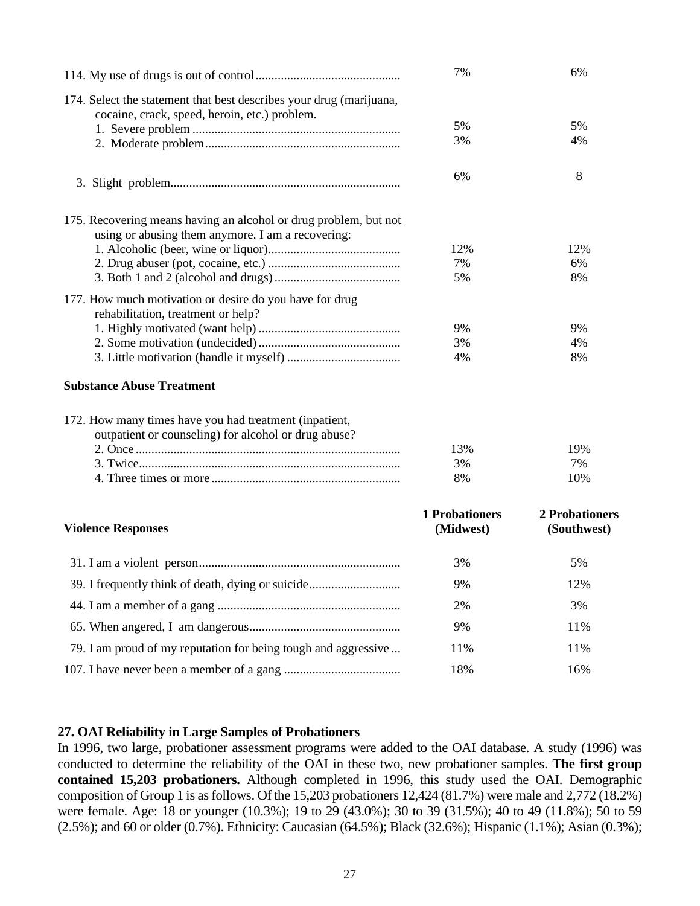| | | |
|---|---|---|
| 114. My use of drugs is out of control | 7% | 6% |
| 174. Select the statement that best describes your drug (marijuana, cocaine, crack, speed, heroin, etc.) problem. | | |
| 1. Severe problem | 5% | 5% |
| 2. Moderate problem | 3% | 4% |
| 3. Slight problem | 6% | 8 |
| 175. Recovering means having an alcohol or drug problem, but not using or abusing them anymore. I am a recovering: | | |
| 1. Alcoholic (beer, wine or liquor) | 12% | 12% |
| 2. Drug abuser (pot, cocaine, etc.) | 7% | 6% |
| 3. Both 1 and 2 (alcohol and drugs) | 5% | 8% |
| 177. How much motivation or desire do you have for drug rehabilitation, treatment or help? | | |
| 1. Highly motivated (want help) | 9% | 9% |
| 2. Some motivation (undecided) | 3% | 4% |
| 3. Little motivation (handle it myself) | 4% | 8% |
| **Substance Abuse Treatment** | | |
| 172. How many times have you had treatment (inpatient, outpatient or counseling) for alcohol or drug abuse? | | |
| 2. Once | 13% | 19% |
| 3. Twice | 3% | 7% |
| 4. Three times or more | 8% | 10% |

| **Violence Responses** | **1 Probationers (Midwest)** | **2 Probationers (Southwest)** |
|---|---|---|
| 31. I am a violent person | 3% | 5% |
| 39. I frequently think of death, dying or suicide | 9% | 12% |
| 44. I am a member of a gang | 2% | 3% |
| 65. When angered, I am dangerous | 9% | 11% |
| 79. I am proud of my reputation for being tough and aggressive | 11% | 11% |
| 107. I have never been a member of a gang | 18% | 16% |

## 27. OAI Reliability in Large Samples of Probationers

In 1996, two large, probationer assessment programs were added to the OAI database. A study (1996) was conducted to determine the reliability of the OAI in these two, new probationer samples. **The first group contained 15,203 probationers.** Although completed in 1996, this study used the OAI. Demographic composition of Group 1 is as follows. Of the 15,203 probationers 12,424 (81.7%) were male and 2,772 (18.2%) were female. Age: 18 or younger (10.3%); 19 to 29 (43.0%); 30 to 39 (31.5%); 40 to 49 (11.8%); 50 to 59 (2.5%); and 60 or older (0.7%). Ethnicity: Caucasian (64.5%); Black (32.6%); Hispanic (1.1%); Asian (0.3%);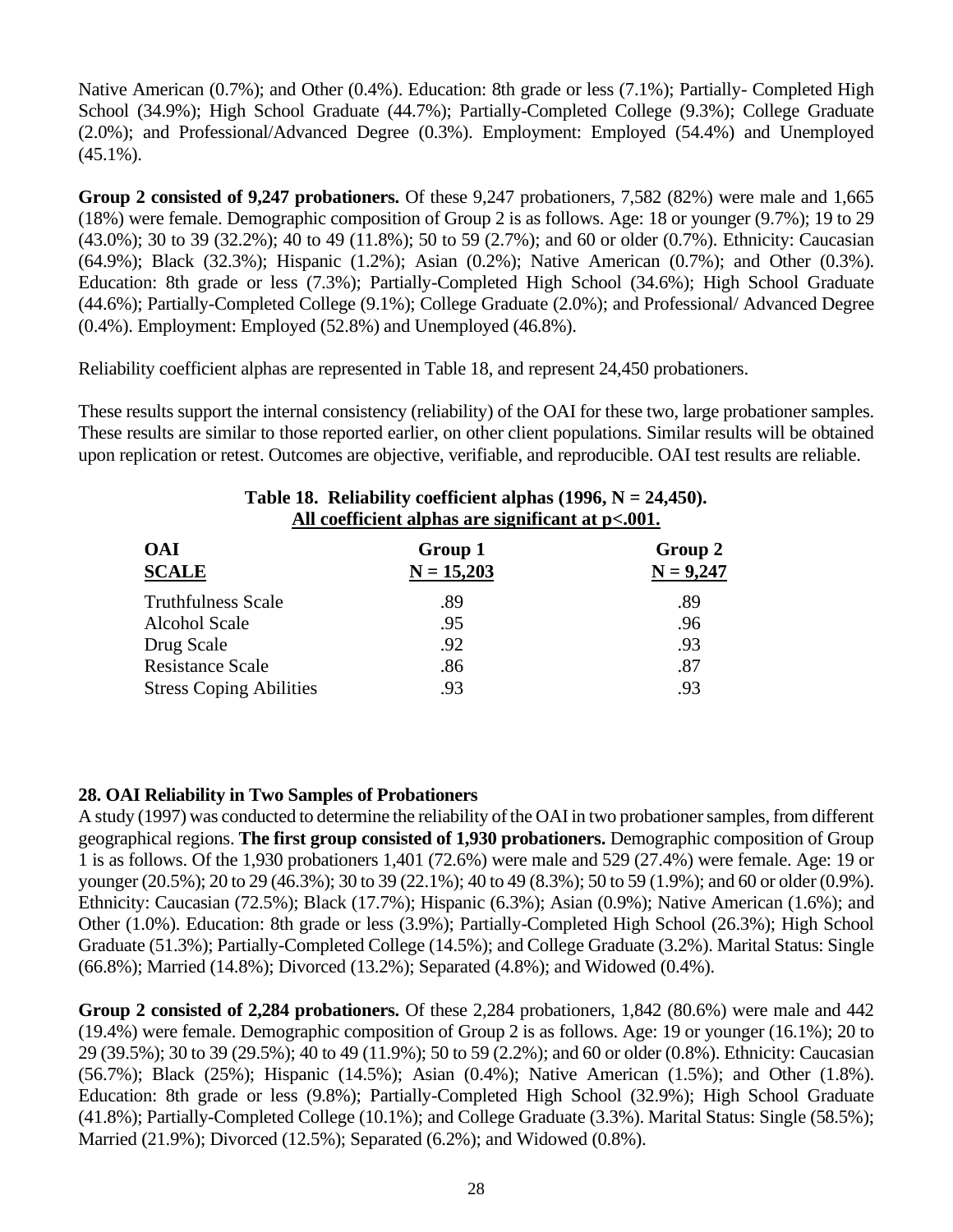Native American (0.7%); and Other (0.4%). Education: 8th grade or less (7.1%); Partially- Completed High School (34.9%); High School Graduate (44.7%); Partially-Completed College (9.3%); College Graduate (2.0%); and Professional/Advanced Degree (0.3%). Employment: Employed (54.4%) and Unemployed (45.1%).

**Group 2 consisted of 9,247 probationers.** Of these 9,247 probationers, 7,582 (82%) were male and 1,665 (18%) were female. Demographic composition of Group 2 is as follows. Age: 18 or younger (9.7%); 19 to 29 (43.0%); 30 to 39 (32.2%); 40 to 49 (11.8%); 50 to 59 (2.7%); and 60 or older (0.7%). Ethnicity: Caucasian (64.9%); Black (32.3%); Hispanic (1.2%); Asian (0.2%); Native American (0.7%); and Other (0.3%). Education: 8th grade or less (7.3%); Partially-Completed High School (34.6%); High School Graduate (44.6%); Partially-Completed College (9.1%); College Graduate (2.0%); and Professional/ Advanced Degree (0.4%). Employment: Employed (52.8%) and Unemployed (46.8%).

Reliability coefficient alphas are represented in Table 18, and represent 24,450 probationers.

These results support the internal consistency (reliability) of the OAI for these two, large probationer samples. These results are similar to those reported earlier, on other client populations. Similar results will be obtained upon replication or retest. Outcomes are objective, verifiable, and reproducible. OAI test results are reliable.

**Table 18. Reliability coefficient alphas (1996, N = 24,450).**
**All coefficient alphas are significant at p<.001.**

| OAI SCALE | Group 1 N = 15,203 | Group 2 N = 9,247 |
|---|---|---|
| Truthfulness Scale | .89 | .89 |
| Alcohol Scale | .95 | .96 |
| Drug Scale | .92 | .93 |
| Resistance Scale | .86 | .87 |
| Stress Coping Abilities | .93 | .93 |

### 28. OAI Reliability in Two Samples of Probationers

A study (1997) was conducted to determine the reliability of the OAI in two probationer samples, from different geographical regions. **The first group consisted of 1,930 probationers.** Demographic composition of Group 1 is as follows. Of the 1,930 probationers 1,401 (72.6%) were male and 529 (27.4%) were female. Age: 19 or younger (20.5%); 20 to 29 (46.3%); 30 to 39 (22.1%); 40 to 49 (8.3%); 50 to 59 (1.9%); and 60 or older (0.9%). Ethnicity: Caucasian (72.5%); Black (17.7%); Hispanic (6.3%); Asian (0.9%); Native American (1.6%); and Other (1.0%). Education: 8th grade or less (3.9%); Partially-Completed High School (26.3%); High School Graduate (51.3%); Partially-Completed College (14.5%); and College Graduate (3.2%). Marital Status: Single (66.8%); Married (14.8%); Divorced (13.2%); Separated (4.8%); and Widowed (0.4%).

**Group 2 consisted of 2,284 probationers.** Of these 2,284 probationers, 1,842 (80.6%) were male and 442 (19.4%) were female. Demographic composition of Group 2 is as follows. Age: 19 or younger (16.1%); 20 to 29 (39.5%); 30 to 39 (29.5%); 40 to 49 (11.9%); 50 to 59 (2.2%); and 60 or older (0.8%). Ethnicity: Caucasian (56.7%); Black (25%); Hispanic (14.5%); Asian (0.4%); Native American (1.5%); and Other (1.8%). Education: 8th grade or less (9.8%); Partially-Completed High School (32.9%); High School Graduate (41.8%); Partially-Completed College (10.1%); and College Graduate (3.3%). Marital Status: Single (58.5%); Married (21.9%); Divorced (12.5%); Separated (6.2%); and Widowed (0.8%).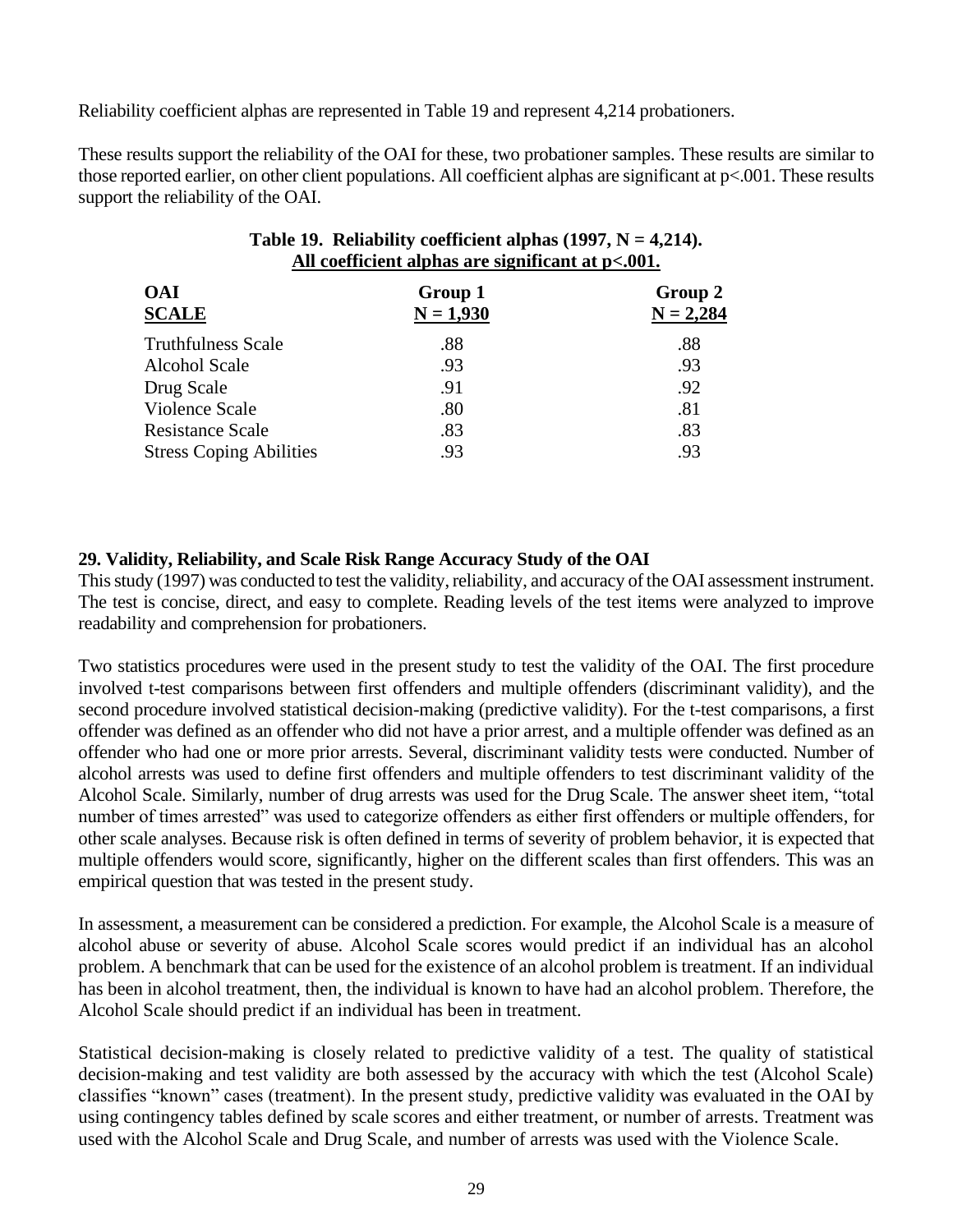Reliability coefficient alphas are represented in Table 19 and represent 4,214 probationers.

These results support the reliability of the OAI for these, two probationer samples. These results are similar to those reported earlier, on other client populations. All coefficient alphas are significant at p<.001. These results support the reliability of the OAI.

**Table 19. Reliability coefficient alphas (1997, N = 4,214).**
**All coefficient alphas are significant at p<.001.**

| OAI SCALE | Group 1 N = 1,930 | Group 2 N = 2,284 |
|---|---|---|
| Truthfulness Scale | .88 | .88 |
| Alcohol Scale | .93 | .93 |
| Drug Scale | .91 | .92 |
| Violence Scale | .80 | .81 |
| Resistance Scale | .83 | .83 |
| Stress Coping Abilities | .93 | .93 |

### 29. Validity, Reliability, and Scale Risk Range Accuracy Study of the OAI

This study (1997) was conducted to test the validity, reliability, and accuracy of the OAI assessment instrument. The test is concise, direct, and easy to complete. Reading levels of the test items were analyzed to improve readability and comprehension for probationers.

Two statistics procedures were used in the present study to test the validity of the OAI. The first procedure involved t-test comparisons between first offenders and multiple offenders (discriminant validity), and the second procedure involved statistical decision-making (predictive validity). For the t-test comparisons, a first offender was defined as an offender who did not have a prior arrest, and a multiple offender was defined as an offender who had one or more prior arrests. Several, discriminant validity tests were conducted. Number of alcohol arrests was used to define first offenders and multiple offenders to test discriminant validity of the Alcohol Scale. Similarly, number of drug arrests was used for the Drug Scale. The answer sheet item, "total number of times arrested" was used to categorize offenders as either first offenders or multiple offenders, for other scale analyses. Because risk is often defined in terms of severity of problem behavior, it is expected that multiple offenders would score, significantly, higher on the different scales than first offenders. This was an empirical question that was tested in the present study.

In assessment, a measurement can be considered a prediction. For example, the Alcohol Scale is a measure of alcohol abuse or severity of abuse. Alcohol Scale scores would predict if an individual has an alcohol problem. A benchmark that can be used for the existence of an alcohol problem is treatment. If an individual has been in alcohol treatment, then, the individual is known to have had an alcohol problem. Therefore, the Alcohol Scale should predict if an individual has been in treatment.

Statistical decision-making is closely related to predictive validity of a test. The quality of statistical decision-making and test validity are both assessed by the accuracy with which the test (Alcohol Scale) classifies "known" cases (treatment). In the present study, predictive validity was evaluated in the OAI by using contingency tables defined by scale scores and either treatment, or number of arrests. Treatment was used with the Alcohol Scale and Drug Scale, and number of arrests was used with the Violence Scale.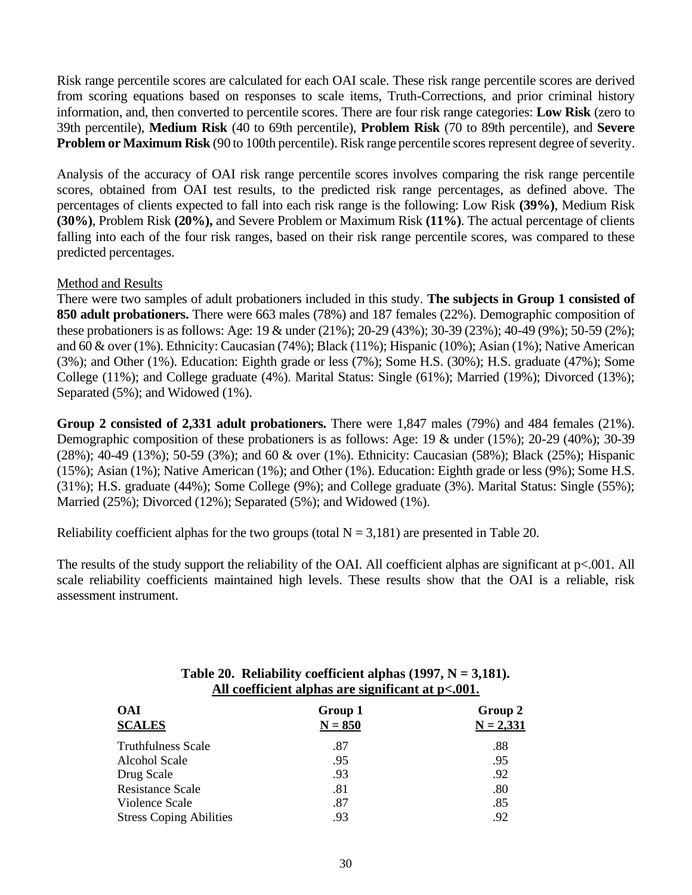Risk range percentile scores are calculated for each OAI scale. These risk range percentile scores are derived from scoring equations based on responses to scale items, Truth-Corrections, and prior criminal history information, and, then converted to percentile scores. There are four risk range categories: **Low Risk** (zero to 39th percentile), **Medium Risk** (40 to 69th percentile), **Problem Risk** (70 to 89th percentile), and **Severe Problem or Maximum Risk** (90 to 100th percentile). Risk range percentile scores represent degree of severity.

Analysis of the accuracy of OAI risk range percentile scores involves comparing the risk range percentile scores, obtained from OAI test results, to the predicted risk range percentages, as defined above. The percentages of clients expected to fall into each risk range is the following: Low Risk **(39%)**, Medium Risk **(30%)**, Problem Risk **(20%),** and Severe Problem or Maximum Risk **(11%)**. The actual percentage of clients falling into each of the four risk ranges, based on their risk range percentile scores, was compared to these predicted percentages.

Method and Results

There were two samples of adult probationers included in this study. **The subjects in Group 1 consisted of 850 adult probationers.** There were 663 males (78%) and 187 females (22%). Demographic composition of these probationers is as follows: Age: 19 & under (21%); 20-29 (43%); 30-39 (23%); 40-49 (9%); 50-59 (2%); and 60 & over (1%). Ethnicity: Caucasian (74%); Black (11%); Hispanic (10%); Asian (1%); Native American (3%); and Other (1%). Education: Eighth grade or less (7%); Some H.S. (30%); H.S. graduate (47%); Some College (11%); and College graduate (4%). Marital Status: Single (61%); Married (19%); Divorced (13%); Separated (5%); and Widowed (1%).

**Group 2 consisted of 2,331 adult probationers.** There were 1,847 males (79%) and 484 females (21%). Demographic composition of these probationers is as follows: Age: 19 & under (15%); 20-29 (40%); 30-39 (28%); 40-49 (13%); 50-59 (3%); and 60 & over (1%). Ethnicity: Caucasian (58%); Black (25%); Hispanic (15%); Asian (1%); Native American (1%); and Other (1%). Education: Eighth grade or less (9%); Some H.S. (31%); H.S. graduate (44%); Some College (9%); and College graduate (3%). Marital Status: Single (55%); Married (25%); Divorced (12%); Separated (5%); and Widowed (1%).

Reliability coefficient alphas for the two groups (total N = 3,181) are presented in Table 20.

The results of the study support the reliability of the OAI. All coefficient alphas are significant at p<.001. All scale reliability coefficients maintained high levels. These results show that the OAI is a reliable, risk assessment instrument.

**Table 20. Reliability coefficient alphas (1997, N = 3,181).**
**All coefficient alphas are significant at p<.001.**

| OAI SCALES | Group 1 N = 850 | Group 2 N = 2,331 |
|---|---|---|
| Truthfulness Scale | .87 | .88 |
| Alcohol Scale | .95 | .95 |
| Drug Scale | .93 | .92 |
| Resistance Scale | .81 | .80 |
| Violence Scale | .87 | .85 |
| Stress Coping Abilities | .93 | .92 |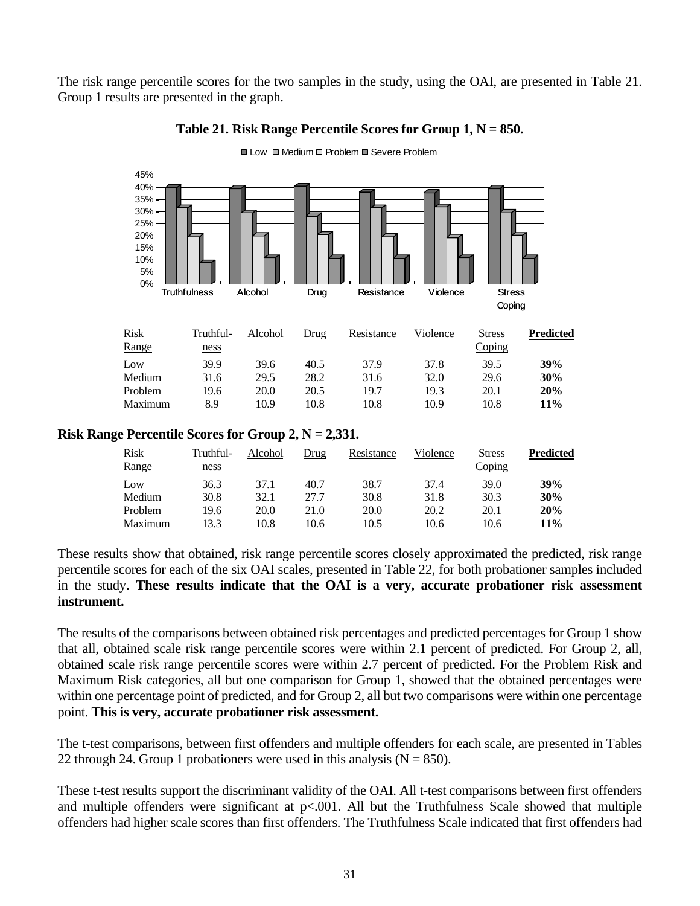The risk range percentile scores for the two samples in the study, using the OAI, are presented in Table 21. Group 1 results are presented in the graph.

**Table 21. Risk Range Percentile Scores for Group 1, N = 850.**

| Risk Range | Truthfulness | Alcohol | Drug | Resistance | Violence | Stress Coping | **Predicted** |
|---|---|---|---|---|---|---|---|
| Low | 39.9 | 39.6 | 40.5 | 37.9 | 37.8 | 39.5 | **39%** |
| Medium | 31.6 | 29.5 | 28.2 | 31.6 | 32.0 | 29.6 | **30%** |
| Problem | 19.6 | 20.0 | 20.5 | 19.7 | 19.3 | 20.1 | **20%** |
| Maximum | 8.9 | 10.9 | 10.8 | 10.8 | 10.9 | 10.8 | **11%** |

**Risk Range Percentile Scores for Group 2, N = 2,331.**

| Risk Range | Truthfulness | Alcohol | Drug | Resistance | Violence | Stress Coping | **Predicted** |
|---|---|---|---|---|---|---|---|
| Low | 36.3 | 37.1 | 40.7 | 38.7 | 37.4 | 39.0 | **39%** |
| Medium | 30.8 | 32.1 | 27.7 | 30.8 | 31.8 | 30.3 | **30%** |
| Problem | 19.6 | 20.0 | 21.0 | 20.0 | 20.2 | 20.1 | **20%** |
| Maximum | 13.3 | 10.8 | 10.6 | 10.5 | 10.6 | 10.6 | **11%** |

These results show that obtained, risk range percentile scores closely approximated the predicted, risk range percentile scores for each of the six OAI scales, presented in Table 22, for both probationer samples included in the study. **These results indicate that the OAI is a very, accurate probationer risk assessment instrument.**

The results of the comparisons between obtained risk percentages and predicted percentages for Group 1 show that all, obtained scale risk range percentile scores were within 2.1 percent of predicted. For Group 2, all, obtained scale risk range percentile scores were within 2.7 percent of predicted. For the Problem Risk and Maximum Risk categories, all but one comparison for Group 1, showed that the obtained percentages were within one percentage point of predicted, and for Group 2, all but two comparisons were within one percentage point. **This is very, accurate probationer risk assessment.**

The t-test comparisons, between first offenders and multiple offenders for each scale, are presented in Tables 22 through 24. Group 1 probationers were used in this analysis (N = 850).

These t-test results support the discriminant validity of the OAI. All t-test comparisons between first offenders and multiple offenders were significant at $p<.001$. All but the Truthfulness Scale showed that multiple offenders had higher scale scores than first offenders. The Truthfulness Scale indicated that first offenders had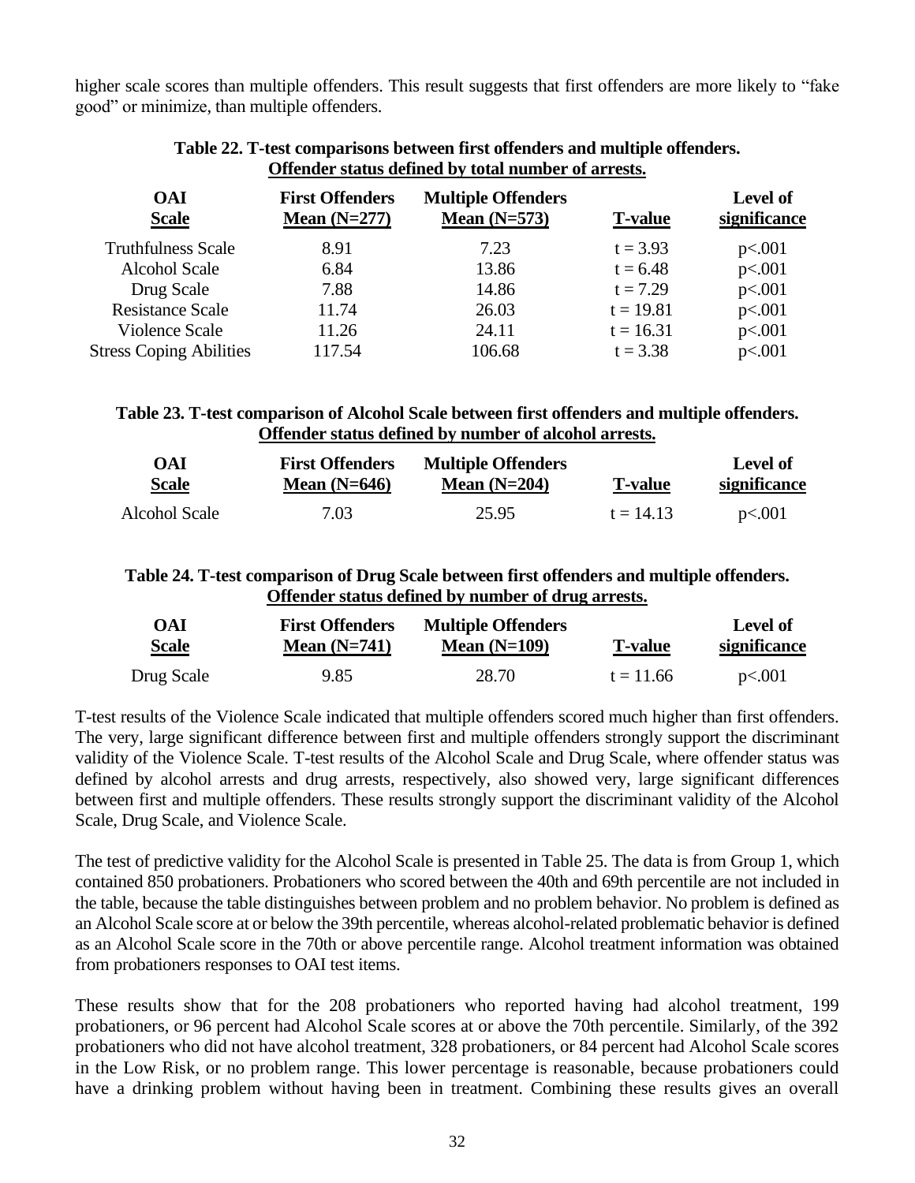higher scale scores than multiple offenders. This result suggests that first offenders are more likely to "fake good" or minimize, than multiple offenders.

**Table 22. T-test comparisons between first offenders and multiple offenders. Offender status defined by total number of arrests.**

| OAI Scale | First Offenders Mean (N=277) | Multiple Offenders Mean (N=573) | T-value | Level of significance |
|---|---|---|---|---|
| Truthfulness Scale | 8.91 | 7.23 | t = 3.93 | p<.001 |
| Alcohol Scale | 6.84 | 13.86 | t = 6.48 | p<.001 |
| Drug Scale | 7.88 | 14.86 | t = 7.29 | p<.001 |
| Resistance Scale | 11.74 | 26.03 | t = 19.81 | p<.001 |
| Violence Scale | 11.26 | 24.11 | t = 16.31 | p<.001 |
| Stress Coping Abilities | 117.54 | 106.68 | t = 3.38 | p<.001 |

**Table 23. T-test comparison of Alcohol Scale between first offenders and multiple offenders. Offender status defined by number of alcohol arrests.**

| OAI Scale | First Offenders Mean (N=646) | Multiple Offenders Mean (N=204) | T-value | Level of significance |
|---|---|---|---|---|
| Alcohol Scale | 7.03 | 25.95 | t = 14.13 | p<.001 |

**Table 24. T-test comparison of Drug Scale between first offenders and multiple offenders. Offender status defined by number of drug arrests.**

| OAI Scale | First Offenders Mean (N=741) | Multiple Offenders Mean (N=109) | T-value | Level of significance |
|---|---|---|---|---|
| Drug Scale | 9.85 | 28.70 | t = 11.66 | p<.001 |

T-test results of the Violence Scale indicated that multiple offenders scored much higher than first offenders. The very, large significant difference between first and multiple offenders strongly support the discriminant validity of the Violence Scale. T-test results of the Alcohol Scale and Drug Scale, where offender status was defined by alcohol arrests and drug arrests, respectively, also showed very, large significant differences between first and multiple offenders. These results strongly support the discriminant validity of the Alcohol Scale, Drug Scale, and Violence Scale.

The test of predictive validity for the Alcohol Scale is presented in Table 25. The data is from Group 1, which contained 850 probationers. Probationers who scored between the 40th and 69th percentile are not included in the table, because the table distinguishes between problem and no problem behavior. No problem is defined as an Alcohol Scale score at or below the 39th percentile, whereas alcohol-related problematic behavior is defined as an Alcohol Scale score in the 70th or above percentile range. Alcohol treatment information was obtained from probationers responses to OAI test items.

These results show that for the 208 probationers who reported having had alcohol treatment, 199 probationers, or 96 percent had Alcohol Scale scores at or above the 70th percentile. Similarly, of the 392 probationers who did not have alcohol treatment, 328 probationers, or 84 percent had Alcohol Scale scores in the Low Risk, or no problem range. This lower percentage is reasonable, because probationers could have a drinking problem without having been in treatment. Combining these results gives an overall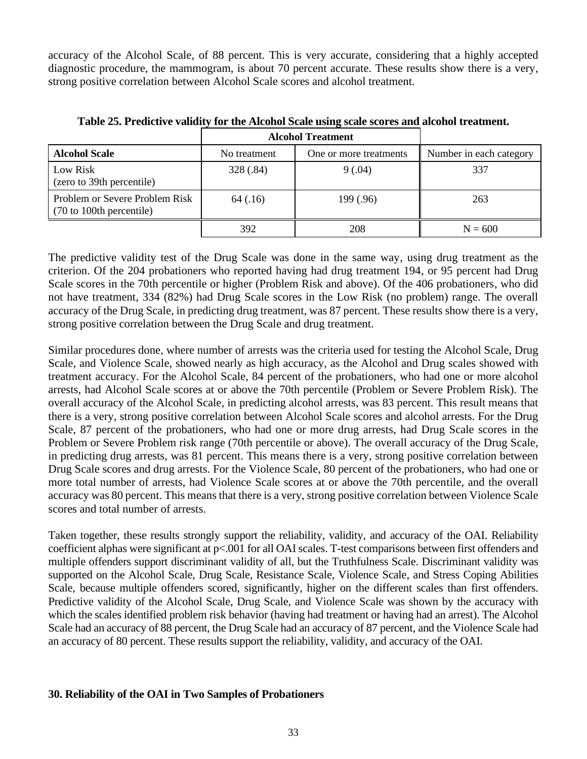accuracy of the Alcohol Scale, of 88 percent. This is very accurate, considering that a highly accepted diagnostic procedure, the mammogram, is about 70 percent accurate. These results show there is a very, strong positive correlation between Alcohol Scale scores and alcohol treatment.

**Table 25. Predictive validity for the Alcohol Scale using scale scores and alcohol treatment.**

| | Alcohol Treatment | | |
|---|---|---|---|
| **Alcohol Scale** | No treatment | One or more treatments | Number in each category |
| Low Risk (zero to 39th percentile) | 328 (.84) | 9 (.04) | 337 |
| Problem or Severe Problem Risk (70 to 100th percentile) | 64 (.16) | 199 (.96) | 263 |
| | 392 | 208 | N = 600 |

The predictive validity test of the Drug Scale was done in the same way, using drug treatment as the criterion. Of the 204 probationers who reported having had drug treatment 194, or 95 percent had Drug Scale scores in the 70th percentile or higher (Problem Risk and above). Of the 406 probationers, who did not have treatment, 334 (82%) had Drug Scale scores in the Low Risk (no problem) range. The overall accuracy of the Drug Scale, in predicting drug treatment, was 87 percent. These results show there is a very, strong positive correlation between the Drug Scale and drug treatment.

Similar procedures done, where number of arrests was the criteria used for testing the Alcohol Scale, Drug Scale, and Violence Scale, showed nearly as high accuracy, as the Alcohol and Drug scales showed with treatment accuracy. For the Alcohol Scale, 84 percent of the probationers, who had one or more alcohol arrests, had Alcohol Scale scores at or above the 70th percentile (Problem or Severe Problem Risk). The overall accuracy of the Alcohol Scale, in predicting alcohol arrests, was 83 percent. This result means that there is a very, strong positive correlation between Alcohol Scale scores and alcohol arrests. For the Drug Scale, 87 percent of the probationers, who had one or more drug arrests, had Drug Scale scores in the Problem or Severe Problem risk range (70th percentile or above). The overall accuracy of the Drug Scale, in predicting drug arrests, was 81 percent. This means there is a very, strong positive correlation between Drug Scale scores and drug arrests. For the Violence Scale, 80 percent of the probationers, who had one or more total number of arrests, had Violence Scale scores at or above the 70th percentile, and the overall accuracy was 80 percent. This means that there is a very, strong positive correlation between Violence Scale scores and total number of arrests.

Taken together, these results strongly support the reliability, validity, and accuracy of the OAI. Reliability coefficient alphas were significant at $p<.001$ for all OAI scales. T-test comparisons between first offenders and multiple offenders support discriminant validity of all, but the Truthfulness Scale. Discriminant validity was supported on the Alcohol Scale, Drug Scale, Resistance Scale, Violence Scale, and Stress Coping Abilities Scale, because multiple offenders scored, significantly, higher on the different scales than first offenders. Predictive validity of the Alcohol Scale, Drug Scale, and Violence Scale was shown by the accuracy with which the scales identified problem risk behavior (having had treatment or having had an arrest). The Alcohol Scale had an accuracy of 88 percent, the Drug Scale had an accuracy of 87 percent, and the Violence Scale had an accuracy of 80 percent. These results support the reliability, validity, and accuracy of the OAI.

## 30. Reliability of the OAI in Two Samples of Probationers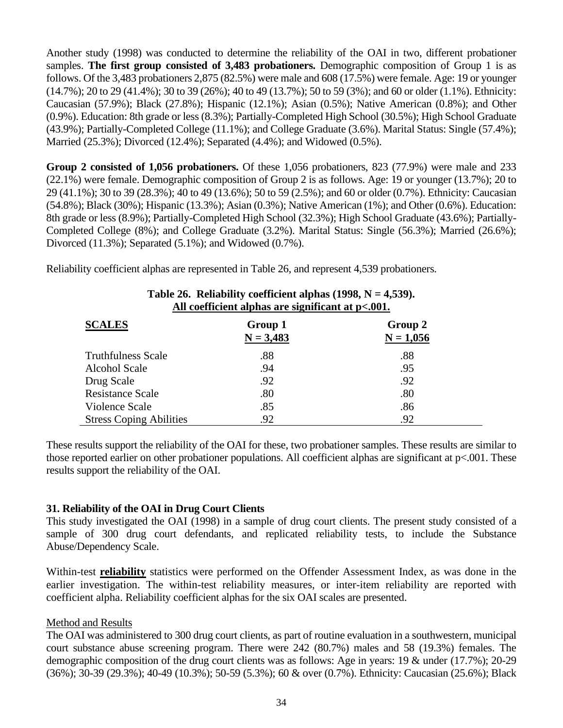Another study (1998) was conducted to determine the reliability of the OAI in two, different probationer samples. **The first group consisted of 3,483 probationers.** Demographic composition of Group 1 is as follows. Of the 3,483 probationers 2,875 (82.5%) were male and 608 (17.5%) were female. Age: 19 or younger (14.7%); 20 to 29 (41.4%); 30 to 39 (26%); 40 to 49 (13.7%); 50 to 59 (3%); and 60 or older (1.1%). Ethnicity: Caucasian (57.9%); Black (27.8%); Hispanic (12.1%); Asian (0.5%); Native American (0.8%); and Other (0.9%). Education: 8th grade or less (8.3%); Partially-Completed High School (30.5%); High School Graduate (43.9%); Partially-Completed College (11.1%); and College Graduate (3.6%). Marital Status: Single (57.4%); Married (25.3%); Divorced (12.4%); Separated (4.4%); and Widowed (0.5%).

**Group 2 consisted of 1,056 probationers.** Of these 1,056 probationers, 823 (77.9%) were male and 233 (22.1%) were female. Demographic composition of Group 2 is as follows. Age: 19 or younger (13.7%); 20 to 29 (41.1%); 30 to 39 (28.3%); 40 to 49 (13.6%); 50 to 59 (2.5%); and 60 or older (0.7%). Ethnicity: Caucasian (54.8%); Black (30%); Hispanic (13.3%); Asian (0.3%); Native American (1%); and Other (0.6%). Education: 8th grade or less (8.9%); Partially-Completed High School (32.3%); High School Graduate (43.6%); Partially-Completed College (8%); and College Graduate (3.2%). Marital Status: Single (56.3%); Married (26.6%); Divorced (11.3%); Separated (5.1%); and Widowed (0.7%).

Reliability coefficient alphas are represented in Table 26, and represent 4,539 probationers.

**Table 26. Reliability coefficient alphas (1998, N = 4,539).**
**All coefficient alphas are significant at p<.001.**

| SCALES | Group 1 N = 3,483 | Group 2 N = 1,056 |
|---|---|---|
| Truthfulness Scale | .88 | .88 |
| Alcohol Scale | .94 | .95 |
| Drug Scale | .92 | .92 |
| Resistance Scale | .80 | .80 |
| Violence Scale | .85 | .86 |
| Stress Coping Abilities | .92 | .92 |

These results support the reliability of the OAI for these, two probationer samples. These results are similar to those reported earlier on other probationer populations. All coefficient alphas are significant at p<.001. These results support the reliability of the OAI.

### 31. Reliability of the OAI in Drug Court Clients

This study investigated the OAI (1998) in a sample of drug court clients. The present study consisted of a sample of 300 drug court defendants, and replicated reliability tests, to include the Substance Abuse/Dependency Scale.

Within-test **reliability** statistics were performed on the Offender Assessment Index, as was done in the earlier investigation. The within-test reliability measures, or inter-item reliability are reported with coefficient alpha. Reliability coefficient alphas for the six OAI scales are presented.

Method and Results

The OAI was administered to 300 drug court clients, as part of routine evaluation in a southwestern, municipal court substance abuse screening program. There were 242 (80.7%) males and 58 (19.3%) females. The demographic composition of the drug court clients was as follows: Age in years: 19 & under (17.7%); 20-29 (36%); 30-39 (29.3%); 40-49 (10.3%); 50-59 (5.3%); 60 & over (0.7%). Ethnicity: Caucasian (25.6%); Black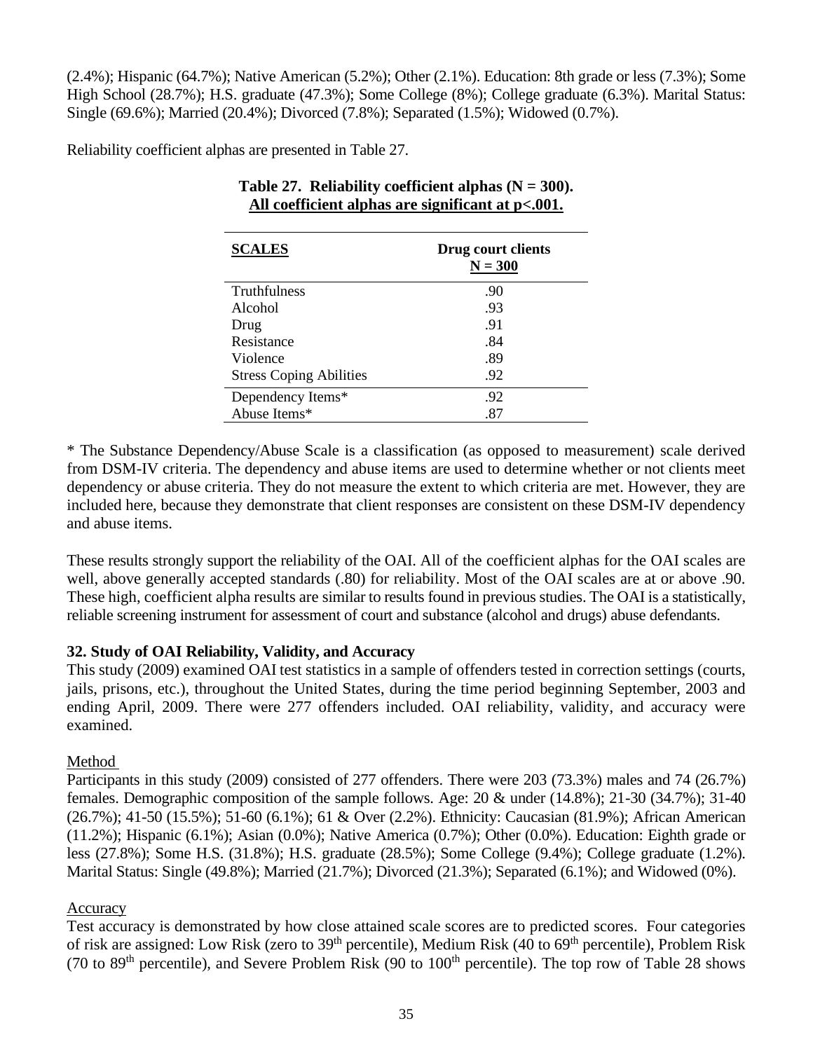(2.4%); Hispanic (64.7%); Native American (5.2%); Other (2.1%). Education: 8th grade or less (7.3%); Some High School (28.7%); H.S. graduate (47.3%); Some College (8%); College graduate (6.3%). Marital Status: Single (69.6%); Married (20.4%); Divorced (7.8%); Separated (1.5%); Widowed (0.7%).

Reliability coefficient alphas are presented in Table 27.

**Table 27. Reliability coefficient alphas (N = 300).**
**All coefficient alphas are significant at p<.001.**

| SCALES | Drug court clients N = 300 |
|---|---|
| Truthfulness | .90 |
| Alcohol | .93 |
| Drug | .91 |
| Resistance | .84 |
| Violence | .89 |
| Stress Coping Abilities | .92 |
| Dependency Items* | .92 |
| Abuse Items* | .87 |

* The Substance Dependency/Abuse Scale is a classification (as opposed to measurement) scale derived from DSM-IV criteria. The dependency and abuse items are used to determine whether or not clients meet dependency or abuse criteria. They do not measure the extent to which criteria are met. However, they are included here, because they demonstrate that client responses are consistent on these DSM-IV dependency and abuse items.

These results strongly support the reliability of the OAI. All of the coefficient alphas for the OAI scales are well, above generally accepted standards (.80) for reliability. Most of the OAI scales are at or above .90. These high, coefficient alpha results are similar to results found in previous studies. The OAI is a statistically, reliable screening instrument for assessment of court and substance (alcohol and drugs) abuse defendants.

### 32. Study of OAI Reliability, Validity, and Accuracy

This study (2009) examined OAI test statistics in a sample of offenders tested in correction settings (courts, jails, prisons, etc.), throughout the United States, during the time period beginning September, 2003 and ending April, 2009. There were 277 offenders included. OAI reliability, validity, and accuracy were examined.

Method

Participants in this study (2009) consisted of 277 offenders. There were 203 (73.3%) males and 74 (26.7%) females. Demographic composition of the sample follows. Age: 20 & under (14.8%); 21-30 (34.7%); 31-40 (26.7%); 41-50 (15.5%); 51-60 (6.1%); 61 & Over (2.2%). Ethnicity: Caucasian (81.9%); African American (11.2%); Hispanic (6.1%); Asian (0.0%); Native America (0.7%); Other (0.0%). Education: Eighth grade or less (27.8%); Some H.S. (31.8%); H.S. graduate (28.5%); Some College (9.4%); College graduate (1.2%). Marital Status: Single (49.8%); Married (21.7%); Divorced (21.3%); Separated (6.1%); and Widowed (0%).

Accuracy

Test accuracy is demonstrated by how close attained scale scores are to predicted scores. Four categories of risk are assigned: Low Risk (zero to 39th percentile), Medium Risk (40 to 69th percentile), Problem Risk (70 to 89th percentile), and Severe Problem Risk (90 to 100th percentile). The top row of Table 28 shows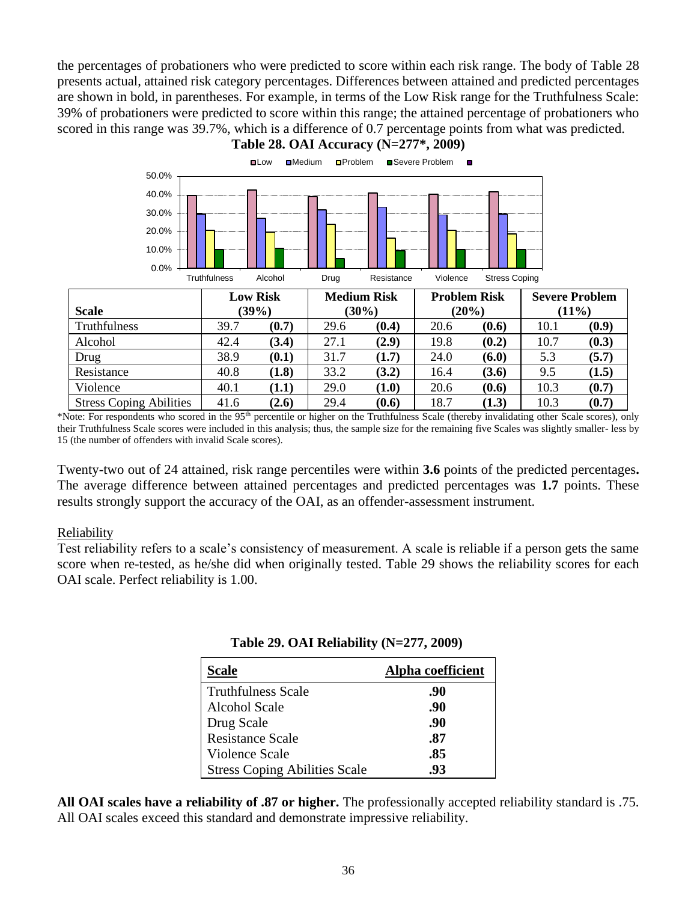the percentages of probationers who were predicted to score within each risk range. The body of Table 28 presents actual, attained risk category percentages. Differences between attained and predicted percentages are shown in bold, in parentheses. For example, in terms of the Low Risk range for the Truthfulness Scale: 39% of probationers were predicted to score within this range; the attained percentage of probationers who scored in this range was 39.7%, which is a difference of 0.7 percentage points from what was predicted.

**Table 28. OAI Accuracy (N=277*, 2009)**

| Scale | Low Risk (39%) | | Medium Risk (30%) | | Problem Risk (20%) | | Severe Problem (11%) | |
|---|---|---|---|---|---|---|---|---|
| Truthfulness | 39.7 | **(0.7)** | 29.6 | **(0.4)** | 20.6 | **(0.6)** | 10.1 | **(0.9)** |
| Alcohol | 42.4 | **(3.4)** | 27.1 | **(2.9)** | 19.8 | **(0.2)** | 10.7 | **(0.3)** |
| Drug | 38.9 | **(0.1)** | 31.7 | **(1.7)** | 24.0 | **(6.0)** | 5.3 | **(5.7)** |
| Resistance | 40.8 | **(1.8)** | 33.2 | **(3.2)** | 16.4 | **(3.6)** | 9.5 | **(1.5)** |
| Violence | 40.1 | **(1.1)** | 29.0 | **(1.0)** | 20.6 | **(0.6)** | 10.3 | **(0.7)** |
| Stress Coping Abilities | 41.6 | **(2.6)** | 29.4 | **(0.6)** | 18.7 | **(1.3)** | 10.3 | **(0.7)** |

*Note: For respondents who scored in the 95th percentile or higher on the Truthfulness Scale (thereby invalidating other Scale scores), only their Truthfulness Scale scores were included in this analysis; thus, the sample size for the remaining five Scales was slightly smaller- less by 15 (the number of offenders with invalid Scale scores).

Twenty-two out of 24 attained, risk range percentiles were within **3.6** points of the predicted percentages**.** The average difference between attained percentages and predicted percentages was **1.7** points. These results strongly support the accuracy of the OAI, as an offender-assessment instrument.

Reliability

Test reliability refers to a scale's consistency of measurement. A scale is reliable if a person gets the same score when re-tested, as he/she did when originally tested. Table 29 shows the reliability scores for each OAI scale. Perfect reliability is 1.00.

**Table 29. OAI Reliability (N=277, 2009)**

| Scale | Alpha coefficient |
|---|---|
| Truthfulness Scale | **.90** |
| Alcohol Scale | **.90** |
| Drug Scale | **.90** |
| Resistance Scale | **.87** |
| Violence Scale | **.85** |
| Stress Coping Abilities Scale | **.93** |

**All OAI scales have a reliability of .87 or higher.** The professionally accepted reliability standard is .75. All OAI scales exceed this standard and demonstrate impressive reliability.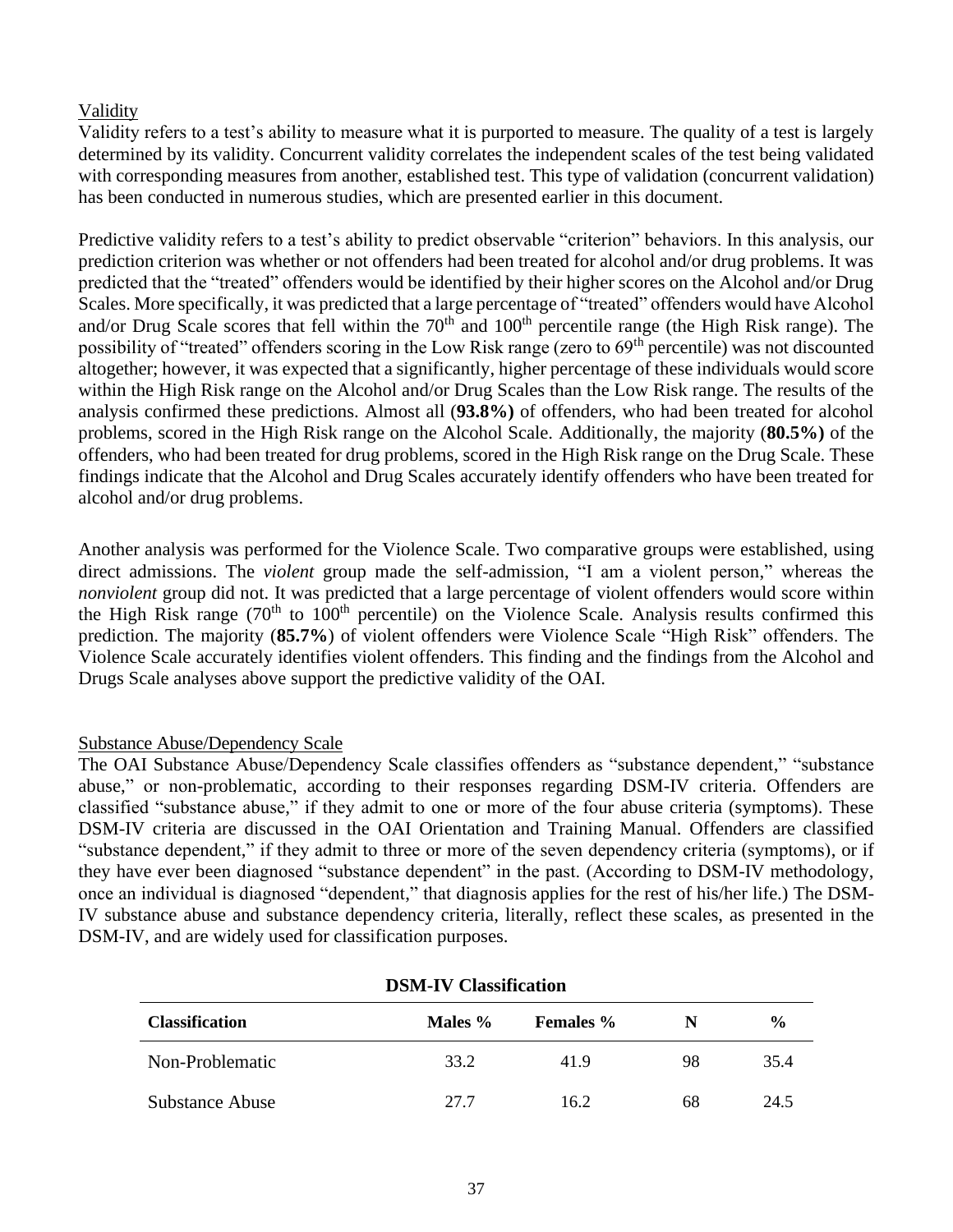## Validity

Validity refers to a test's ability to measure what it is purported to measure. The quality of a test is largely determined by its validity. Concurrent validity correlates the independent scales of the test being validated with corresponding measures from another, established test. This type of validation (concurrent validation) has been conducted in numerous studies, which are presented earlier in this document.

Predictive validity refers to a test's ability to predict observable "criterion" behaviors. In this analysis, our prediction criterion was whether or not offenders had been treated for alcohol and/or drug problems. It was predicted that the "treated" offenders would be identified by their higher scores on the Alcohol and/or Drug Scales. More specifically, it was predicted that a large percentage of "treated" offenders would have Alcohol and/or Drug Scale scores that fell within the 70th and 100th percentile range (the High Risk range). The possibility of "treated" offenders scoring in the Low Risk range (zero to 69th percentile) was not discounted altogether; however, it was expected that a significantly, higher percentage of these individuals would score within the High Risk range on the Alcohol and/or Drug Scales than the Low Risk range. The results of the analysis confirmed these predictions. Almost all (**93.8%)** of offenders, who had been treated for alcohol problems, scored in the High Risk range on the Alcohol Scale. Additionally, the majority (**80.5%)** of the offenders, who had been treated for drug problems, scored in the High Risk range on the Drug Scale. These findings indicate that the Alcohol and Drug Scales accurately identify offenders who have been treated for alcohol and/or drug problems.

Another analysis was performed for the Violence Scale. Two comparative groups were established, using direct admissions. The *violent* group made the self-admission, "I am a violent person," whereas the *nonviolent* group did not. It was predicted that a large percentage of violent offenders would score within the High Risk range (70th to 100th percentile) on the Violence Scale. Analysis results confirmed this prediction. The majority (**85.7%**) of violent offenders were Violence Scale "High Risk" offenders. The Violence Scale accurately identifies violent offenders. This finding and the findings from the Alcohol and Drugs Scale analyses above support the predictive validity of the OAI.

## Substance Abuse/Dependency Scale

The OAI Substance Abuse/Dependency Scale classifies offenders as "substance dependent," "substance abuse," or non-problematic, according to their responses regarding DSM-IV criteria. Offenders are classified "substance abuse," if they admit to one or more of the four abuse criteria (symptoms). These DSM-IV criteria are discussed in the OAI Orientation and Training Manual. Offenders are classified "substance dependent," if they admit to three or more of the seven dependency criteria (symptoms), or if they have ever been diagnosed "substance dependent" in the past. (According to DSM-IV methodology, once an individual is diagnosed "dependent," that diagnosis applies for the rest of his/her life.) The DSM-IV substance abuse and substance dependency criteria, literally, reflect these scales, as presented in the DSM-IV, and are widely used for classification purposes.

**DSM-IV Classification**

| Classification | Males % | Females % | N | % |
|---|---|---|---|---|
| Non-Problematic | 33.2 | 41.9 | 98 | 35.4 |
| Substance Abuse | 27.7 | 16.2 | 68 | 24.5 |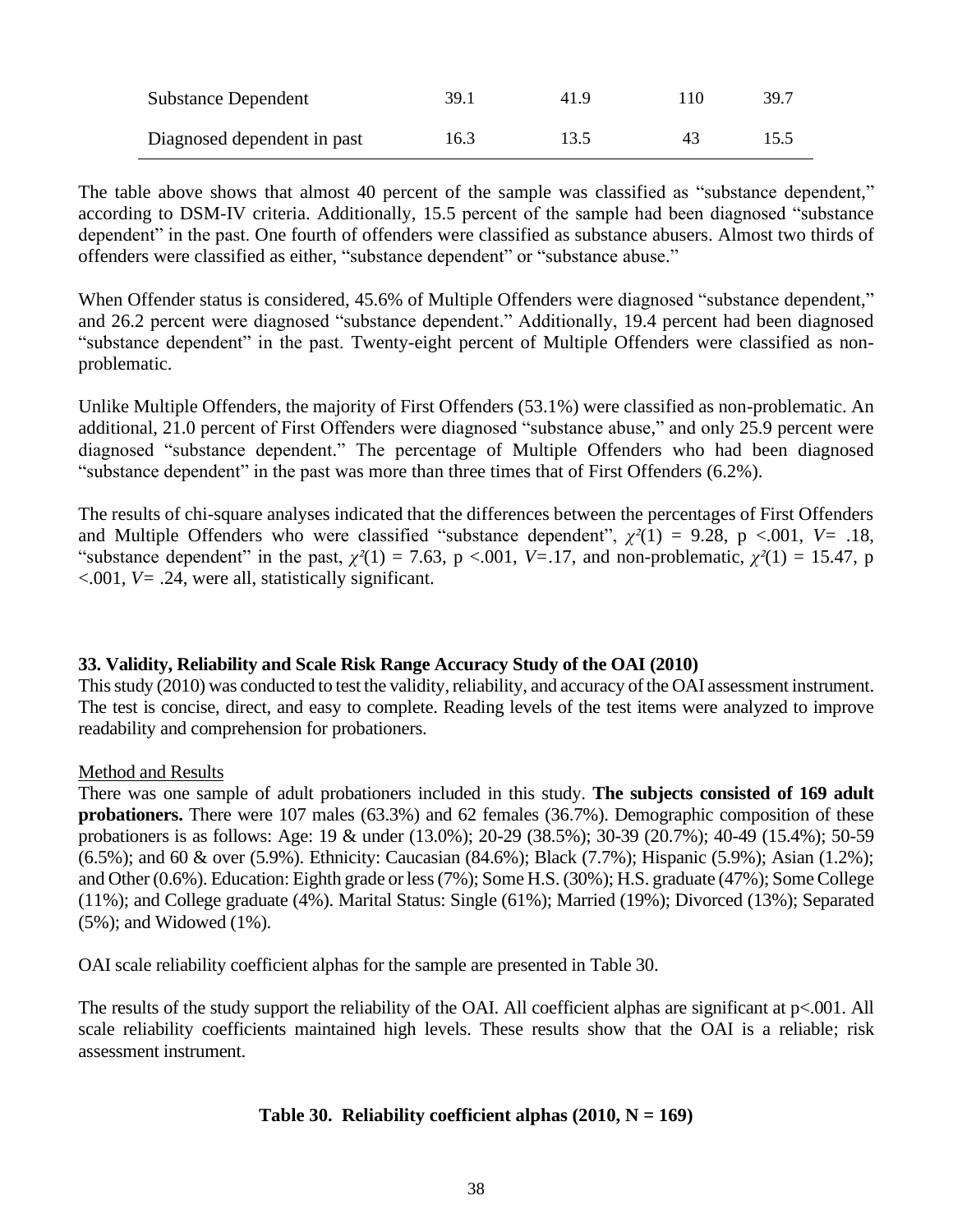| | | | | |
|---|---|---|---|---|
| Substance Dependent | 39.1 | 41.9 | 110 | 39.7 |
| Diagnosed dependent in past | 16.3 | 13.5 | 43 | 15.5 |

The table above shows that almost 40 percent of the sample was classified as "substance dependent," according to DSM-IV criteria. Additionally, 15.5 percent of the sample had been diagnosed "substance dependent" in the past. One fourth of offenders were classified as substance abusers. Almost two thirds of offenders were classified as either, "substance dependent" or "substance abuse."

When Offender status is considered, 45.6% of Multiple Offenders were diagnosed "substance dependent," and 26.2 percent were diagnosed "substance dependent." Additionally, 19.4 percent had been diagnosed "substance dependent" in the past. Twenty-eight percent of Multiple Offenders were classified as non-problematic.

Unlike Multiple Offenders, the majority of First Offenders (53.1%) were classified as non-problematic. An additional, 21.0 percent of First Offenders were diagnosed "substance abuse," and only 25.9 percent were diagnosed "substance dependent." The percentage of Multiple Offenders who had been diagnosed "substance dependent" in the past was more than three times that of First Offenders (6.2%).

The results of chi-square analyses indicated that the differences between the percentages of First Offenders and Multiple Offenders who were classified "substance dependent", $\chi^2(1) = 9.28$, $p < .001$, $V = .18$, "substance dependent" in the past, $\chi^2(1) = 7.63$, $p < .001$, $V = .17$, and non-problematic, $\chi^2(1) = 15.47$, $p < .001$, $V = .24$, were all, statistically significant.

**33. Validity, Reliability and Scale Risk Range Accuracy Study of the OAI (2010)**

This study (2010) was conducted to test the validity, reliability, and accuracy of the OAI assessment instrument. The test is concise, direct, and easy to complete. Reading levels of the test items were analyzed to improve readability and comprehension for probationers.

Method and Results

There was one sample of adult probationers included in this study. **The subjects consisted of 169 adult probationers.** There were 107 males (63.3%) and 62 females (36.7%). Demographic composition of these probationers is as follows: Age: 19 & under (13.0%); 20-29 (38.5%); 30-39 (20.7%); 40-49 (15.4%); 50-59 (6.5%); and 60 & over (5.9%). Ethnicity: Caucasian (84.6%); Black (7.7%); Hispanic (5.9%); Asian (1.2%); and Other (0.6%). Education: Eighth grade or less (7%); Some H.S. (30%); H.S. graduate (47%); Some College (11%); and College graduate (4%). Marital Status: Single (61%); Married (19%); Divorced (13%); Separated (5%); and Widowed (1%).

OAI scale reliability coefficient alphas for the sample are presented in Table 30.

The results of the study support the reliability of the OAI. All coefficient alphas are significant at $p < .001$. All scale reliability coefficients maintained high levels. These results show that the OAI is a reliable; risk assessment instrument.

**Table 30. Reliability coefficient alphas (2010, N = 169)**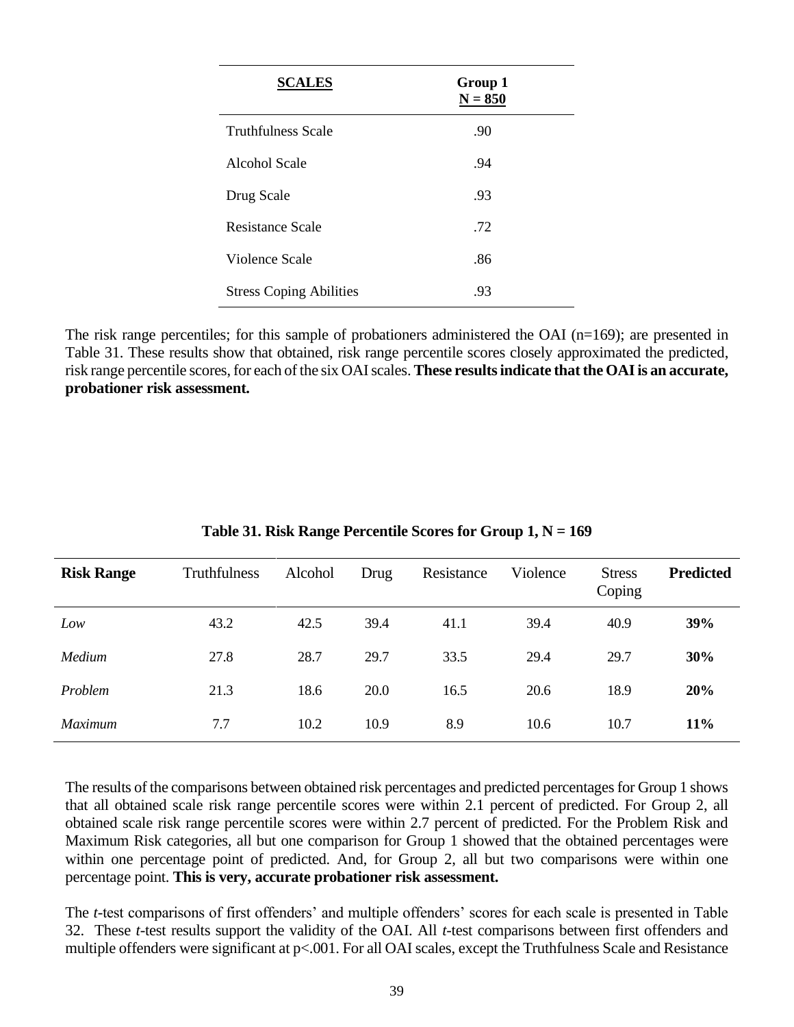| SCALES | Group 1 N = 850 |
|---|---|
| Truthfulness Scale | .90 |
| Alcohol Scale | .94 |
| Drug Scale | .93 |
| Resistance Scale | .72 |
| Violence Scale | .86 |
| Stress Coping Abilities | .93 |

The risk range percentiles; for this sample of probationers administered the OAI (n=169); are presented in Table 31. These results show that obtained, risk range percentile scores closely approximated the predicted, risk range percentile scores, for each of the six OAI scales. **These results indicate that the OAI is an accurate, probationer risk assessment.**

**Table 31. Risk Range Percentile Scores for Group 1, N = 169**

| **Risk Range** | Truthfulness | Alcohol | Drug | Resistance | Violence | Stress Coping | **Predicted** |
|---|---|---|---|---|---|---|---|
| *Low* | 43.2 | 42.5 | 39.4 | 41.1 | 39.4 | 40.9 | **39%** |
| *Medium* | 27.8 | 28.7 | 29.7 | 33.5 | 29.4 | 29.7 | **30%** |
| *Problem* | 21.3 | 18.6 | 20.0 | 16.5 | 20.6 | 18.9 | **20%** |
| *Maximum* | 7.7 | 10.2 | 10.9 | 8.9 | 10.6 | 10.7 | **11%** |

The results of the comparisons between obtained risk percentages and predicted percentages for Group 1 shows that all obtained scale risk range percentile scores were within 2.1 percent of predicted. For Group 2, all obtained scale risk range percentile scores were within 2.7 percent of predicted. For the Problem Risk and Maximum Risk categories, all but one comparison for Group 1 showed that the obtained percentages were within one percentage point of predicted. And, for Group 2, all but two comparisons were within one percentage point. **This is very, accurate probationer risk assessment.**

The *t*-test comparisons of first offenders' and multiple offenders' scores for each scale is presented in Table 32. These *t*-test results support the validity of the OAI. All *t*-test comparisons between first offenders and multiple offenders were significant at $p<.001$. For all OAI scales, except the Truthfulness Scale and Resistance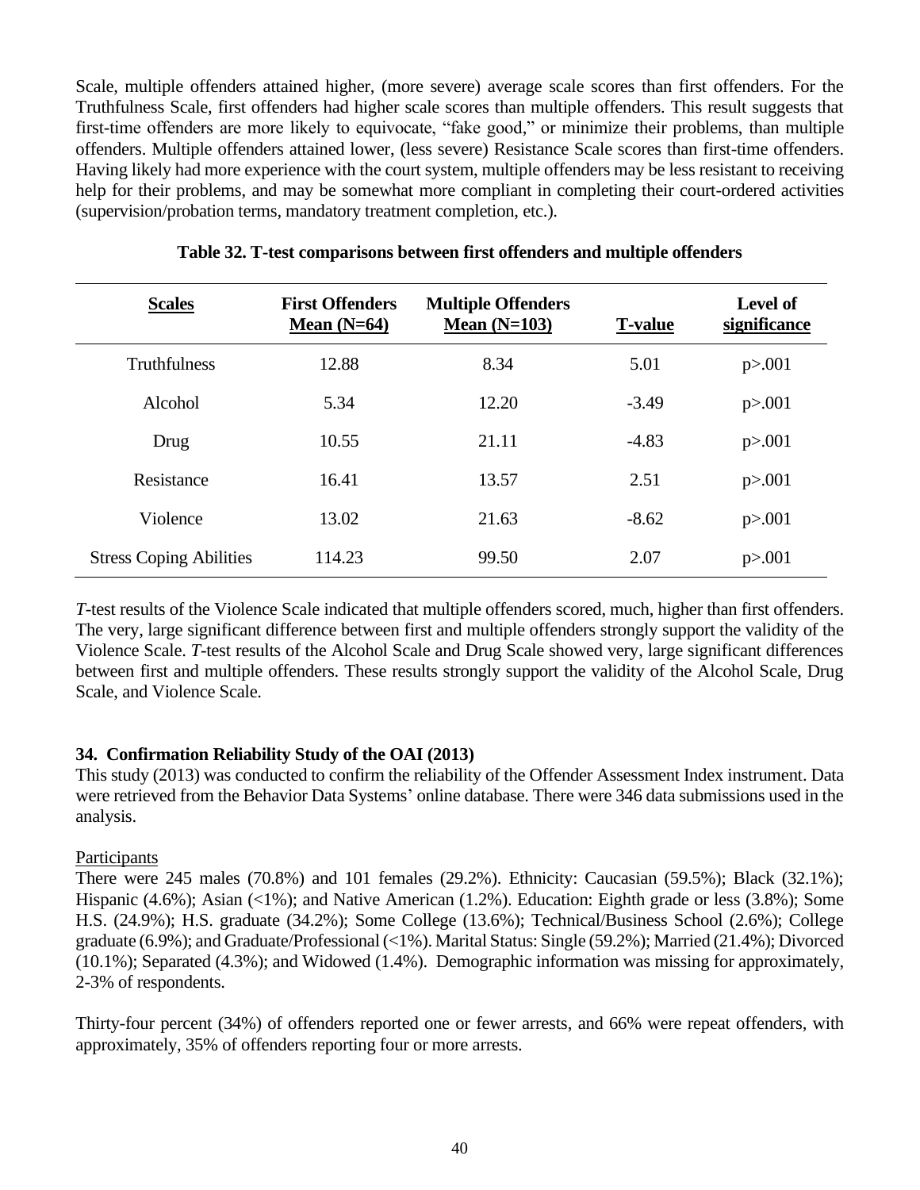Scale, multiple offenders attained higher, (more severe) average scale scores than first offenders. For the Truthfulness Scale, first offenders had higher scale scores than multiple offenders. This result suggests that first-time offenders are more likely to equivocate, "fake good," or minimize their problems, than multiple offenders. Multiple offenders attained lower, (less severe) Resistance Scale scores than first-time offenders. Having likely had more experience with the court system, multiple offenders may be less resistant to receiving help for their problems, and may be somewhat more compliant in completing their court-ordered activities (supervision/probation terms, mandatory treatment completion, etc.).

**Table 32. T-test comparisons between first offenders and multiple offenders**

| Scales | First Offenders Mean (N=64) | Multiple Offenders Mean (N=103) | T-value | Level of significance |
|---|---|---|---|---|
| Truthfulness | 12.88 | 8.34 | 5.01 | p>.001 |
| Alcohol | 5.34 | 12.20 | -3.49 | p>.001 |
| Drug | 10.55 | 21.11 | -4.83 | p>.001 |
| Resistance | 16.41 | 13.57 | 2.51 | p>.001 |
| Violence | 13.02 | 21.63 | -8.62 | p>.001 |
| Stress Coping Abilities | 114.23 | 99.50 | 2.07 | p>.001 |

*T*-test results of the Violence Scale indicated that multiple offenders scored, much, higher than first offenders. The very, large significant difference between first and multiple offenders strongly support the validity of the Violence Scale. *T*-test results of the Alcohol Scale and Drug Scale showed very, large significant differences between first and multiple offenders. These results strongly support the validity of the Alcohol Scale, Drug Scale, and Violence Scale.

### 34. Confirmation Reliability Study of the OAI (2013)

This study (2013) was conducted to confirm the reliability of the Offender Assessment Index instrument. Data were retrieved from the Behavior Data Systems' online database. There were 346 data submissions used in the analysis.

Participants

There were 245 males (70.8%) and 101 females (29.2%). Ethnicity: Caucasian (59.5%); Black (32.1%); Hispanic (4.6%); Asian (<1%); and Native American (1.2%). Education: Eighth grade or less (3.8%); Some H.S. (24.9%); H.S. graduate (34.2%); Some College (13.6%); Technical/Business School (2.6%); College graduate (6.9%); and Graduate/Professional (<1%). Marital Status: Single (59.2%); Married (21.4%); Divorced (10.1%); Separated (4.3%); and Widowed (1.4%). Demographic information was missing for approximately, 2-3% of respondents.

Thirty-four percent (34%) of offenders reported one or fewer arrests, and 66% were repeat offenders, with approximately, 35% of offenders reporting four or more arrests.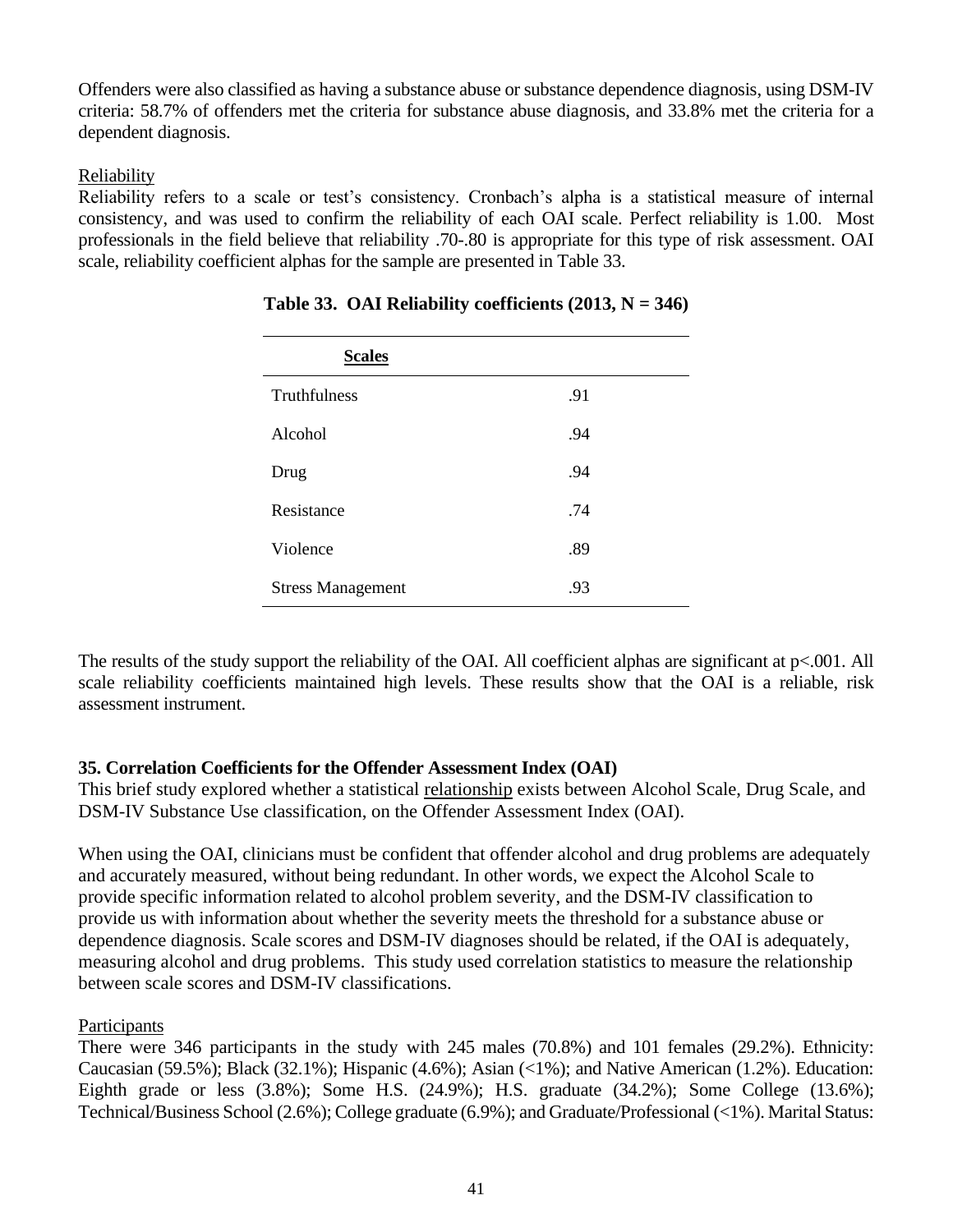Offenders were also classified as having a substance abuse or substance dependence diagnosis, using DSM-IV criteria: 58.7% of offenders met the criteria for substance abuse diagnosis, and 33.8% met the criteria for a dependent diagnosis.

Reliability

Reliability refers to a scale or test's consistency. Cronbach's alpha is a statistical measure of internal consistency, and was used to confirm the reliability of each OAI scale. Perfect reliability is 1.00. Most professionals in the field believe that reliability .70-.80 is appropriate for this type of risk assessment. OAI scale, reliability coefficient alphas for the sample are presented in Table 33.

**Table 33. OAI Reliability coefficients (2013, N = 346)**

| Scales | |
|---|---|
| Truthfulness | .91 |
| Alcohol | .94 |
| Drug | .94 |
| Resistance | .74 |
| Violence | .89 |
| Stress Management | .93 |

The results of the study support the reliability of the OAI. All coefficient alphas are significant at $p<.001$. All scale reliability coefficients maintained high levels. These results show that the OAI is a reliable, risk assessment instrument.

### 35. Correlation Coefficients for the Offender Assessment Index (OAI)

This brief study explored whether a statistical relationship exists between Alcohol Scale, Drug Scale, and DSM-IV Substance Use classification, on the Offender Assessment Index (OAI).

When using the OAI, clinicians must be confident that offender alcohol and drug problems are adequately and accurately measured, without being redundant. In other words, we expect the Alcohol Scale to provide specific information related to alcohol problem severity, and the DSM-IV classification to provide us with information about whether the severity meets the threshold for a substance abuse or dependence diagnosis. Scale scores and DSM-IV diagnoses should be related, if the OAI is adequately, measuring alcohol and drug problems. This study used correlation statistics to measure the relationship between scale scores and DSM-IV classifications.

Participants

There were 346 participants in the study with 245 males (70.8%) and 101 females (29.2%). Ethnicity: Caucasian (59.5%); Black (32.1%); Hispanic (4.6%); Asian (<1%); and Native American (1.2%). Education: Eighth grade or less (3.8%); Some H.S. (24.9%); H.S. graduate (34.2%); Some College (13.6%); Technical/Business School (2.6%); College graduate (6.9%); and Graduate/Professional (<1%). Marital Status: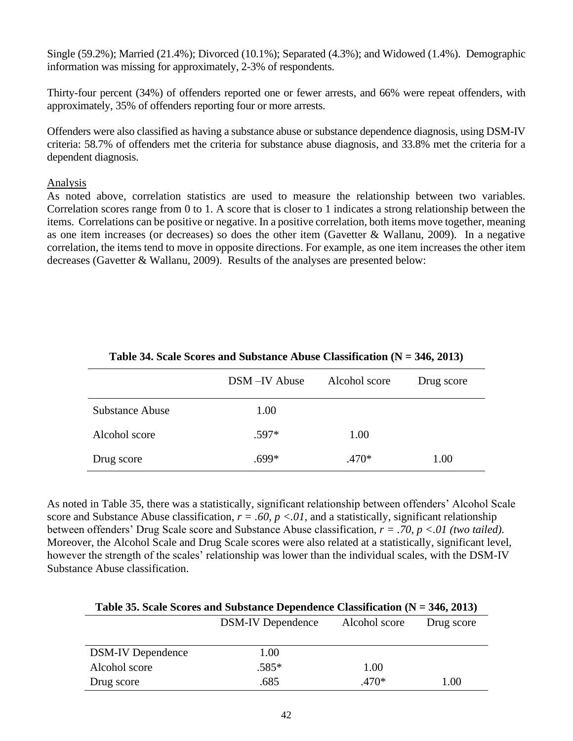Single (59.2%); Married (21.4%); Divorced (10.1%); Separated (4.3%); and Widowed (1.4%). Demographic information was missing for approximately, 2-3% of respondents.

Thirty-four percent (34%) of offenders reported one or fewer arrests, and 66% were repeat offenders, with approximately, 35% of offenders reporting four or more arrests.

Offenders were also classified as having a substance abuse or substance dependence diagnosis, using DSM-IV criteria: 58.7% of offenders met the criteria for substance abuse diagnosis, and 33.8% met the criteria for a dependent diagnosis.

Analysis

As noted above, correlation statistics are used to measure the relationship between two variables. Correlation scores range from 0 to 1. A score that is closer to 1 indicates a strong relationship between the items. Correlations can be positive or negative. In a positive correlation, both items move together, meaning as one item increases (or decreases) so does the other item (Gavetter & Wallanu, 2009). In a negative correlation, the items tend to move in opposite directions. For example, as one item increases the other item decreases (Gavetter & Wallanu, 2009). Results of the analyses are presented below:

**Table 34. Scale Scores and Substance Abuse Classification (N = 346, 2013)**

| | DSM –IV Abuse | Alcohol score | Drug score |
|---|---|---|---|
| Substance Abuse | 1.00 | | |
| Alcohol score | .597* | 1.00 | |
| Drug score | .699* | .470* | 1.00 |

As noted in Table 35, there was a statistically, significant relationship between offenders' Alcohol Scale score and Substance Abuse classification, *$r = .60, p <.01$,* and a statistically, significant relationship between offenders' Drug Scale score and Substance Abuse classification, *$r = .70, p <.01$ (two tailed).* Moreover, the Alcohol Scale and Drug Scale scores were also related at a statistically, significant level, however the strength of the scales' relationship was lower than the individual scales, with the DSM-IV Substance Abuse classification.

**Table 35. Scale Scores and Substance Dependence Classification (N = 346, 2013)**

| | DSM-IV Dependence | Alcohol score | Drug score |
|---|---|---|---|
| DSM-IV Dependence | 1.00 | | |
| Alcohol score | .585* | 1.00 | |
| Drug score | .685 | .470* | 1.00 |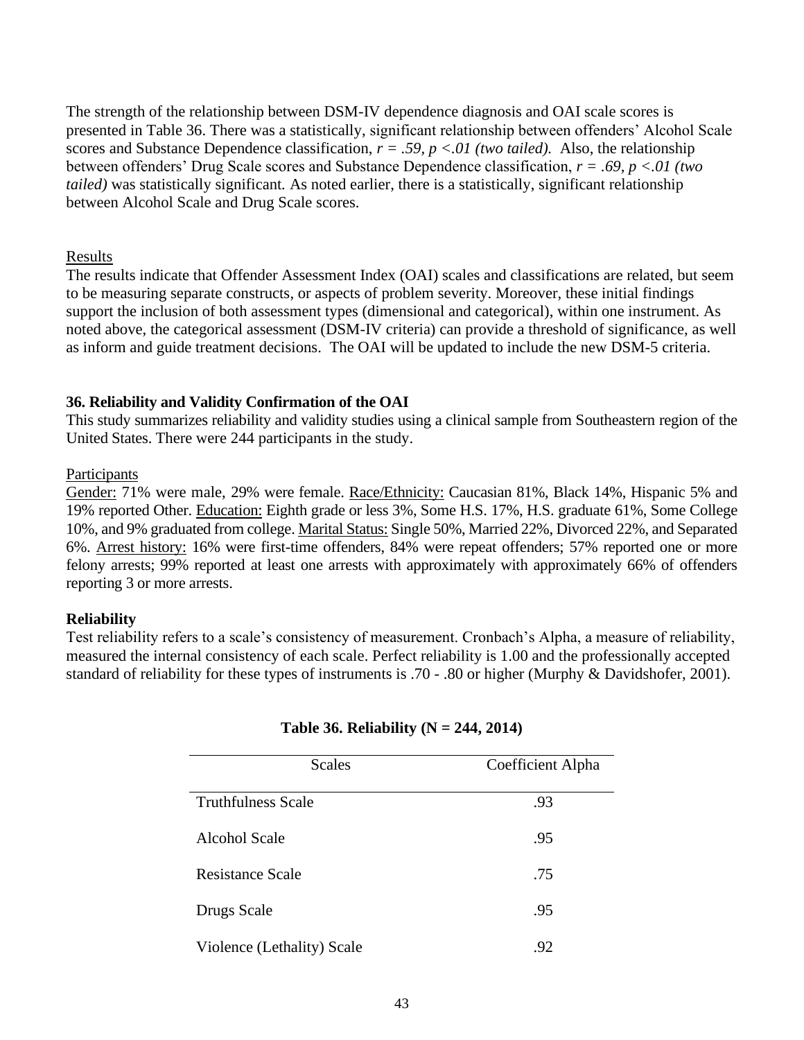The strength of the relationship between DSM-IV dependence diagnosis and OAI scale scores is presented in Table 36. There was a statistically, significant relationship between offenders' Alcohol Scale scores and Substance Dependence classification, $r = .59$, $p < .01$ *(two tailed).* Also, the relationship between offenders' Drug Scale scores and Substance Dependence classification, $r = .69$, $p < .01$ *(two tailed)* was statistically significant. As noted earlier, there is a statistically, significant relationship between Alcohol Scale and Drug Scale scores.

Results

The results indicate that Offender Assessment Index (OAI) scales and classifications are related, but seem to be measuring separate constructs, or aspects of problem severity. Moreover, these initial findings support the inclusion of both assessment types (dimensional and categorical), within one instrument. As noted above, the categorical assessment (DSM-IV criteria) can provide a threshold of significance, as well as inform and guide treatment decisions. The OAI will be updated to include the new DSM-5 criteria.

### 36. Reliability and Validity Confirmation of the OAI

This study summarizes reliability and validity studies using a clinical sample from Southeastern region of the United States. There were 244 participants in the study.

Participants

Gender: 71% were male, 29% were female. Race/Ethnicity: Caucasian 81%, Black 14%, Hispanic 5% and 19% reported Other. Education: Eighth grade or less 3%, Some H.S. 17%, H.S. graduate 61%, Some College 10%, and 9% graduated from college. Marital Status: Single 50%, Married 22%, Divorced 22%, and Separated 6%. Arrest history: 16% were first-time offenders, 84% were repeat offenders; 57% reported one or more felony arrests; 99% reported at least one arrests with approximately with approximately 66% of offenders reporting 3 or more arrests.

**Reliability**

Test reliability refers to a scale's consistency of measurement. Cronbach's Alpha, a measure of reliability, measured the internal consistency of each scale. Perfect reliability is 1.00 and the professionally accepted standard of reliability for these types of instruments is .70 - .80 or higher (Murphy & Davidshofer, 2001).

**Table 36. Reliability (N = 244, 2014)**

| Scales | Coefficient Alpha |
|---|---|
| Truthfulness Scale | .93 |
| Alcohol Scale | .95 |
| Resistance Scale | .75 |
| Drugs Scale | .95 |
| Violence (Lethality) Scale | .92 |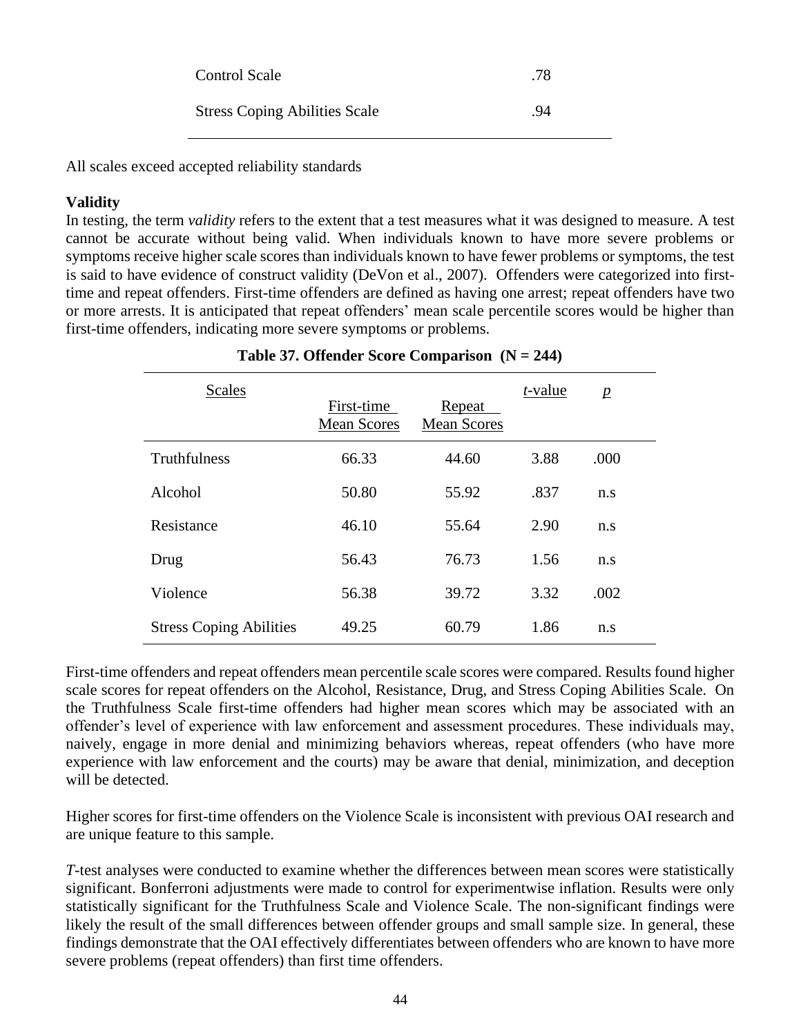| | |
|---|---|
| Control Scale | .78 |
| Stress Coping Abilities Scale | .94 |

All scales exceed accepted reliability standards

**Validity**

In testing, the term *validity* refers to the extent that a test measures what it was designed to measure. A test cannot be accurate without being valid. When individuals known to have more severe problems or symptoms receive higher scale scores than individuals known to have fewer problems or symptoms, the test is said to have evidence of construct validity (DeVon et al., 2007). Offenders were categorized into first-time and repeat offenders. First-time offenders are defined as having one arrest; repeat offenders have two or more arrests. It is anticipated that repeat offenders' mean scale percentile scores would be higher than first-time offenders, indicating more severe symptoms or problems.

**Table 37. Offender Score Comparison (N = 244)**

| Scales | First-time Mean Scores | Repeat Mean Scores | *t*-value | *p* |
|---|---|---|---|---|
| Truthfulness | 66.33 | 44.60 | 3.88 | .000 |
| Alcohol | 50.80 | 55.92 | .837 | n.s |
| Resistance | 46.10 | 55.64 | 2.90 | n.s |
| Drug | 56.43 | 76.73 | 1.56 | n.s |
| Violence | 56.38 | 39.72 | 3.32 | .002 |
| Stress Coping Abilities | 49.25 | 60.79 | 1.86 | n.s |

First-time offenders and repeat offenders mean percentile scale scores were compared. Results found higher scale scores for repeat offenders on the Alcohol, Resistance, Drug, and Stress Coping Abilities Scale. On the Truthfulness Scale first-time offenders had higher mean scores which may be associated with an offender's level of experience with law enforcement and assessment procedures. These individuals may, naively, engage in more denial and minimizing behaviors whereas, repeat offenders (who have more experience with law enforcement and the courts) may be aware that denial, minimization, and deception will be detected.

Higher scores for first-time offenders on the Violence Scale is inconsistent with previous OAI research and are unique feature to this sample.

*T*-test analyses were conducted to examine whether the differences between mean scores were statistically significant. Bonferroni adjustments were made to control for experimentwise inflation. Results were only statistically significant for the Truthfulness Scale and Violence Scale. The non-significant findings were likely the result of the small differences between offender groups and small sample size. In general, these findings demonstrate that the OAI effectively differentiates between offenders who are known to have more severe problems (repeat offenders) than first time offenders.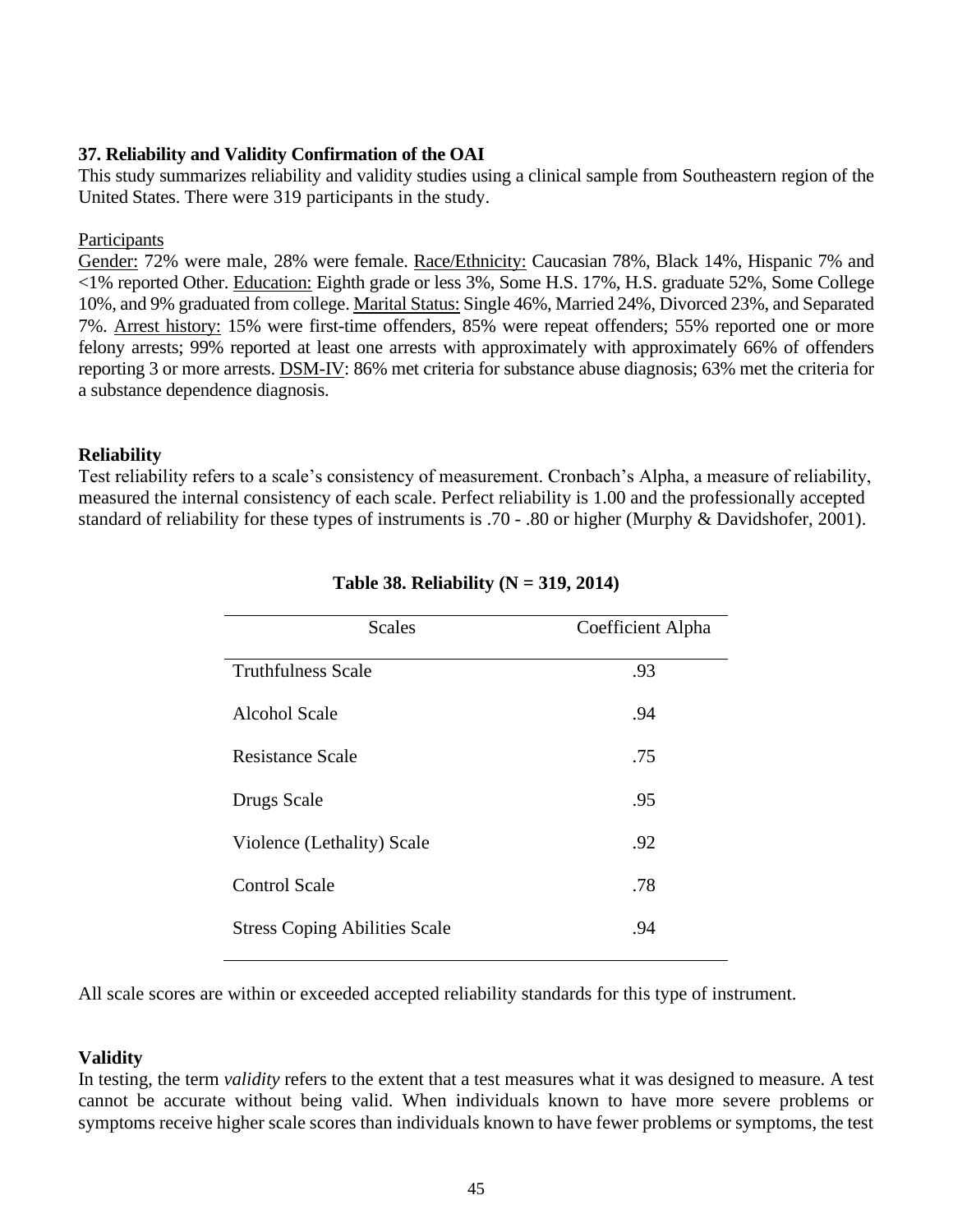### 37. Reliability and Validity Confirmation of the OAI

This study summarizes reliability and validity studies using a clinical sample from Southeastern region of the United States. There were 319 participants in the study.

Participants

Gender: 72% were male, 28% were female. Race/Ethnicity: Caucasian 78%, Black 14%, Hispanic 7% and <1% reported Other. Education: Eighth grade or less 3%, Some H.S. 17%, H.S. graduate 52%, Some College 10%, and 9% graduated from college. Marital Status: Single 46%, Married 24%, Divorced 23%, and Separated 7%. Arrest history: 15% were first-time offenders, 85% were repeat offenders; 55% reported one or more felony arrests; 99% reported at least one arrests with approximately with approximately 66% of offenders reporting 3 or more arrests. DSM-IV: 86% met criteria for substance abuse diagnosis; 63% met the criteria for a substance dependence diagnosis.

**Reliability**

Test reliability refers to a scale's consistency of measurement. Cronbach's Alpha, a measure of reliability, measured the internal consistency of each scale. Perfect reliability is 1.00 and the professionally accepted standard of reliability for these types of instruments is .70 - .80 or higher (Murphy & Davidshofer, 2001).

**Table 38. Reliability (N = 319, 2014)**

| Scales | Coefficient Alpha |
|---|---|
| Truthfulness Scale | .93 |
| Alcohol Scale | .94 |
| Resistance Scale | .75 |
| Drugs Scale | .95 |
| Violence (Lethality) Scale | .92 |
| Control Scale | .78 |
| Stress Coping Abilities Scale | .94 |

All scale scores are within or exceeded accepted reliability standards for this type of instrument.

**Validity**

In testing, the term *validity* refers to the extent that a test measures what it was designed to measure. A test cannot be accurate without being valid. When individuals known to have more severe problems or symptoms receive higher scale scores than individuals known to have fewer problems or symptoms, the test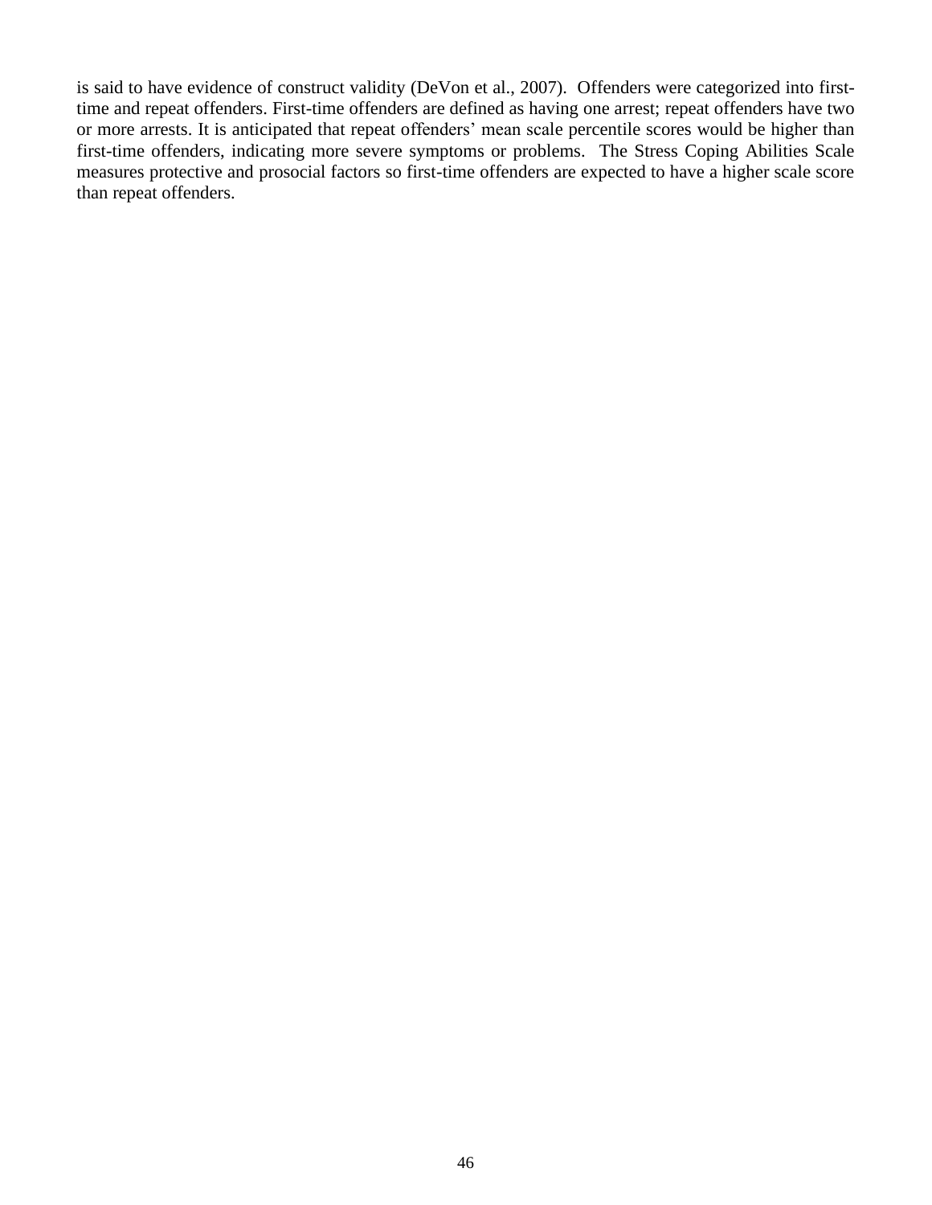is said to have evidence of construct validity (DeVon et al., 2007). Offenders were categorized into first-time and repeat offenders. First-time offenders are defined as having one arrest; repeat offenders have two or more arrests. It is anticipated that repeat offenders' mean scale percentile scores would be higher than first-time offenders, indicating more severe symptoms or problems. The Stress Coping Abilities Scale measures protective and prosocial factors so first-time offenders are expected to have a higher scale score than repeat offenders.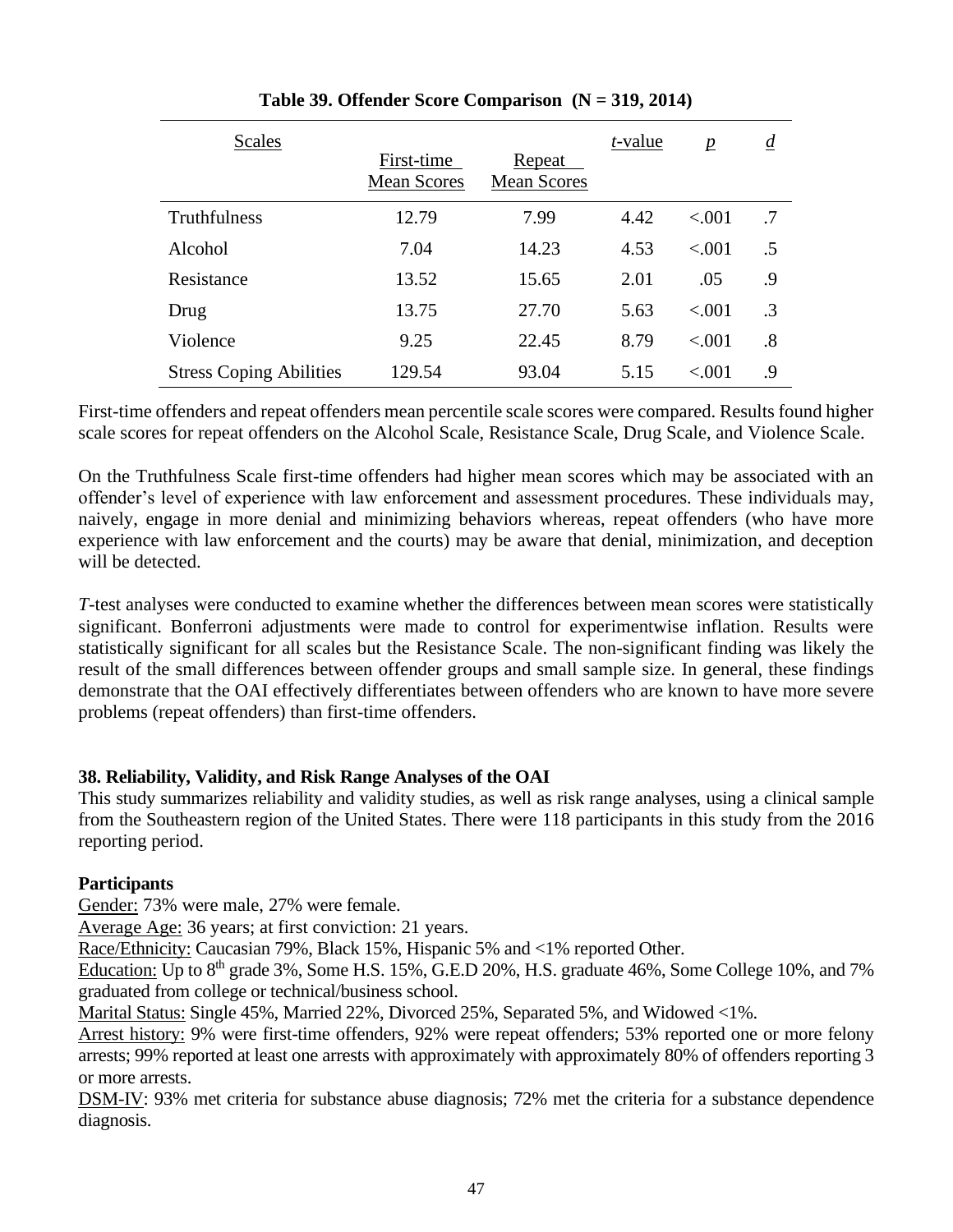**Table 39. Offender Score Comparison (N = 319, 2014)**

| Scales | First-time Mean Scores | Repeat Mean Scores | *t*-value | *p* | *d* |
|---|---|---|---|---|---|
| Truthfulness | 12.79 | 7.99 | 4.42 | <.001 | .7 |
| Alcohol | 7.04 | 14.23 | 4.53 | <.001 | .5 |
| Resistance | 13.52 | 15.65 | 2.01 | .05 | .9 |
| Drug | 13.75 | 27.70 | 5.63 | <.001 | .3 |
| Violence | 9.25 | 22.45 | 8.79 | <.001 | .8 |
| Stress Coping Abilities | 129.54 | 93.04 | 5.15 | <.001 | .9 |

First-time offenders and repeat offenders mean percentile scale scores were compared. Results found higher scale scores for repeat offenders on the Alcohol Scale, Resistance Scale, Drug Scale, and Violence Scale.

On the Truthfulness Scale first-time offenders had higher mean scores which may be associated with an offender's level of experience with law enforcement and assessment procedures. These individuals may, naively, engage in more denial and minimizing behaviors whereas, repeat offenders (who have more experience with law enforcement and the courts) may be aware that denial, minimization, and deception will be detected.

*T*-test analyses were conducted to examine whether the differences between mean scores were statistically significant. Bonferroni adjustments were made to control for experimentwise inflation. Results were statistically significant for all scales but the Resistance Scale. The non-significant finding was likely the result of the small differences between offender groups and small sample size. In general, these findings demonstrate that the OAI effectively differentiates between offenders who are known to have more severe problems (repeat offenders) than first-time offenders.

### 38. Reliability, Validity, and Risk Range Analyses of the OAI

This study summarizes reliability and validity studies, as well as risk range analyses, using a clinical sample from the Southeastern region of the United States. There were 118 participants in this study from the 2016 reporting period.

**Participants**

Gender: 73% were male, 27% were female.
Average Age: 36 years; at first conviction: 21 years.
Race/Ethnicity: Caucasian 79%, Black 15%, Hispanic 5% and <1% reported Other.
Education: Up to 8th grade 3%, Some H.S. 15%, G.E.D 20%, H.S. graduate 46%, Some College 10%, and 7% graduated from college or technical/business school.
Marital Status: Single 45%, Married 22%, Divorced 25%, Separated 5%, and Widowed <1%.
Arrest history: 9% were first-time offenders, 92% were repeat offenders; 53% reported one or more felony arrests; 99% reported at least one arrests with approximately with approximately 80% of offenders reporting 3 or more arrests.
DSM-IV: 93% met criteria for substance abuse diagnosis; 72% met the criteria for a substance dependence diagnosis.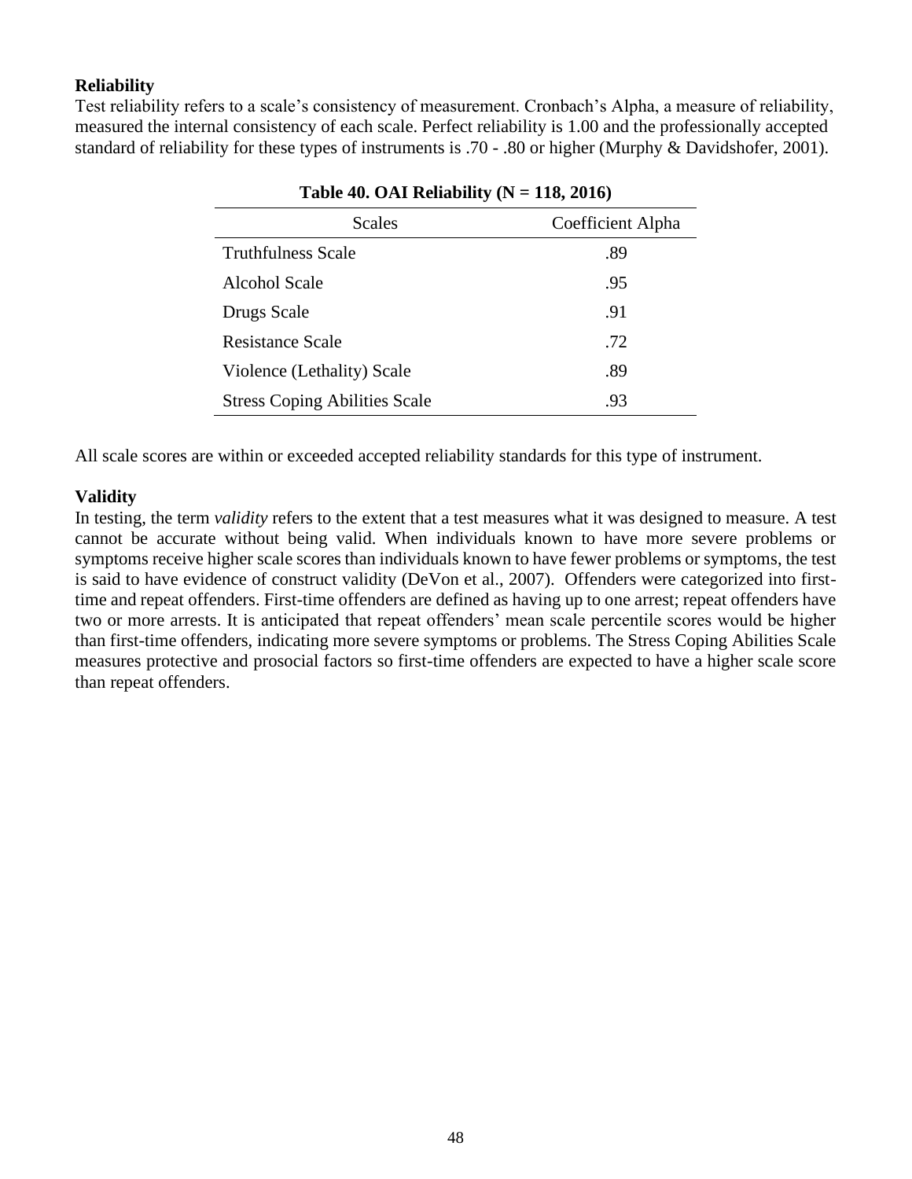**Reliability**

Test reliability refers to a scale's consistency of measurement. Cronbach's Alpha, a measure of reliability, measured the internal consistency of each scale. Perfect reliability is 1.00 and the professionally accepted standard of reliability for these types of instruments is .70 - .80 or higher (Murphy & Davidshofer, 2001).

**Table 40. OAI Reliability (N = 118, 2016)**

| Scales | Coefficient Alpha |
|---|---|
| Truthfulness Scale | .89 |
| Alcohol Scale | .95 |
| Drugs Scale | .91 |
| Resistance Scale | .72 |
| Violence (Lethality) Scale | .89 |
| Stress Coping Abilities Scale | .93 |

All scale scores are within or exceeded accepted reliability standards for this type of instrument.

**Validity**

In testing, the term *validity* refers to the extent that a test measures what it was designed to measure. A test cannot be accurate without being valid. When individuals known to have more severe problems or symptoms receive higher scale scores than individuals known to have fewer problems or symptoms, the test is said to have evidence of construct validity (DeVon et al., 2007). Offenders were categorized into first-time and repeat offenders. First-time offenders are defined as having up to one arrest; repeat offenders have two or more arrests. It is anticipated that repeat offenders' mean scale percentile scores would be higher than first-time offenders, indicating more severe symptoms or problems. The Stress Coping Abilities Scale measures protective and prosocial factors so first-time offenders are expected to have a higher scale score than repeat offenders.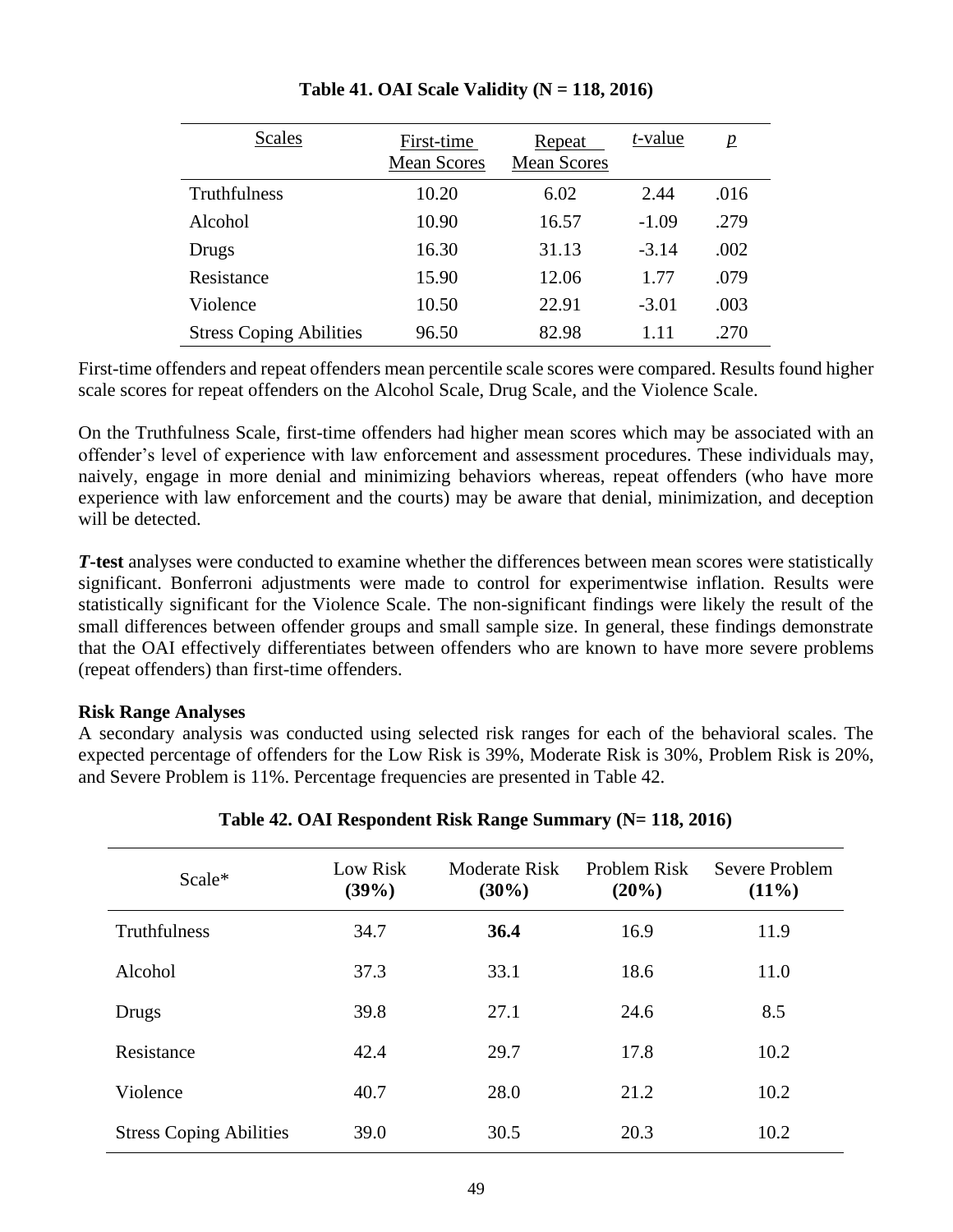**Table 41. OAI Scale Validity (N = 118, 2016)**

| Scales | First-time Mean Scores | Repeat Mean Scores | *t*-value | *p* |
|---|---|---|---|---|
| Truthfulness | 10.20 | 6.02 | 2.44 | .016 |
| Alcohol | 10.90 | 16.57 | -1.09 | .279 |
| Drugs | 16.30 | 31.13 | -3.14 | .002 |
| Resistance | 15.90 | 12.06 | 1.77 | .079 |
| Violence | 10.50 | 22.91 | -3.01 | .003 |
| Stress Coping Abilities | 96.50 | 82.98 | 1.11 | .270 |

First-time offenders and repeat offenders mean percentile scale scores were compared. Results found higher scale scores for repeat offenders on the Alcohol Scale, Drug Scale, and the Violence Scale.

On the Truthfulness Scale, first-time offenders had higher mean scores which may be associated with an offender's level of experience with law enforcement and assessment procedures. These individuals may, naively, engage in more denial and minimizing behaviors whereas, repeat offenders (who have more experience with law enforcement and the courts) may be aware that denial, minimization, and deception will be detected.

***T*-test** analyses were conducted to examine whether the differences between mean scores were statistically significant. Bonferroni adjustments were made to control for experimentwise inflation. Results were statistically significant for the Violence Scale. The non-significant findings were likely the result of the small differences between offender groups and small sample size. In general, these findings demonstrate that the OAI effectively differentiates between offenders who are known to have more severe problems (repeat offenders) than first-time offenders.

**Risk Range Analyses**

A secondary analysis was conducted using selected risk ranges for each of the behavioral scales. The expected percentage of offenders for the Low Risk is 39%, Moderate Risk is 30%, Problem Risk is 20%, and Severe Problem is 11%. Percentage frequencies are presented in Table 42.

**Table 42. OAI Respondent Risk Range Summary (N= 118, 2016)**

| Scale* | Low Risk **(39%)** | Moderate Risk **(30%)** | Problem Risk **(20%)** | Severe Problem **(11%)** |
|---|---|---|---|---|
| Truthfulness | 34.7 | **36.4** | 16.9 | 11.9 |
| Alcohol | 37.3 | 33.1 | 18.6 | 11.0 |
| Drugs | 39.8 | 27.1 | 24.6 | 8.5 |
| Resistance | 42.4 | 29.7 | 17.8 | 10.2 |
| Violence | 40.7 | 28.0 | 21.2 | 10.2 |
| Stress Coping Abilities | 39.0 | 30.5 | 20.3 | 10.2 |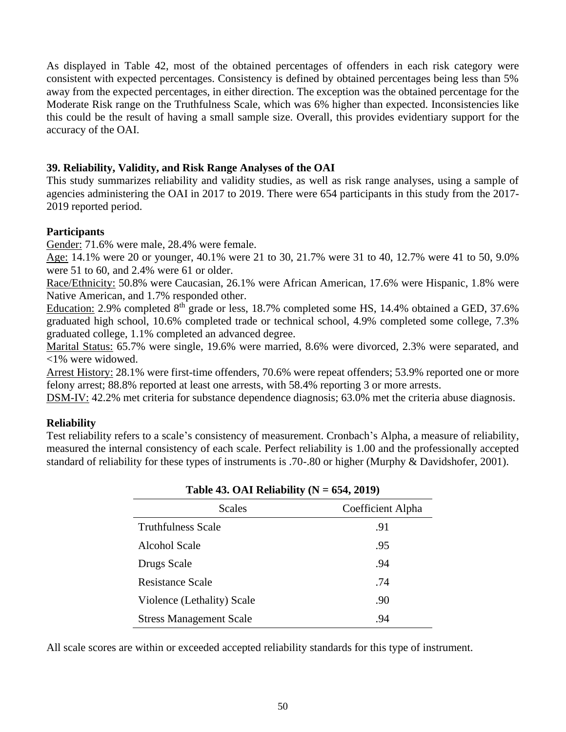As displayed in Table 42, most of the obtained percentages of offenders in each risk category were consistent with expected percentages. Consistency is defined by obtained percentages being less than 5% away from the expected percentages, in either direction. The exception was the obtained percentage for the Moderate Risk range on the Truthfulness Scale, which was 6% higher than expected. Inconsistencies like this could be the result of having a small sample size. Overall, this provides evidentiary support for the accuracy of the OAI.

### 39. Reliability, Validity, and Risk Range Analyses of the OAI

This study summarizes reliability and validity studies, as well as risk range analyses, using a sample of agencies administering the OAI in 2017 to 2019. There were 654 participants in this study from the 2017-2019 reported period.

#### Participants

Gender: 71.6% were male, 28.4% were female.
Age: 14.1% were 20 or younger, 40.1% were 21 to 30, 21.7% were 31 to 40, 12.7% were 41 to 50, 9.0% were 51 to 60, and 2.4% were 61 or older.
Race/Ethnicity: 50.8% were Caucasian, 26.1% were African American, 17.6% were Hispanic, 1.8% were Native American, and 1.7% responded other.
Education: 2.9% completed 8th grade or less, 18.7% completed some HS, 14.4% obtained a GED, 37.6% graduated high school, 10.6% completed trade or technical school, 4.9% completed some college, 7.3% graduated college, 1.1% completed an advanced degree.
Marital Status: 65.7% were single, 19.6% were married, 8.6% were divorced, 2.3% were separated, and <1% were widowed.
Arrest History: 28.1% were first-time offenders, 70.6% were repeat offenders; 53.9% reported one or more felony arrest; 88.8% reported at least one arrests, with 58.4% reporting 3 or more arrests.
DSM-IV: 42.2% met criteria for substance dependence diagnosis; 63.0% met the criteria abuse diagnosis.

#### Reliability

Test reliability refers to a scale's consistency of measurement. Cronbach's Alpha, a measure of reliability, measured the internal consistency of each scale. Perfect reliability is 1.00 and the professionally accepted standard of reliability for these types of instruments is .70-.80 or higher (Murphy & Davidshofer, 2001).

**Table 43. OAI Reliability (N = 654, 2019)**

| Scales | Coefficient Alpha |
|---|---|
| Truthfulness Scale | .91 |
| Alcohol Scale | .95 |
| Drugs Scale | .94 |
| Resistance Scale | .74 |
| Violence (Lethality) Scale | .90 |
| Stress Management Scale | .94 |

All scale scores are within or exceeded accepted reliability standards for this type of instrument.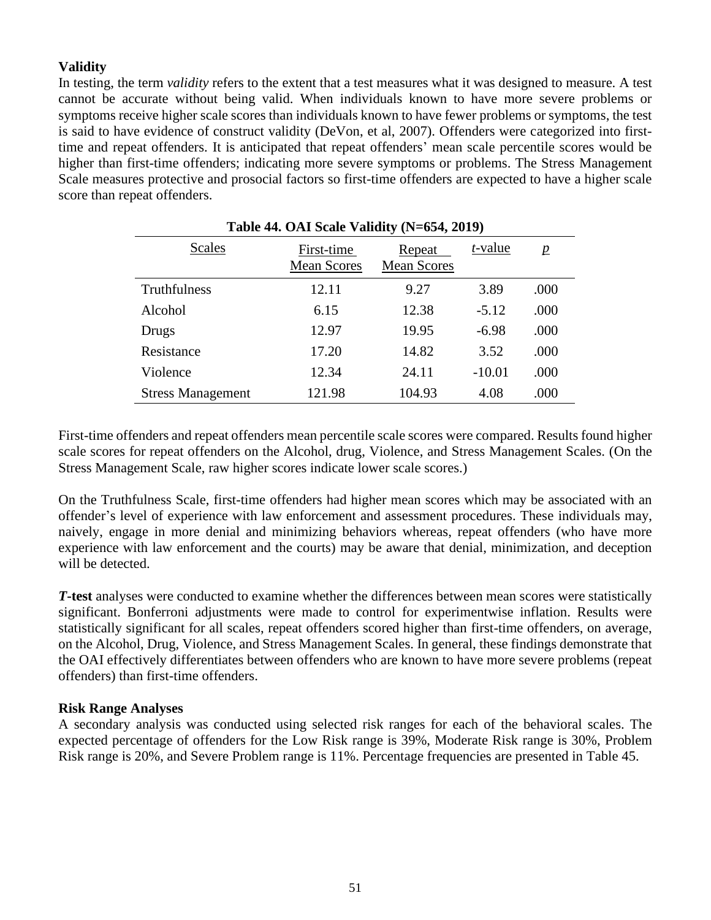**Validity**

In testing, the term *validity* refers to the extent that a test measures what it was designed to measure. A test cannot be accurate without being valid. When individuals known to have more severe problems or symptoms receive higher scale scores than individuals known to have fewer problems or symptoms, the test is said to have evidence of construct validity (DeVon, et al, 2007). Offenders were categorized into first-time and repeat offenders. It is anticipated that repeat offenders' mean scale percentile scores would be higher than first-time offenders; indicating more severe symptoms or problems. The Stress Management Scale measures protective and prosocial factors so first-time offenders are expected to have a higher scale score than repeat offenders.

**Table 44. OAI Scale Validity (N=654, 2019)**

| Scales | First-time Mean Scores | Repeat Mean Scores | *t*-value | *p* |
|---|---|---|---|---|
| Truthfulness | 12.11 | 9.27 | 3.89 | .000 |
| Alcohol | 6.15 | 12.38 | -5.12 | .000 |
| Drugs | 12.97 | 19.95 | -6.98 | .000 |
| Resistance | 17.20 | 14.82 | 3.52 | .000 |
| Violence | 12.34 | 24.11 | -10.01 | .000 |
| Stress Management | 121.98 | 104.93 | 4.08 | .000 |

First-time offenders and repeat offenders mean percentile scale scores were compared. Results found higher scale scores for repeat offenders on the Alcohol, drug, Violence, and Stress Management Scales. (On the Stress Management Scale, raw higher scores indicate lower scale scores.)

On the Truthfulness Scale, first-time offenders had higher mean scores which may be associated with an offender's level of experience with law enforcement and assessment procedures. These individuals may, naively, engage in more denial and minimizing behaviors whereas, repeat offenders (who have more experience with law enforcement and the courts) may be aware that denial, minimization, and deception will be detected.

***T*-test** analyses were conducted to examine whether the differences between mean scores were statistically significant. Bonferroni adjustments were made to control for experimentwise inflation. Results were statistically significant for all scales, repeat offenders scored higher than first-time offenders, on average, on the Alcohol, Drug, Violence, and Stress Management Scales. In general, these findings demonstrate that the OAI effectively differentiates between offenders who are known to have more severe problems (repeat offenders) than first-time offenders.

**Risk Range Analyses**

A secondary analysis was conducted using selected risk ranges for each of the behavioral scales. The expected percentage of offenders for the Low Risk range is 39%, Moderate Risk range is 30%, Problem Risk range is 20%, and Severe Problem range is 11%. Percentage frequencies are presented in Table 45.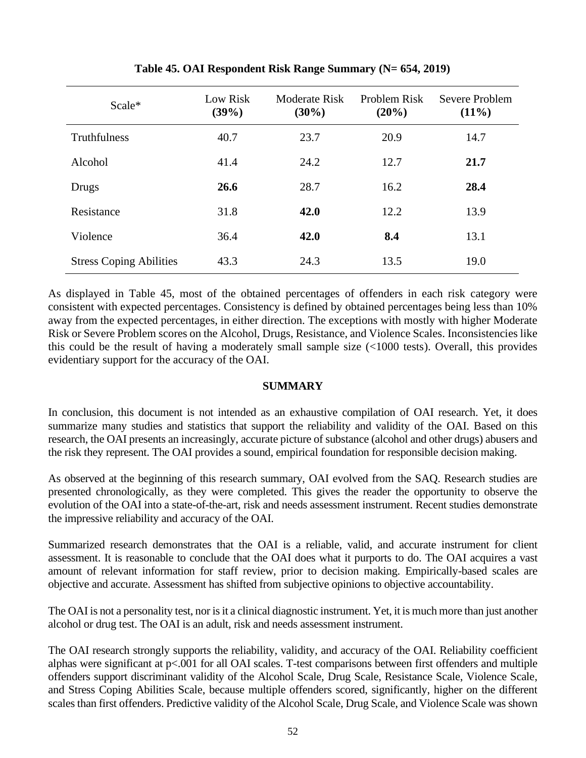**Table 45. OAI Respondent Risk Range Summary (N= 654, 2019)**

| Scale* | Low Risk **(39%)** | Moderate Risk **(30%)** | Problem Risk **(20%)** | Severe Problem **(11%)** |
|---|---|---|---|---|
| Truthfulness | 40.7 | 23.7 | 20.9 | 14.7 |
| Alcohol | 41.4 | 24.2 | 12.7 | **21.7** |
| Drugs | **26.6** | 28.7 | 16.2 | **28.4** |
| Resistance | 31.8 | **42.0** | 12.2 | 13.9 |
| Violence | 36.4 | **42.0** | **8.4** | 13.1 |
| Stress Coping Abilities | 43.3 | 24.3 | 13.5 | 19.0 |

As displayed in Table 45, most of the obtained percentages of offenders in each risk category were consistent with expected percentages. Consistency is defined by obtained percentages being less than 10% away from the expected percentages, in either direction. The exceptions with mostly with higher Moderate Risk or Severe Problem scores on the Alcohol, Drugs, Resistance, and Violence Scales. Inconsistencies like this could be the result of having a moderately small sample size (<1000 tests). Overall, this provides evidentiary support for the accuracy of the OAI.

## SUMMARY

In conclusion, this document is not intended as an exhaustive compilation of OAI research. Yet, it does summarize many studies and statistics that support the reliability and validity of the OAI. Based on this research, the OAI presents an increasingly, accurate picture of substance (alcohol and other drugs) abusers and the risk they represent. The OAI provides a sound, empirical foundation for responsible decision making.

As observed at the beginning of this research summary, OAI evolved from the SAQ. Research studies are presented chronologically, as they were completed. This gives the reader the opportunity to observe the evolution of the OAI into a state-of-the-art, risk and needs assessment instrument. Recent studies demonstrate the impressive reliability and accuracy of the OAI.

Summarized research demonstrates that the OAI is a reliable, valid, and accurate instrument for client assessment. It is reasonable to conclude that the OAI does what it purports to do. The OAI acquires a vast amount of relevant information for staff review, prior to decision making. Empirically-based scales are objective and accurate. Assessment has shifted from subjective opinions to objective accountability.

The OAI is not a personality test, nor is it a clinical diagnostic instrument. Yet, it is much more than just another alcohol or drug test. The OAI is an adult, risk and needs assessment instrument.

The OAI research strongly supports the reliability, validity, and accuracy of the OAI. Reliability coefficient alphas were significant at $p<.001$ for all OAI scales. T-test comparisons between first offenders and multiple offenders support discriminant validity of the Alcohol Scale, Drug Scale, Resistance Scale, Violence Scale, and Stress Coping Abilities Scale, because multiple offenders scored, significantly, higher on the different scales than first offenders. Predictive validity of the Alcohol Scale, Drug Scale, and Violence Scale was shown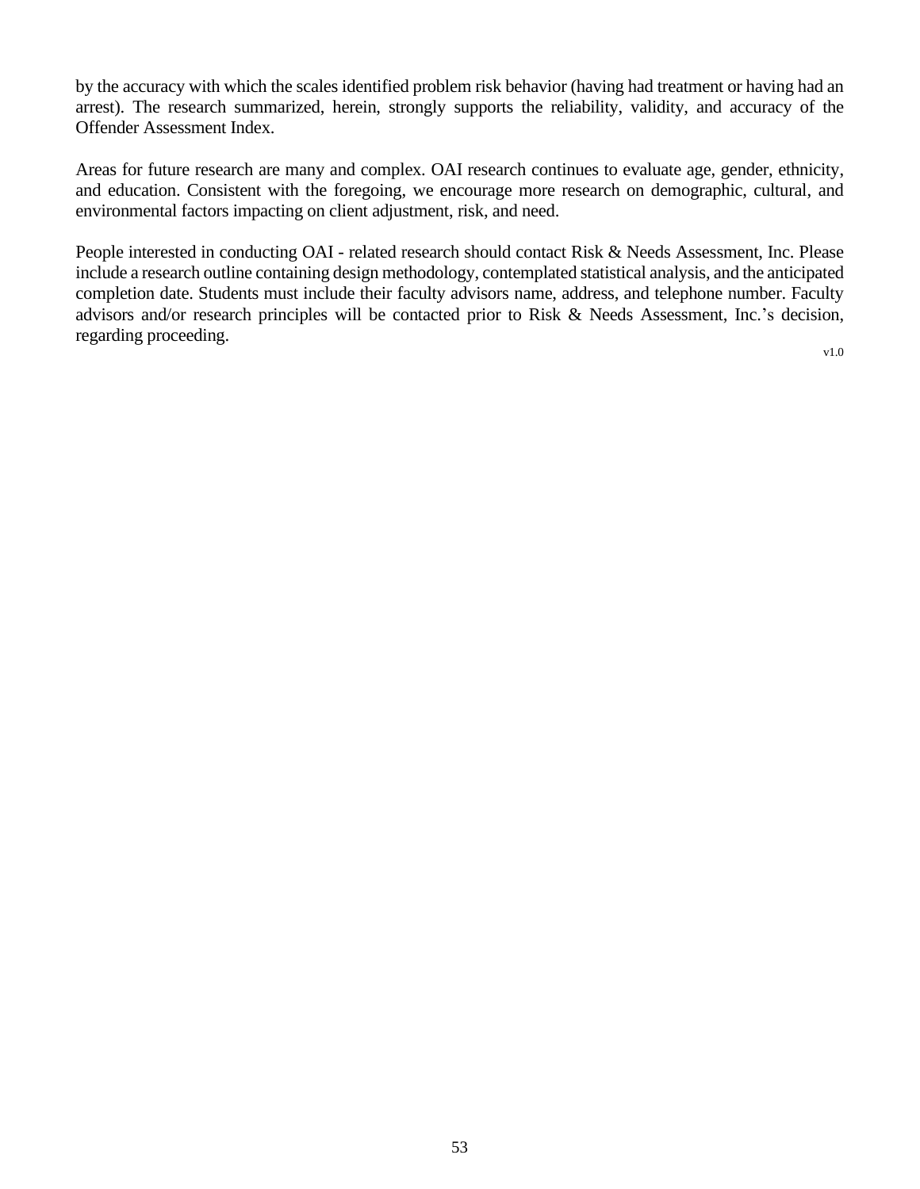by the accuracy with which the scales identified problem risk behavior (having had treatment or having had an arrest). The research summarized, herein, strongly supports the reliability, validity, and accuracy of the Offender Assessment Index.

Areas for future research are many and complex. OAI research continues to evaluate age, gender, ethnicity, and education. Consistent with the foregoing, we encourage more research on demographic, cultural, and environmental factors impacting on client adjustment, risk, and need.

People interested in conducting OAI - related research should contact Risk & Needs Assessment, Inc. Please include a research outline containing design methodology, contemplated statistical analysis, and the anticipated completion date. Students must include their faculty advisors name, address, and telephone number. Faculty advisors and/or research principles will be contacted prior to Risk & Needs Assessment, Inc.'s decision, regarding proceeding.

v1.0